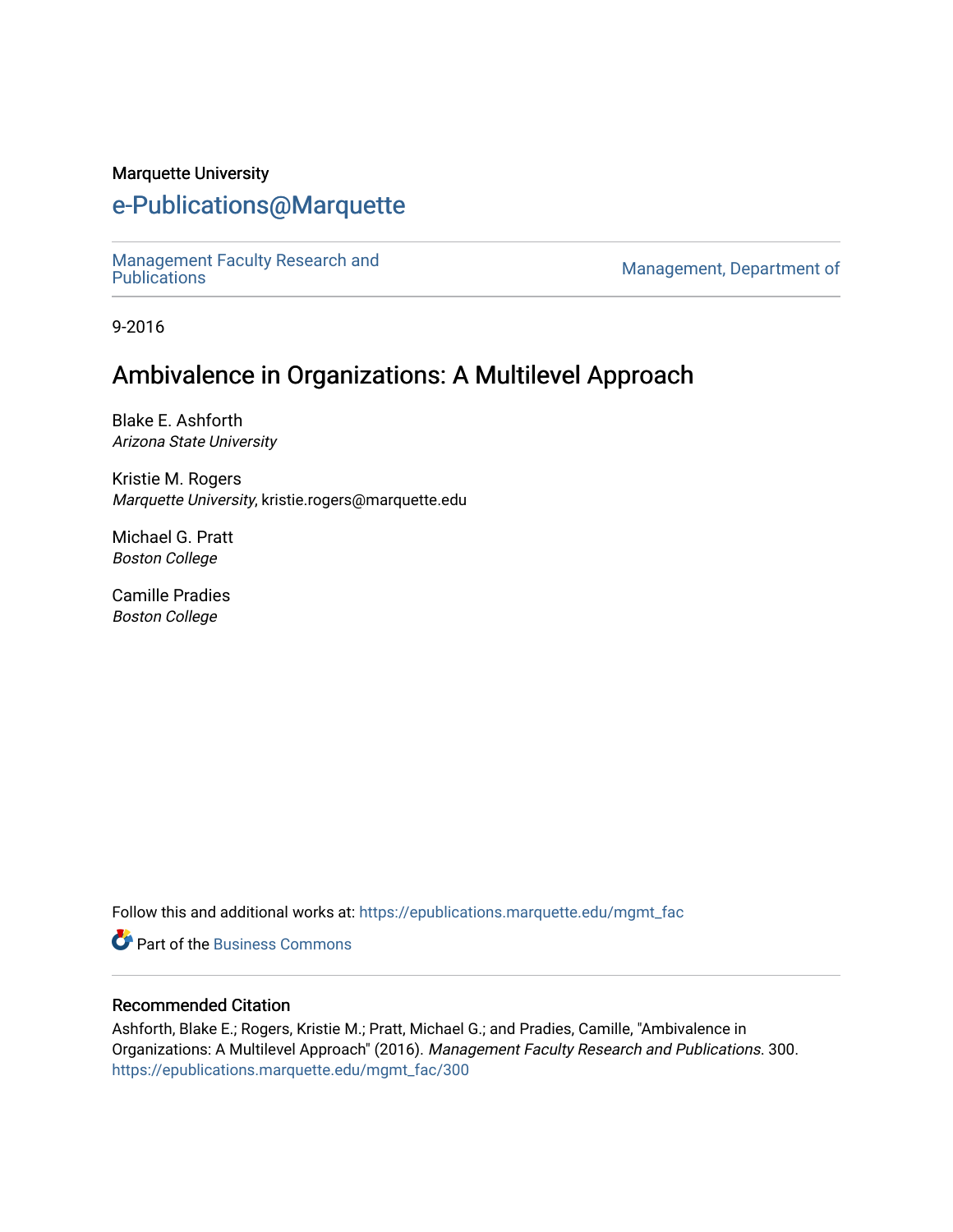Marquette University

# e-Publications@Marquette

Management Faculty Research and Publications | Management, Department of

9-2016

## Ambivalence in Organizations: A Multilevel Approach

Blake E. Ashforth
*Arizona State University*

Kristie M. Rogers
*Marquette University*, kristie.rogers@marquette.edu

Michael G. Pratt
*Boston College*

Camille Pradies
*Boston College*

Follow this and additional works at: https://epublications.marquette.edu/mgmt_fac

Part of the Business Commons

### Recommended Citation

Ashforth, Blake E.; Rogers, Kristie M.; Pratt, Michael G.; and Pradies, Camille, "Ambivalence in Organizations: A Multilevel Approach" (2016). *Management Faculty Research and Publications*. 300.
https://epublications.marquette.edu/mgmt_fac/300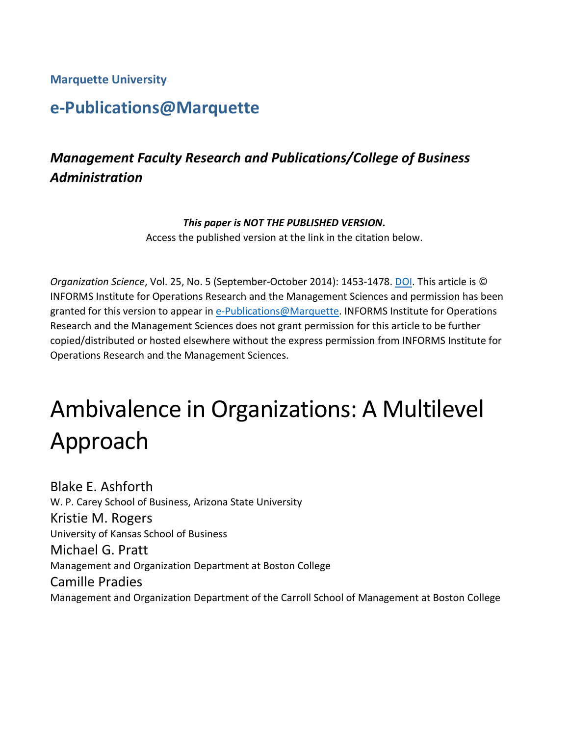**Marquette University**

## e-Publications@Marquette

### *Management Faculty Research and Publications/College of Business Administration*

***This paper is NOT THE PUBLISHED VERSION*.**
Access the published version at the link in the citation below.

*Organization Science*, Vol. 25, No. 5 (September-October 2014): 1453-1478. DOI. This article is © INFORMS Institute for Operations Research and the Management Sciences and permission has been granted for this version to appear in e-Publications@Marquette. INFORMS Institute for Operations Research and the Management Sciences does not grant permission for this article to be further copied/distributed or hosted elsewhere without the express permission from INFORMS Institute for Operations Research and the Management Sciences.

# Ambivalence in Organizations: A Multilevel Approach

Blake E. Ashforth
W. P. Carey School of Business, Arizona State University

Kristie M. Rogers
University of Kansas School of Business

Michael G. Pratt
Management and Organization Department at Boston College

Camille Pradies
Management and Organization Department of the Carroll School of Management at Boston College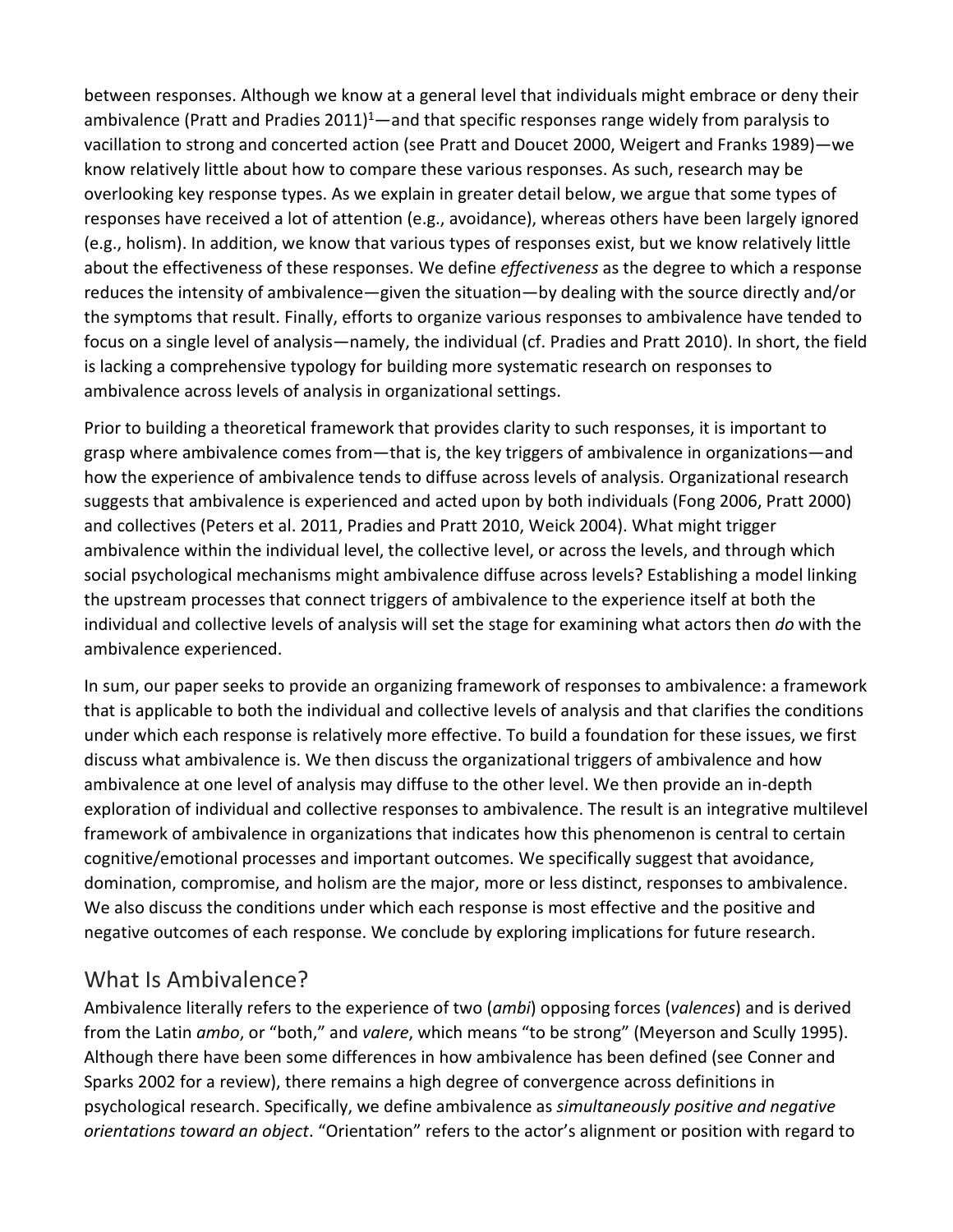between responses. Although we know at a general level that individuals might embrace or deny their ambivalence (Pratt and Pradies 2011)[1]—and that specific responses range widely from paralysis to vacillation to strong and concerted action (see Pratt and Doucet 2000, Weigert and Franks 1989)—we know relatively little about how to compare these various responses. As such, research may be overlooking key response types. As we explain in greater detail below, we argue that some types of responses have received a lot of attention (e.g., avoidance), whereas others have been largely ignored (e.g., holism). In addition, we know that various types of responses exist, but we know relatively little about the effectiveness of these responses. We define *effectiveness* as the degree to which a response reduces the intensity of ambivalence—given the situation—by dealing with the source directly and/or the symptoms that result. Finally, efforts to organize various responses to ambivalence have tended to focus on a single level of analysis—namely, the individual (cf. Pradies and Pratt 2010). In short, the field is lacking a comprehensive typology for building more systematic research on responses to ambivalence across levels of analysis in organizational settings.

Prior to building a theoretical framework that provides clarity to such responses, it is important to grasp where ambivalence comes from—that is, the key triggers of ambivalence in organizations—and how the experience of ambivalence tends to diffuse across levels of analysis. Organizational research suggests that ambivalence is experienced and acted upon by both individuals (Fong 2006, Pratt 2000) and collectives (Peters et al. 2011, Pradies and Pratt 2010, Weick 2004). What might trigger ambivalence within the individual level, the collective level, or across the levels, and through which social psychological mechanisms might ambivalence diffuse across levels? Establishing a model linking the upstream processes that connect triggers of ambivalence to the experience itself at both the individual and collective levels of analysis will set the stage for examining what actors then *do* with the ambivalence experienced.

In sum, our paper seeks to provide an organizing framework of responses to ambivalence: a framework that is applicable to both the individual and collective levels of analysis and that clarifies the conditions under which each response is relatively more effective. To build a foundation for these issues, we first discuss what ambivalence is. We then discuss the organizational triggers of ambivalence and how ambivalence at one level of analysis may diffuse to the other level. We then provide an in-depth exploration of individual and collective responses to ambivalence. The result is an integrative multilevel framework of ambivalence in organizations that indicates how this phenomenon is central to certain cognitive/emotional processes and important outcomes. We specifically suggest that avoidance, domination, compromise, and holism are the major, more or less distinct, responses to ambivalence. We also discuss the conditions under which each response is most effective and the positive and negative outcomes of each response. We conclude by exploring implications for future research.

## What Is Ambivalence?

Ambivalence literally refers to the experience of two (*ambi*) opposing forces (*valences*) and is derived from the Latin *ambo*, or "both," and *valere*, which means "to be strong" (Meyerson and Scully 1995). Although there have been some differences in how ambivalence has been defined (see Conner and Sparks 2002 for a review), there remains a high degree of convergence across definitions in psychological research. Specifically, we define ambivalence as *simultaneously positive and negative orientations toward an object*. "Orientation" refers to the actor's alignment or position with regard to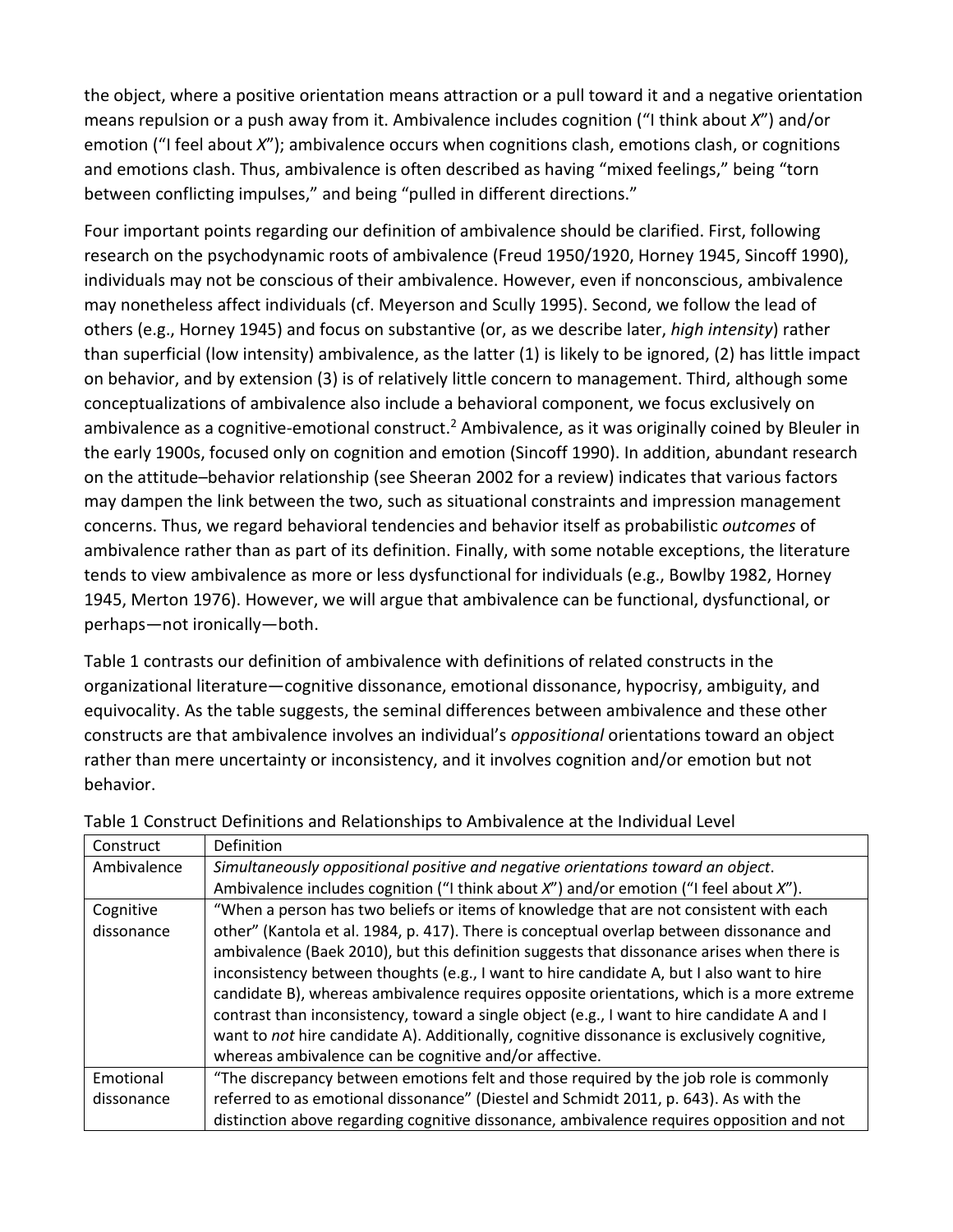the object, where a positive orientation means attraction or a pull toward it and a negative orientation means repulsion or a push away from it. Ambivalence includes cognition ("I think about *X*") and/or emotion ("I feel about *X*"); ambivalence occurs when cognitions clash, emotions clash, or cognitions and emotions clash. Thus, ambivalence is often described as having "mixed feelings," being "torn between conflicting impulses," and being "pulled in different directions."

Four important points regarding our definition of ambivalence should be clarified. First, following research on the psychodynamic roots of ambivalence (Freud 1950/1920, Horney 1945, Sincoff 1990), individuals may not be conscious of their ambivalence. However, even if nonconscious, ambivalence may nonetheless affect individuals (cf. Meyerson and Scully 1995). Second, we follow the lead of others (e.g., Horney 1945) and focus on substantive (or, as we describe later, *high intensity*) rather than superficial (low intensity) ambivalence, as the latter (1) is likely to be ignored, (2) has little impact on behavior, and by extension (3) is of relatively little concern to management. Third, although some conceptualizations of ambivalence also include a behavioral component, we focus exclusively on ambivalence as a cognitive-emotional construct.[2] Ambivalence, as it was originally coined by Bleuler in the early 1900s, focused only on cognition and emotion (Sincoff 1990). In addition, abundant research on the attitude–behavior relationship (see Sheeran 2002 for a review) indicates that various factors may dampen the link between the two, such as situational constraints and impression management concerns. Thus, we regard behavioral tendencies and behavior itself as probabilistic *outcomes* of ambivalence rather than as part of its definition. Finally, with some notable exceptions, the literature tends to view ambivalence as more or less dysfunctional for individuals (e.g., Bowlby 1982, Horney 1945, Merton 1976). However, we will argue that ambivalence can be functional, dysfunctional, or perhaps—not ironically—both.

Table 1 contrasts our definition of ambivalence with definitions of related constructs in the organizational literature—cognitive dissonance, emotional dissonance, hypocrisy, ambiguity, and equivocality. As the table suggests, the seminal differences between ambivalence and these other constructs are that ambivalence involves an individual's *oppositional* orientations toward an object rather than mere uncertainty or inconsistency, and it involves cognition and/or emotion but not behavior.

Table 1 Construct Definitions and Relationships to Ambivalence at the Individual Level

| Construct | Definition |
|---|---|
| Ambivalence | *Simultaneously oppositional positive and negative orientations toward an object*. Ambivalence includes cognition ("I think about *X*") and/or emotion ("I feel about *X*"). |
| Cognitive dissonance | "When a person has two beliefs or items of knowledge that are not consistent with each other" (Kantola et al. 1984, p. 417). There is conceptual overlap between dissonance and ambivalence (Baek 2010), but this definition suggests that dissonance arises when there is inconsistency between thoughts (e.g., I want to hire candidate A, but I also want to hire candidate B), whereas ambivalence requires opposite orientations, which is a more extreme contrast than inconsistency, toward a single object (e.g., I want to hire candidate A and I want to *not* hire candidate A). Additionally, cognitive dissonance is exclusively cognitive, whereas ambivalence can be cognitive and/or affective. |
| Emotional dissonance | "The discrepancy between emotions felt and those required by the job role is commonly referred to as emotional dissonance" (Diestel and Schmidt 2011, p. 643). As with the distinction above regarding cognitive dissonance, ambivalence requires opposition and not |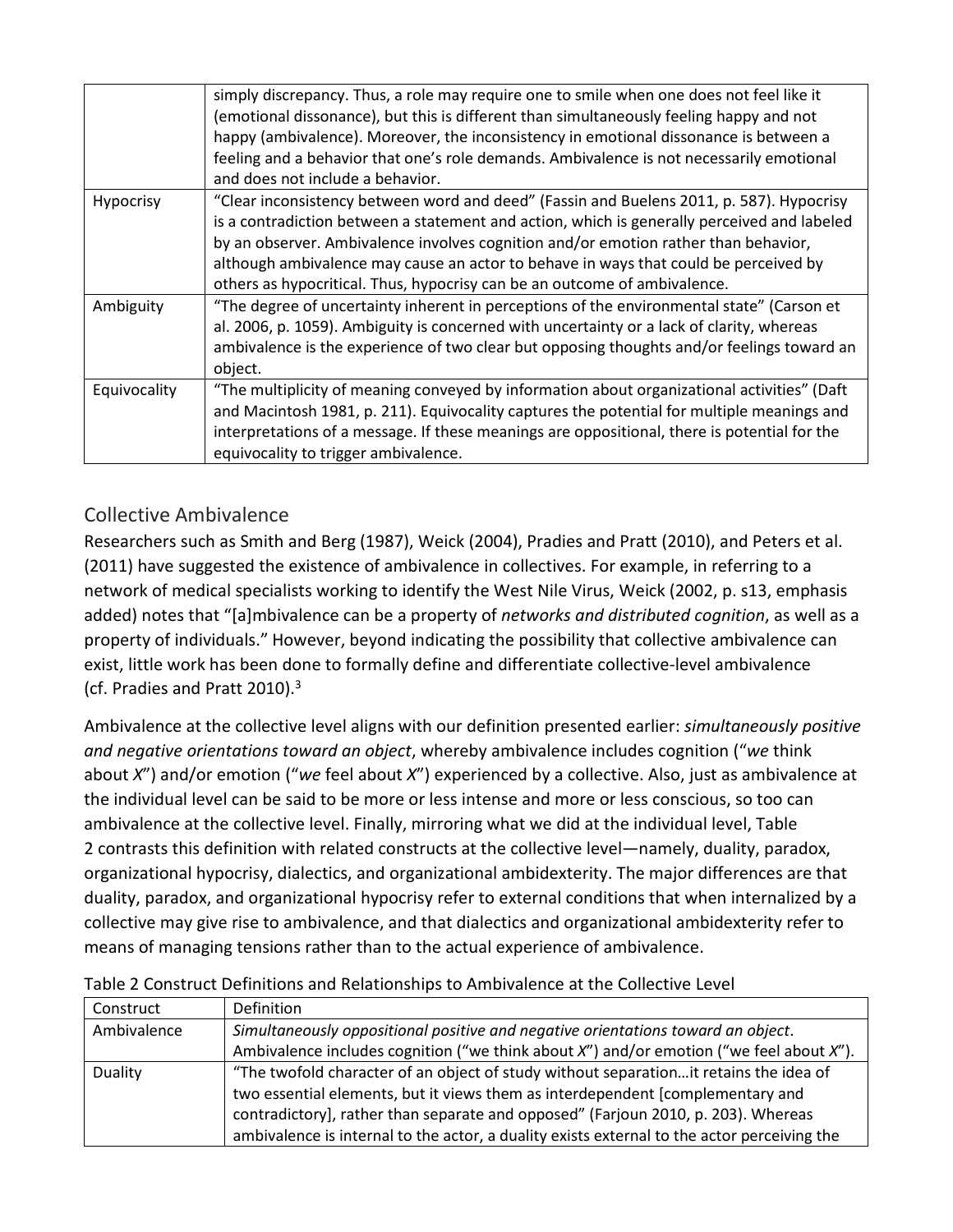| | |
|---|---|
| | simply discrepancy. Thus, a role may require one to smile when one does not feel like it (emotional dissonance), but this is different than simultaneously feeling happy and not happy (ambivalence). Moreover, the inconsistency in emotional dissonance is between a feeling and a behavior that one's role demands. Ambivalence is not necessarily emotional and does not include a behavior. |
| Hypocrisy | "Clear inconsistency between word and deed" (Fassin and Buelens 2011, p. 587). Hypocrisy is a contradiction between a statement and action, which is generally perceived and labeled by an observer. Ambivalence involves cognition and/or emotion rather than behavior, although ambivalence may cause an actor to behave in ways that could be perceived by others as hypocritical. Thus, hypocrisy can be an outcome of ambivalence. |
| Ambiguity | "The degree of uncertainty inherent in perceptions of the environmental state" (Carson et al. 2006, p. 1059). Ambiguity is concerned with uncertainty or a lack of clarity, whereas ambivalence is the experience of two clear but opposing thoughts and/or feelings toward an object. |
| Equivocality | "The multiplicity of meaning conveyed by information about organizational activities" (Daft and Macintosh 1981, p. 211). Equivocality captures the potential for multiple meanings and interpretations of a message. If these meanings are oppositional, there is potential for the equivocality to trigger ambivalence. |

## Collective Ambivalence

Researchers such as Smith and Berg (1987), Weick (2004), Pradies and Pratt (2010), and Peters et al. (2011) have suggested the existence of ambivalence in collectives. For example, in referring to a network of medical specialists working to identify the West Nile Virus, Weick (2002, p. s13, emphasis added) notes that "[a]mbivalence can be a property of *networks and distributed cognition*, as well as a property of individuals." However, beyond indicating the possibility that collective ambivalence can exist, little work has been done to formally define and differentiate collective-level ambivalence (cf. Pradies and Pratt 2010).[3]

Ambivalence at the collective level aligns with our definition presented earlier: *simultaneously positive and negative orientations toward an object*, whereby ambivalence includes cognition ("*we* think about *X*") and/or emotion ("*we* feel about *X*") experienced by a collective. Also, just as ambivalence at the individual level can be said to be more or less intense and more or less conscious, so too can ambivalence at the collective level. Finally, mirroring what we did at the individual level, Table 2 contrasts this definition with related constructs at the collective level—namely, duality, paradox, organizational hypocrisy, dialectics, and organizational ambidexterity. The major differences are that duality, paradox, and organizational hypocrisy refer to external conditions that when internalized by a collective may give rise to ambivalence, and that dialectics and organizational ambidexterity refer to means of managing tensions rather than to the actual experience of ambivalence.

Table 2 Construct Definitions and Relationships to Ambivalence at the Collective Level

| Construct | Definition |
|---|---|
| Ambivalence | *Simultaneously oppositional positive and negative orientations toward an object*. Ambivalence includes cognition ("we think about *X*") and/or emotion ("we feel about *X*"). |
| Duality | "The twofold character of an object of study without separation…it retains the idea of two essential elements, but it views them as interdependent [complementary and contradictory], rather than separate and opposed" (Farjoun 2010, p. 203). Whereas ambivalence is internal to the actor, a duality exists external to the actor perceiving the |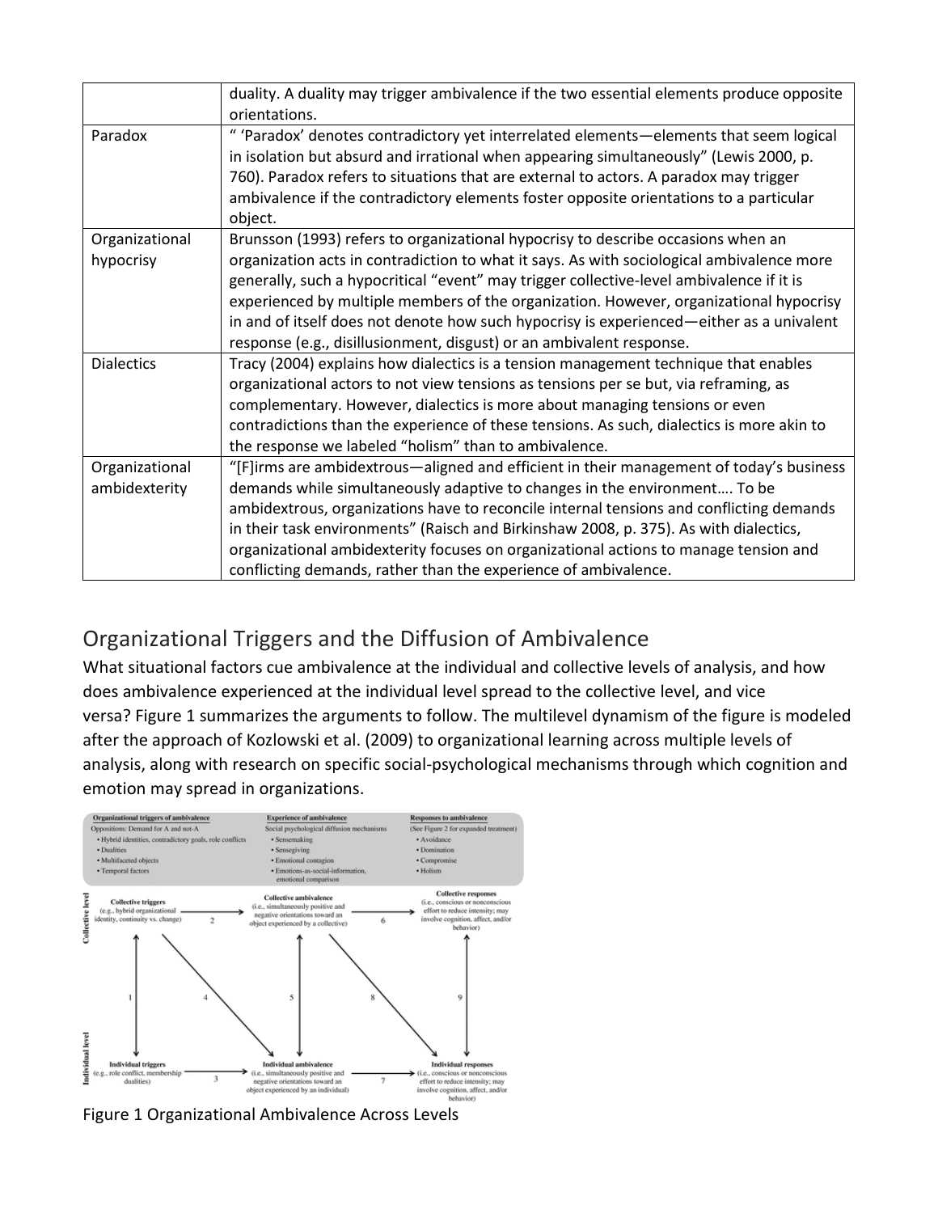|  | duality. A duality may trigger ambivalence if the two essential elements produce opposite orientations. |
| --- | --- |
| Paradox | " 'Paradox' denotes contradictory yet interrelated elements—elements that seem logical in isolation but absurd and irrational when appearing simultaneously" (Lewis 2000, p. 760). Paradox refers to situations that are external to actors. A paradox may trigger ambivalence if the contradictory elements foster opposite orientations to a particular object. |
| Organizational hypocrisy | Brunsson (1993) refers to organizational hypocrisy to describe occasions when an organization acts in contradiction to what it says. As with sociological ambivalence more generally, such a hypocritical "event" may trigger collective-level ambivalence if it is experienced by multiple members of the organization. However, organizational hypocrisy in and of itself does not denote how such hypocrisy is experienced—either as a univalent response (e.g., disillusionment, disgust) or an ambivalent response. |
| Dialectics | Tracy (2004) explains how dialectics is a tension management technique that enables organizational actors to not view tensions as tensions per se but, via reframing, as complementary. However, dialectics is more about managing tensions or even contradictions than the experience of these tensions. As such, dialectics is more akin to the response we labeled "holism" than to ambivalence. |
| Organizational ambidexterity | "[F]irms are ambidextrous—aligned and efficient in their management of today's business demands while simultaneously adaptive to changes in the environment…. To be ambidextrous, organizations have to reconcile internal tensions and conflicting demands in their task environments" (Raisch and Birkinshaw 2008, p. 375). As with dialectics, organizational ambidexterity focuses on organizational actions to manage tension and conflicting demands, rather than the experience of ambivalence. |

## Organizational Triggers and the Diffusion of Ambivalence

What situational factors cue ambivalence at the individual and collective levels of analysis, and how does ambivalence experienced at the individual level spread to the collective level, and vice versa? Figure 1 summarizes the arguments to follow. The multilevel dynamism of the figure is modeled after the approach of Kozlowski et al. (2009) to organizational learning across multiple levels of analysis, along with research on specific social-psychological mechanisms through which cognition and emotion may spread in organizations.

Figure 1 Organizational Ambivalence Across Levels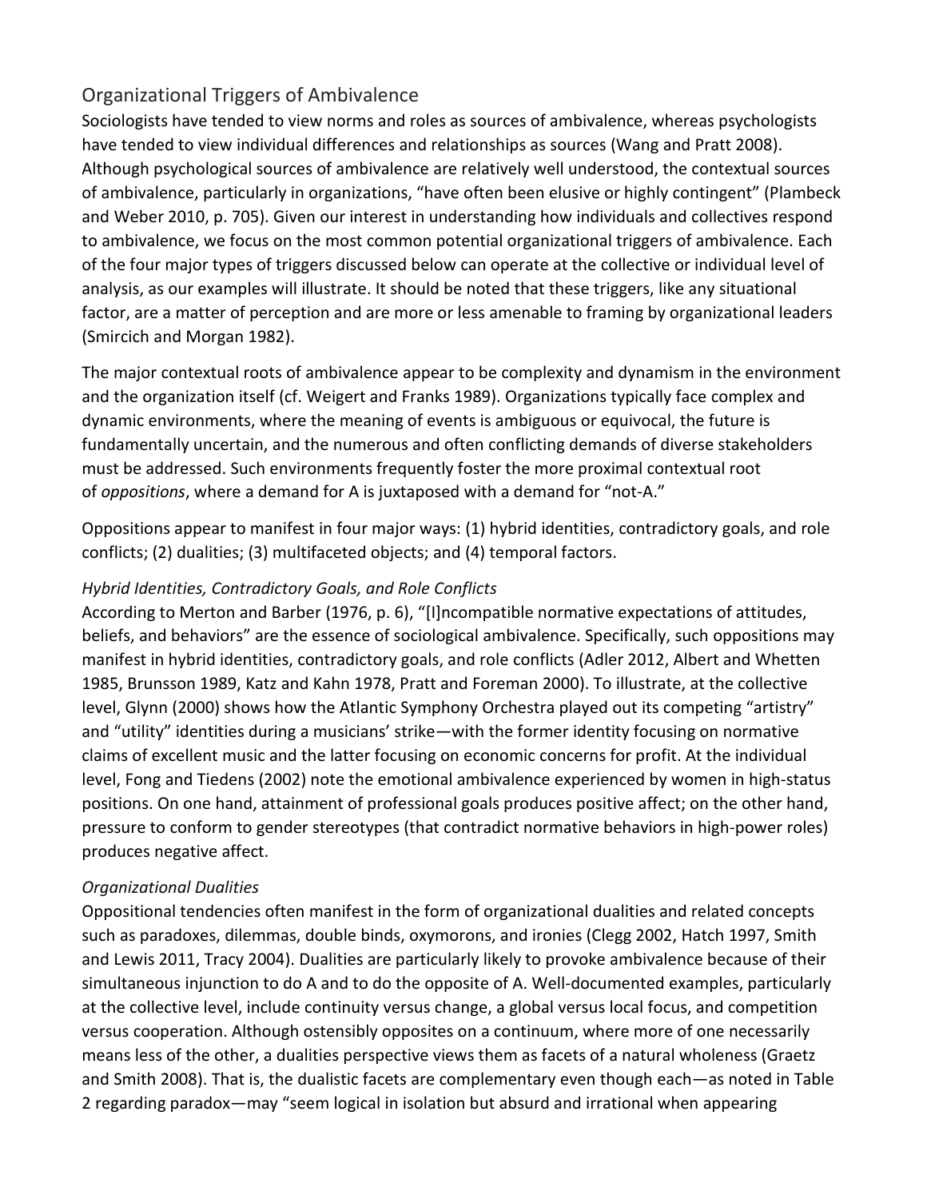## Organizational Triggers of Ambivalence

Sociologists have tended to view norms and roles as sources of ambivalence, whereas psychologists have tended to view individual differences and relationships as sources (Wang and Pratt 2008). Although psychological sources of ambivalence are relatively well understood, the contextual sources of ambivalence, particularly in organizations, "have often been elusive or highly contingent" (Plambeck and Weber 2010, p. 705). Given our interest in understanding how individuals and collectives respond to ambivalence, we focus on the most common potential organizational triggers of ambivalence. Each of the four major types of triggers discussed below can operate at the collective or individual level of analysis, as our examples will illustrate. It should be noted that these triggers, like any situational factor, are a matter of perception and are more or less amenable to framing by organizational leaders (Smircich and Morgan 1982).

The major contextual roots of ambivalence appear to be complexity and dynamism in the environment and the organization itself (cf. Weigert and Franks 1989). Organizations typically face complex and dynamic environments, where the meaning of events is ambiguous or equivocal, the future is fundamentally uncertain, and the numerous and often conflicting demands of diverse stakeholders must be addressed. Such environments frequently foster the more proximal contextual root of *oppositions*, where a demand for A is juxtaposed with a demand for "not-A."

Oppositions appear to manifest in four major ways: (1) hybrid identities, contradictory goals, and role conflicts; (2) dualities; (3) multifaceted objects; and (4) temporal factors.

### *Hybrid Identities, Contradictory Goals, and Role Conflicts*

According to Merton and Barber (1976, p. 6), "[I]ncompatible normative expectations of attitudes, beliefs, and behaviors" are the essence of sociological ambivalence. Specifically, such oppositions may manifest in hybrid identities, contradictory goals, and role conflicts (Adler 2012, Albert and Whetten 1985, Brunsson 1989, Katz and Kahn 1978, Pratt and Foreman 2000). To illustrate, at the collective level, Glynn (2000) shows how the Atlantic Symphony Orchestra played out its competing "artistry" and "utility" identities during a musicians' strike—with the former identity focusing on normative claims of excellent music and the latter focusing on economic concerns for profit. At the individual level, Fong and Tiedens (2002) note the emotional ambivalence experienced by women in high-status positions. On one hand, attainment of professional goals produces positive affect; on the other hand, pressure to conform to gender stereotypes (that contradict normative behaviors in high-power roles) produces negative affect.

### *Organizational Dualities*

Oppositional tendencies often manifest in the form of organizational dualities and related concepts such as paradoxes, dilemmas, double binds, oxymorons, and ironies (Clegg 2002, Hatch 1997, Smith and Lewis 2011, Tracy 2004). Dualities are particularly likely to provoke ambivalence because of their simultaneous injunction to do A and to do the opposite of A. Well-documented examples, particularly at the collective level, include continuity versus change, a global versus local focus, and competition versus cooperation. Although ostensibly opposites on a continuum, where more of one necessarily means less of the other, a dualities perspective views them as facets of a natural wholeness (Graetz and Smith 2008). That is, the dualistic facets are complementary even though each—as noted in Table 2 regarding paradox—may "seem logical in isolation but absurd and irrational when appearing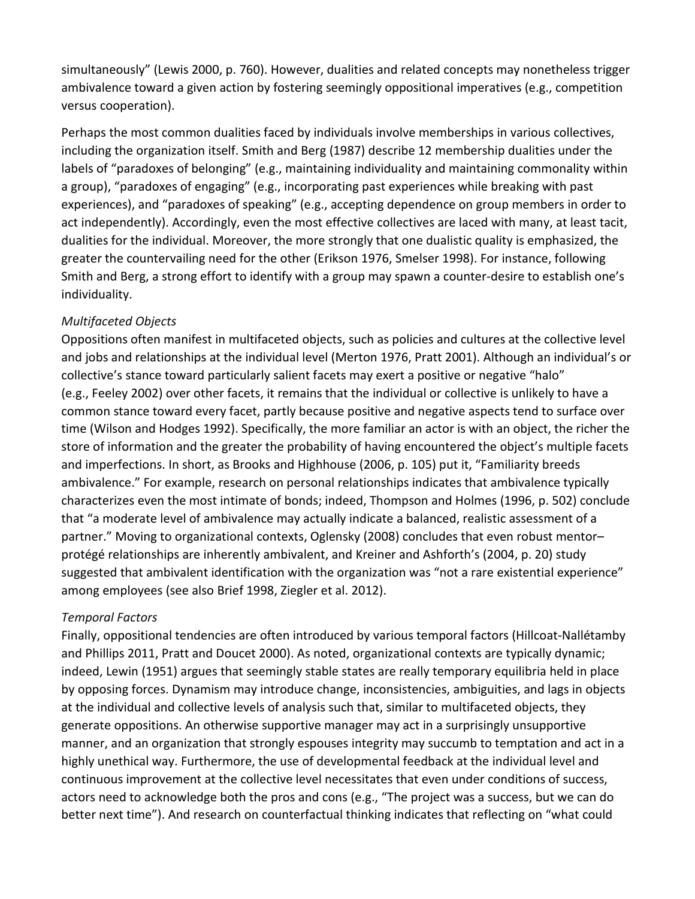simultaneously" (Lewis 2000, p. 760). However, dualities and related concepts may nonetheless trigger ambivalence toward a given action by fostering seemingly oppositional imperatives (e.g., competition versus cooperation).

Perhaps the most common dualities faced by individuals involve memberships in various collectives, including the organization itself. Smith and Berg (1987) describe 12 membership dualities under the labels of "paradoxes of belonging" (e.g., maintaining individuality and maintaining commonality within a group), "paradoxes of engaging" (e.g., incorporating past experiences while breaking with past experiences), and "paradoxes of speaking" (e.g., accepting dependence on group members in order to act independently). Accordingly, even the most effective collectives are laced with many, at least tacit, dualities for the individual. Moreover, the more strongly that one dualistic quality is emphasized, the greater the countervailing need for the other (Erikson 1976, Smelser 1998). For instance, following Smith and Berg, a strong effort to identify with a group may spawn a counter-desire to establish one's individuality.

*Multifaceted Objects*

Oppositions often manifest in multifaceted objects, such as policies and cultures at the collective level and jobs and relationships at the individual level (Merton 1976, Pratt 2001). Although an individual's or collective's stance toward particularly salient facets may exert a positive or negative "halo" (e.g., Feeley 2002) over other facets, it remains that the individual or collective is unlikely to have a common stance toward every facet, partly because positive and negative aspects tend to surface over time (Wilson and Hodges 1992). Specifically, the more familiar an actor is with an object, the richer the store of information and the greater the probability of having encountered the object's multiple facets and imperfections. In short, as Brooks and Highhouse (2006, p. 105) put it, "Familiarity breeds ambivalence." For example, research on personal relationships indicates that ambivalence typically characterizes even the most intimate of bonds; indeed, Thompson and Holmes (1996, p. 502) conclude that "a moderate level of ambivalence may actually indicate a balanced, realistic assessment of a partner." Moving to organizational contexts, Oglensky (2008) concludes that even robust mentor–protégé relationships are inherently ambivalent, and Kreiner and Ashforth's (2004, p. 20) study suggested that ambivalent identification with the organization was "not a rare existential experience" among employees (see also Brief 1998, Ziegler et al. 2012).

*Temporal Factors*

Finally, oppositional tendencies are often introduced by various temporal factors (Hillcoat-Nallétamby and Phillips 2011, Pratt and Doucet 2000). As noted, organizational contexts are typically dynamic; indeed, Lewin (1951) argues that seemingly stable states are really temporary equilibria held in place by opposing forces. Dynamism may introduce change, inconsistencies, ambiguities, and lags in objects at the individual and collective levels of analysis such that, similar to multifaceted objects, they generate oppositions. An otherwise supportive manager may act in a surprisingly unsupportive manner, and an organization that strongly espouses integrity may succumb to temptation and act in a highly unethical way. Furthermore, the use of developmental feedback at the individual level and continuous improvement at the collective level necessitates that even under conditions of success, actors need to acknowledge both the pros and cons (e.g., "The project was a success, but we can do better next time"). And research on counterfactual thinking indicates that reflecting on "what could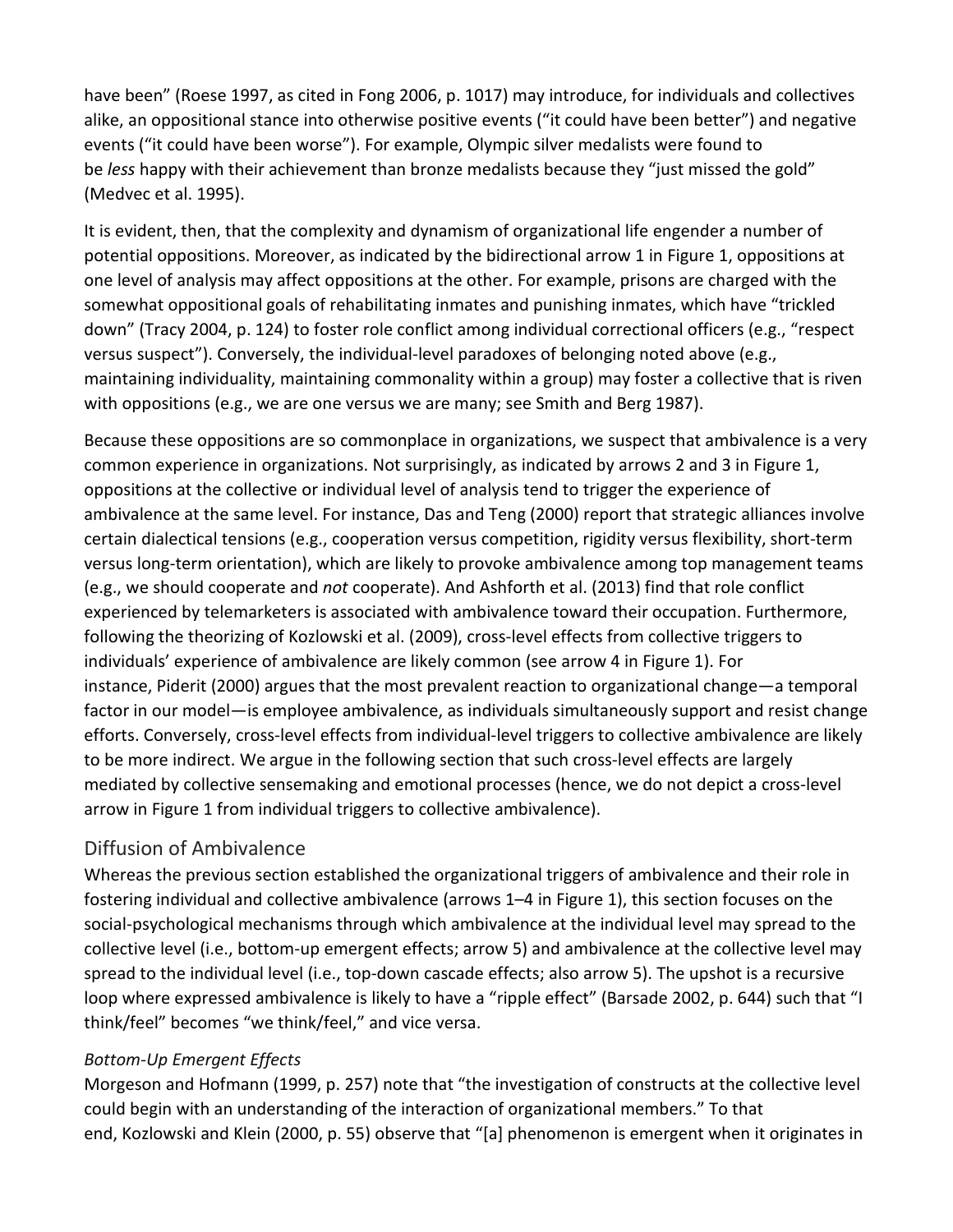have been" (Roese 1997, as cited in Fong 2006, p. 1017) may introduce, for individuals and collectives alike, an oppositional stance into otherwise positive events ("it could have been better") and negative events ("it could have been worse"). For example, Olympic silver medalists were found to be *less* happy with their achievement than bronze medalists because they "just missed the gold" (Medvec et al. 1995).

It is evident, then, that the complexity and dynamism of organizational life engender a number of potential oppositions. Moreover, as indicated by the bidirectional arrow 1 in Figure 1, oppositions at one level of analysis may affect oppositions at the other. For example, prisons are charged with the somewhat oppositional goals of rehabilitating inmates and punishing inmates, which have "trickled down" (Tracy 2004, p. 124) to foster role conflict among individual correctional officers (e.g., "respect versus suspect"). Conversely, the individual-level paradoxes of belonging noted above (e.g., maintaining individuality, maintaining commonality within a group) may foster a collective that is riven with oppositions (e.g., we are one versus we are many; see Smith and Berg 1987).

Because these oppositions are so commonplace in organizations, we suspect that ambivalence is a very common experience in organizations. Not surprisingly, as indicated by arrows 2 and 3 in Figure 1, oppositions at the collective or individual level of analysis tend to trigger the experience of ambivalence at the same level. For instance, Das and Teng (2000) report that strategic alliances involve certain dialectical tensions (e.g., cooperation versus competition, rigidity versus flexibility, short-term versus long-term orientation), which are likely to provoke ambivalence among top management teams (e.g., we should cooperate and *not* cooperate). And Ashforth et al. (2013) find that role conflict experienced by telemarketers is associated with ambivalence toward their occupation. Furthermore, following the theorizing of Kozlowski et al. (2009), cross-level effects from collective triggers to individuals' experience of ambivalence are likely common (see arrow 4 in Figure 1). For instance, Piderit (2000) argues that the most prevalent reaction to organizational change—a temporal factor in our model—is employee ambivalence, as individuals simultaneously support and resist change efforts. Conversely, cross-level effects from individual-level triggers to collective ambivalence are likely to be more indirect. We argue in the following section that such cross-level effects are largely mediated by collective sensemaking and emotional processes (hence, we do not depict a cross-level arrow in Figure 1 from individual triggers to collective ambivalence).

## Diffusion of Ambivalence

Whereas the previous section established the organizational triggers of ambivalence and their role in fostering individual and collective ambivalence (arrows 1–4 in Figure 1), this section focuses on the social-psychological mechanisms through which ambivalence at the individual level may spread to the collective level (i.e., bottom-up emergent effects; arrow 5) and ambivalence at the collective level may spread to the individual level (i.e., top-down cascade effects; also arrow 5). The upshot is a recursive loop where expressed ambivalence is likely to have a "ripple effect" (Barsade 2002, p. 644) such that "I think/feel" becomes "we think/feel," and vice versa.

### *Bottom-Up Emergent Effects*

Morgeson and Hofmann (1999, p. 257) note that "the investigation of constructs at the collective level could begin with an understanding of the interaction of organizational members." To that end, Kozlowski and Klein (2000, p. 55) observe that "[a] phenomenon is emergent when it originates in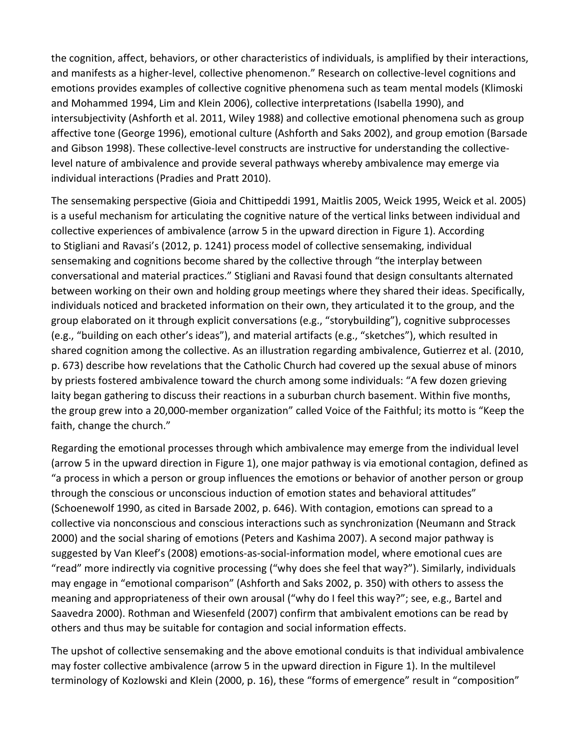the cognition, affect, behaviors, or other characteristics of individuals, is amplified by their interactions, and manifests as a higher-level, collective phenomenon." Research on collective-level cognitions and emotions provides examples of collective cognitive phenomena such as team mental models (Klimoski and Mohammed 1994, Lim and Klein 2006), collective interpretations (Isabella 1990), and intersubjectivity (Ashforth et al. 2011, Wiley 1988) and collective emotional phenomena such as group affective tone (George 1996), emotional culture (Ashforth and Saks 2002), and group emotion (Barsade and Gibson 1998). These collective-level constructs are instructive for understanding the collective-level nature of ambivalence and provide several pathways whereby ambivalence may emerge via individual interactions (Pradies and Pratt 2010).

The sensemaking perspective (Gioia and Chittipeddi 1991, Maitlis 2005, Weick 1995, Weick et al. 2005) is a useful mechanism for articulating the cognitive nature of the vertical links between individual and collective experiences of ambivalence (arrow 5 in the upward direction in Figure 1). According to Stigliani and Ravasi's (2012, p. 1241) process model of collective sensemaking, individual sensemaking and cognitions become shared by the collective through "the interplay between conversational and material practices." Stigliani and Ravasi found that design consultants alternated between working on their own and holding group meetings where they shared their ideas. Specifically, individuals noticed and bracketed information on their own, they articulated it to the group, and the group elaborated on it through explicit conversations (e.g., "storybuilding"), cognitive subprocesses (e.g., "building on each other's ideas"), and material artifacts (e.g., "sketches"), which resulted in shared cognition among the collective. As an illustration regarding ambivalence, Gutierrez et al. (2010, p. 673) describe how revelations that the Catholic Church had covered up the sexual abuse of minors by priests fostered ambivalence toward the church among some individuals: "A few dozen grieving laity began gathering to discuss their reactions in a suburban church basement. Within five months, the group grew into a 20,000-member organization" called Voice of the Faithful; its motto is "Keep the faith, change the church."

Regarding the emotional processes through which ambivalence may emerge from the individual level (arrow 5 in the upward direction in Figure 1), one major pathway is via emotional contagion, defined as "a process in which a person or group influences the emotions or behavior of another person or group through the conscious or unconscious induction of emotion states and behavioral attitudes" (Schoenewolf 1990, as cited in Barsade 2002, p. 646). With contagion, emotions can spread to a collective via nonconscious and conscious interactions such as synchronization (Neumann and Strack 2000) and the social sharing of emotions (Peters and Kashima 2007). A second major pathway is suggested by Van Kleef's (2008) emotions-as-social-information model, where emotional cues are "read" more indirectly via cognitive processing ("why does she feel that way?"). Similarly, individuals may engage in "emotional comparison" (Ashforth and Saks 2002, p. 350) with others to assess the meaning and appropriateness of their own arousal ("why do I feel this way?"; see, e.g., Bartel and Saavedra 2000). Rothman and Wiesenfeld (2007) confirm that ambivalent emotions can be read by others and thus may be suitable for contagion and social information effects.

The upshot of collective sensemaking and the above emotional conduits is that individual ambivalence may foster collective ambivalence (arrow 5 in the upward direction in Figure 1). In the multilevel terminology of Kozlowski and Klein (2000, p. 16), these "forms of emergence" result in "composition"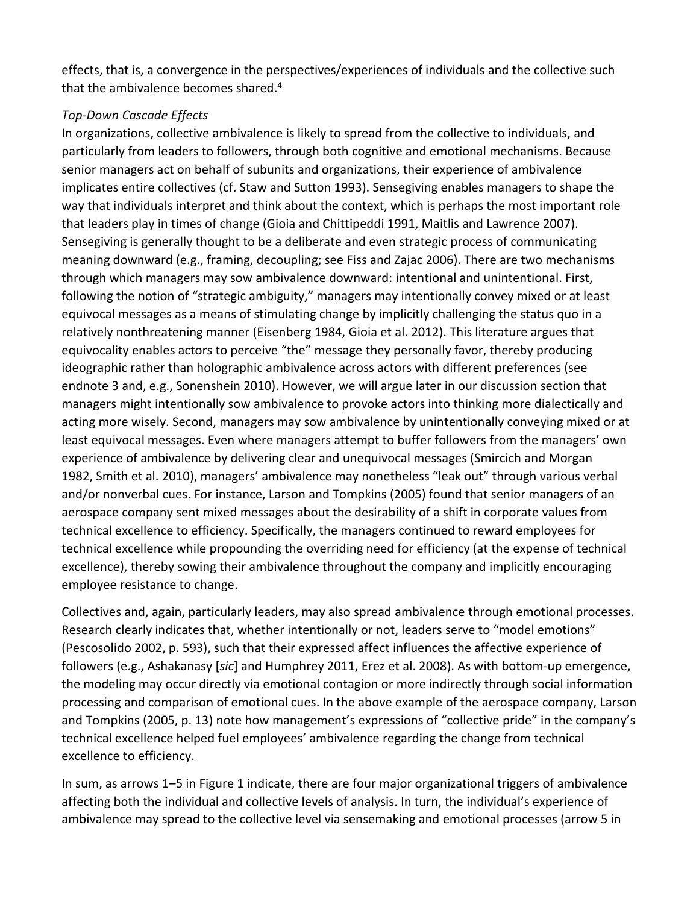effects, that is, a convergence in the perspectives/experiences of individuals and the collective such that the ambivalence becomes shared.[4]

*Top-Down Cascade Effects*

In organizations, collective ambivalence is likely to spread from the collective to individuals, and particularly from leaders to followers, through both cognitive and emotional mechanisms. Because senior managers act on behalf of subunits and organizations, their experience of ambivalence implicates entire collectives (cf. Staw and Sutton 1993). Sensegiving enables managers to shape the way that individuals interpret and think about the context, which is perhaps the most important role that leaders play in times of change (Gioia and Chittipeddi 1991, Maitlis and Lawrence 2007). Sensegiving is generally thought to be a deliberate and even strategic process of communicating meaning downward (e.g., framing, decoupling; see Fiss and Zajac 2006). There are two mechanisms through which managers may sow ambivalence downward: intentional and unintentional. First, following the notion of "strategic ambiguity," managers may intentionally convey mixed or at least equivocal messages as a means of stimulating change by implicitly challenging the status quo in a relatively nonthreatening manner (Eisenberg 1984, Gioia et al. 2012). This literature argues that equivocality enables actors to perceive "the" message they personally favor, thereby producing ideographic rather than holographic ambivalence across actors with different preferences (see endnote 3 and, e.g., Sonenshein 2010). However, we will argue later in our discussion section that managers might intentionally sow ambivalence to provoke actors into thinking more dialectically and acting more wisely. Second, managers may sow ambivalence by unintentionally conveying mixed or at least equivocal messages. Even where managers attempt to buffer followers from the managers' own experience of ambivalence by delivering clear and unequivocal messages (Smircich and Morgan 1982, Smith et al. 2010), managers' ambivalence may nonetheless "leak out" through various verbal and/or nonverbal cues. For instance, Larson and Tompkins (2005) found that senior managers of an aerospace company sent mixed messages about the desirability of a shift in corporate values from technical excellence to efficiency. Specifically, the managers continued to reward employees for technical excellence while propounding the overriding need for efficiency (at the expense of technical excellence), thereby sowing their ambivalence throughout the company and implicitly encouraging employee resistance to change.

Collectives and, again, particularly leaders, may also spread ambivalence through emotional processes. Research clearly indicates that, whether intentionally or not, leaders serve to "model emotions" (Pescosolido 2002, p. 593), such that their expressed affect influences the affective experience of followers (e.g., Ashakanasy [*sic*] and Humphrey 2011, Erez et al. 2008). As with bottom-up emergence, the modeling may occur directly via emotional contagion or more indirectly through social information processing and comparison of emotional cues. In the above example of the aerospace company, Larson and Tompkins (2005, p. 13) note how management's expressions of "collective pride" in the company's technical excellence helped fuel employees' ambivalence regarding the change from technical excellence to efficiency.

In sum, as arrows 1–5 in Figure 1 indicate, there are four major organizational triggers of ambivalence affecting both the individual and collective levels of analysis. In turn, the individual's experience of ambivalence may spread to the collective level via sensemaking and emotional processes (arrow 5 in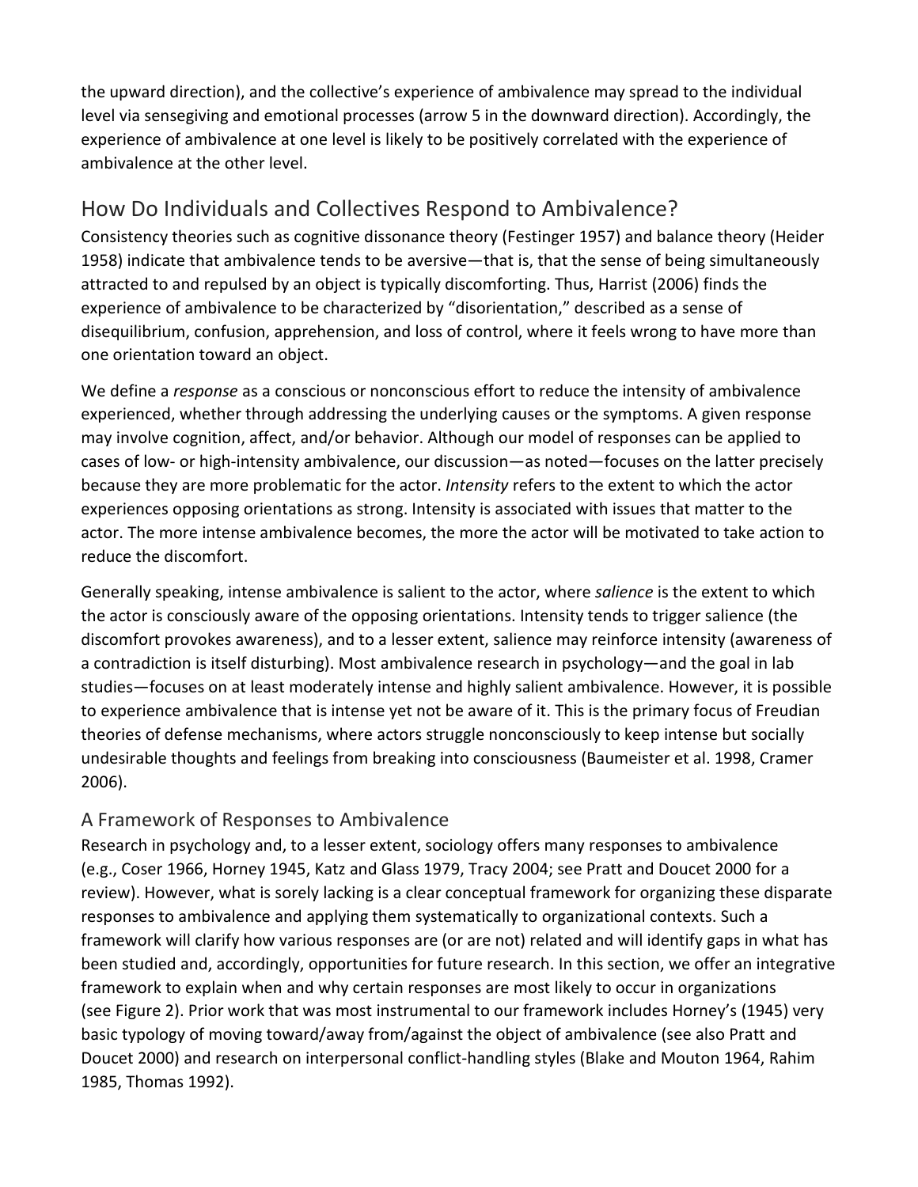the upward direction), and the collective's experience of ambivalence may spread to the individual level via sensegiving and emotional processes (arrow 5 in the downward direction). Accordingly, the experience of ambivalence at one level is likely to be positively correlated with the experience of ambivalence at the other level.

## How Do Individuals and Collectives Respond to Ambivalence?

Consistency theories such as cognitive dissonance theory (Festinger 1957) and balance theory (Heider 1958) indicate that ambivalence tends to be aversive—that is, that the sense of being simultaneously attracted to and repulsed by an object is typically discomforting. Thus, Harrist (2006) finds the experience of ambivalence to be characterized by "disorientation," described as a sense of disequilibrium, confusion, apprehension, and loss of control, where it feels wrong to have more than one orientation toward an object.

We define a *response* as a conscious or nonconscious effort to reduce the intensity of ambivalence experienced, whether through addressing the underlying causes or the symptoms. A given response may involve cognition, affect, and/or behavior. Although our model of responses can be applied to cases of low- or high-intensity ambivalence, our discussion—as noted—focuses on the latter precisely because they are more problematic for the actor. *Intensity* refers to the extent to which the actor experiences opposing orientations as strong. Intensity is associated with issues that matter to the actor. The more intense ambivalence becomes, the more the actor will be motivated to take action to reduce the discomfort.

Generally speaking, intense ambivalence is salient to the actor, where *salience* is the extent to which the actor is consciously aware of the opposing orientations. Intensity tends to trigger salience (the discomfort provokes awareness), and to a lesser extent, salience may reinforce intensity (awareness of a contradiction is itself disturbing). Most ambivalence research in psychology—and the goal in lab studies—focuses on at least moderately intense and highly salient ambivalence. However, it is possible to experience ambivalence that is intense yet not be aware of it. This is the primary focus of Freudian theories of defense mechanisms, where actors struggle nonconsciously to keep intense but socially undesirable thoughts and feelings from breaking into consciousness (Baumeister et al. 1998, Cramer 2006).

### A Framework of Responses to Ambivalence

Research in psychology and, to a lesser extent, sociology offers many responses to ambivalence (e.g., Coser 1966, Horney 1945, Katz and Glass 1979, Tracy 2004; see Pratt and Doucet 2000 for a review). However, what is sorely lacking is a clear conceptual framework for organizing these disparate responses to ambivalence and applying them systematically to organizational contexts. Such a framework will clarify how various responses are (or are not) related and will identify gaps in what has been studied and, accordingly, opportunities for future research. In this section, we offer an integrative framework to explain when and why certain responses are most likely to occur in organizations (see Figure 2). Prior work that was most instrumental to our framework includes Horney's (1945) very basic typology of moving toward/away from/against the object of ambivalence (see also Pratt and Doucet 2000) and research on interpersonal conflict-handling styles (Blake and Mouton 1964, Rahim 1985, Thomas 1992).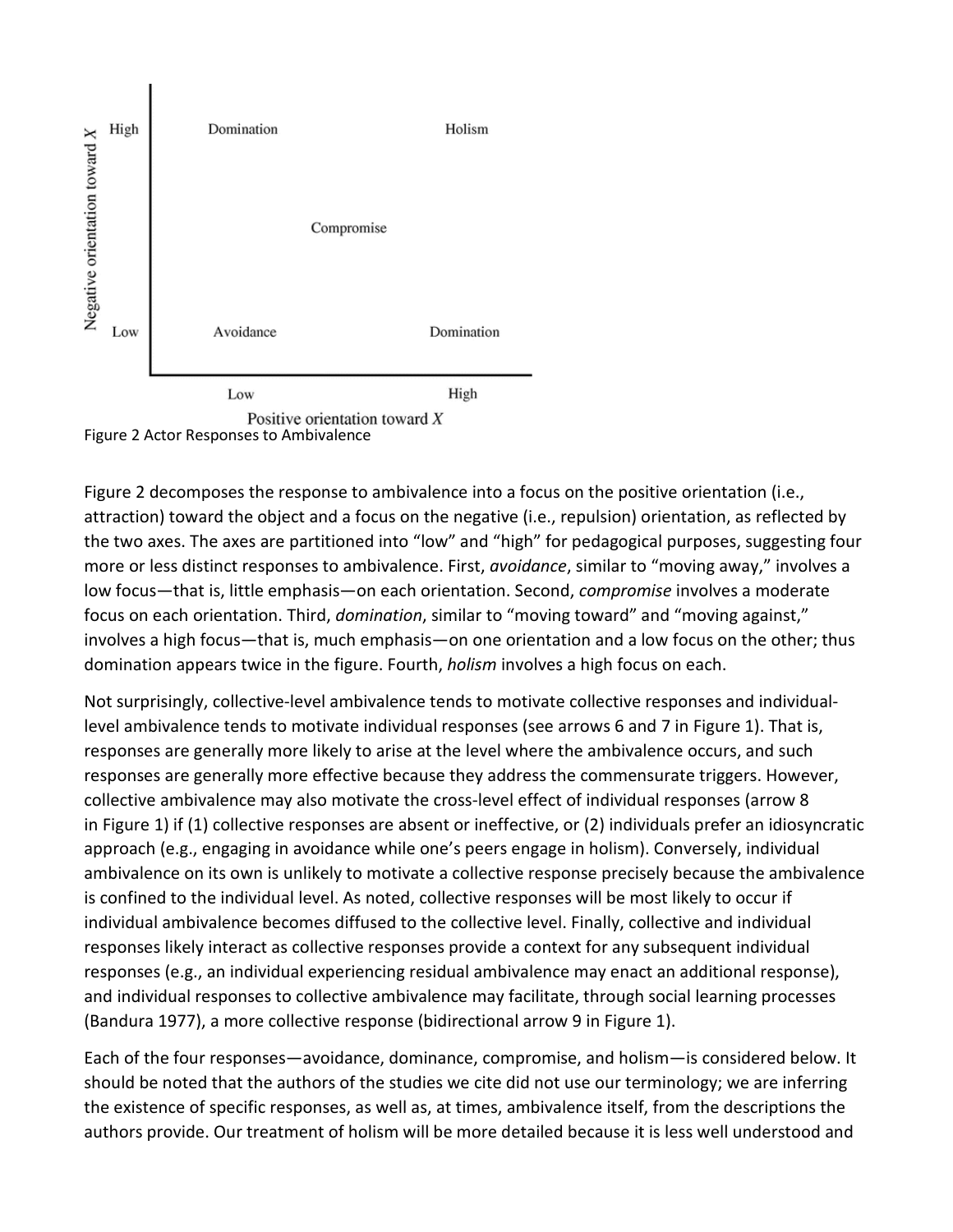| Negative orientation toward X | Low positive orientation toward X | | High positive orientation toward X |
|---|---|---|---|
| High | Domination | | Holism |
| | | Compromise | |
| Low | Avoidance | | Domination |

Figure 2 Actor Responses to Ambivalence

Figure 2 decomposes the response to ambivalence into a focus on the positive orientation (i.e., attraction) toward the object and a focus on the negative (i.e., repulsion) orientation, as reflected by the two axes. The axes are partitioned into "low" and "high" for pedagogical purposes, suggesting four more or less distinct responses to ambivalence. First, *avoidance*, similar to "moving away," involves a low focus—that is, little emphasis—on each orientation. Second, *compromise* involves a moderate focus on each orientation. Third, *domination*, similar to "moving toward" and "moving against," involves a high focus—that is, much emphasis—on one orientation and a low focus on the other; thus domination appears twice in the figure. Fourth, *holism* involves a high focus on each.

Not surprisingly, collective-level ambivalence tends to motivate collective responses and individual-level ambivalence tends to motivate individual responses (see arrows 6 and 7 in Figure 1). That is, responses are generally more likely to arise at the level where the ambivalence occurs, and such responses are generally more effective because they address the commensurate triggers. However, collective ambivalence may also motivate the cross-level effect of individual responses (arrow 8 in Figure 1) if (1) collective responses are absent or ineffective, or (2) individuals prefer an idiosyncratic approach (e.g., engaging in avoidance while one's peers engage in holism). Conversely, individual ambivalence on its own is unlikely to motivate a collective response precisely because the ambivalence is confined to the individual level. As noted, collective responses will be most likely to occur if individual ambivalence becomes diffused to the collective level. Finally, collective and individual responses likely interact as collective responses provide a context for any subsequent individual responses (e.g., an individual experiencing residual ambivalence may enact an additional response), and individual responses to collective ambivalence may facilitate, through social learning processes (Bandura 1977), a more collective response (bidirectional arrow 9 in Figure 1).

Each of the four responses—avoidance, dominance, compromise, and holism—is considered below. It should be noted that the authors of the studies we cite did not use our terminology; we are inferring the existence of specific responses, as well as, at times, ambivalence itself, from the descriptions the authors provide. Our treatment of holism will be more detailed because it is less well understood and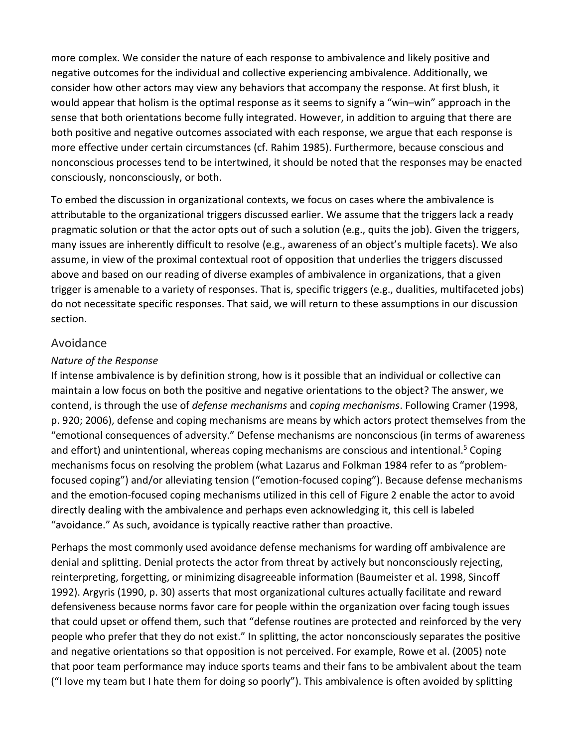more complex. We consider the nature of each response to ambivalence and likely positive and negative outcomes for the individual and collective experiencing ambivalence. Additionally, we consider how other actors may view any behaviors that accompany the response. At first blush, it would appear that holism is the optimal response as it seems to signify a "win–win" approach in the sense that both orientations become fully integrated. However, in addition to arguing that there are both positive and negative outcomes associated with each response, we argue that each response is more effective under certain circumstances (cf. Rahim 1985). Furthermore, because conscious and nonconscious processes tend to be intertwined, it should be noted that the responses may be enacted consciously, nonconsciously, or both.

To embed the discussion in organizational contexts, we focus on cases where the ambivalence is attributable to the organizational triggers discussed earlier. We assume that the triggers lack a ready pragmatic solution or that the actor opts out of such a solution (e.g., quits the job). Given the triggers, many issues are inherently difficult to resolve (e.g., awareness of an object's multiple facets). We also assume, in view of the proximal contextual root of opposition that underlies the triggers discussed above and based on our reading of diverse examples of ambivalence in organizations, that a given trigger is amenable to a variety of responses. That is, specific triggers (e.g., dualities, multifaceted jobs) do not necessitate specific responses. That said, we will return to these assumptions in our discussion section.

## Avoidance

### *Nature of the Response*

If intense ambivalence is by definition strong, how is it possible that an individual or collective can maintain a low focus on both the positive and negative orientations to the object? The answer, we contend, is through the use of *defense mechanisms* and *coping mechanisms*. Following Cramer (1998, p. 920; 2006), defense and coping mechanisms are means by which actors protect themselves from the "emotional consequences of adversity." Defense mechanisms are nonconscious (in terms of awareness and effort) and unintentional, whereas coping mechanisms are conscious and intentional.[5] Coping mechanisms focus on resolving the problem (what Lazarus and Folkman 1984 refer to as "problem-focused coping") and/or alleviating tension ("emotion-focused coping"). Because defense mechanisms and the emotion-focused coping mechanisms utilized in this cell of Figure 2 enable the actor to avoid directly dealing with the ambivalence and perhaps even acknowledging it, this cell is labeled "avoidance." As such, avoidance is typically reactive rather than proactive.

Perhaps the most commonly used avoidance defense mechanisms for warding off ambivalence are denial and splitting. Denial protects the actor from threat by actively but nonconsciously rejecting, reinterpreting, forgetting, or minimizing disagreeable information (Baumeister et al. 1998, Sincoff 1992). Argyris (1990, p. 30) asserts that most organizational cultures actually facilitate and reward defensiveness because norms favor care for people within the organization over facing tough issues that could upset or offend them, such that "defense routines are protected and reinforced by the very people who prefer that they do not exist." In splitting, the actor nonconsciously separates the positive and negative orientations so that opposition is not perceived. For example, Rowe et al. (2005) note that poor team performance may induce sports teams and their fans to be ambivalent about the team ("I love my team but I hate them for doing so poorly"). This ambivalence is often avoided by splitting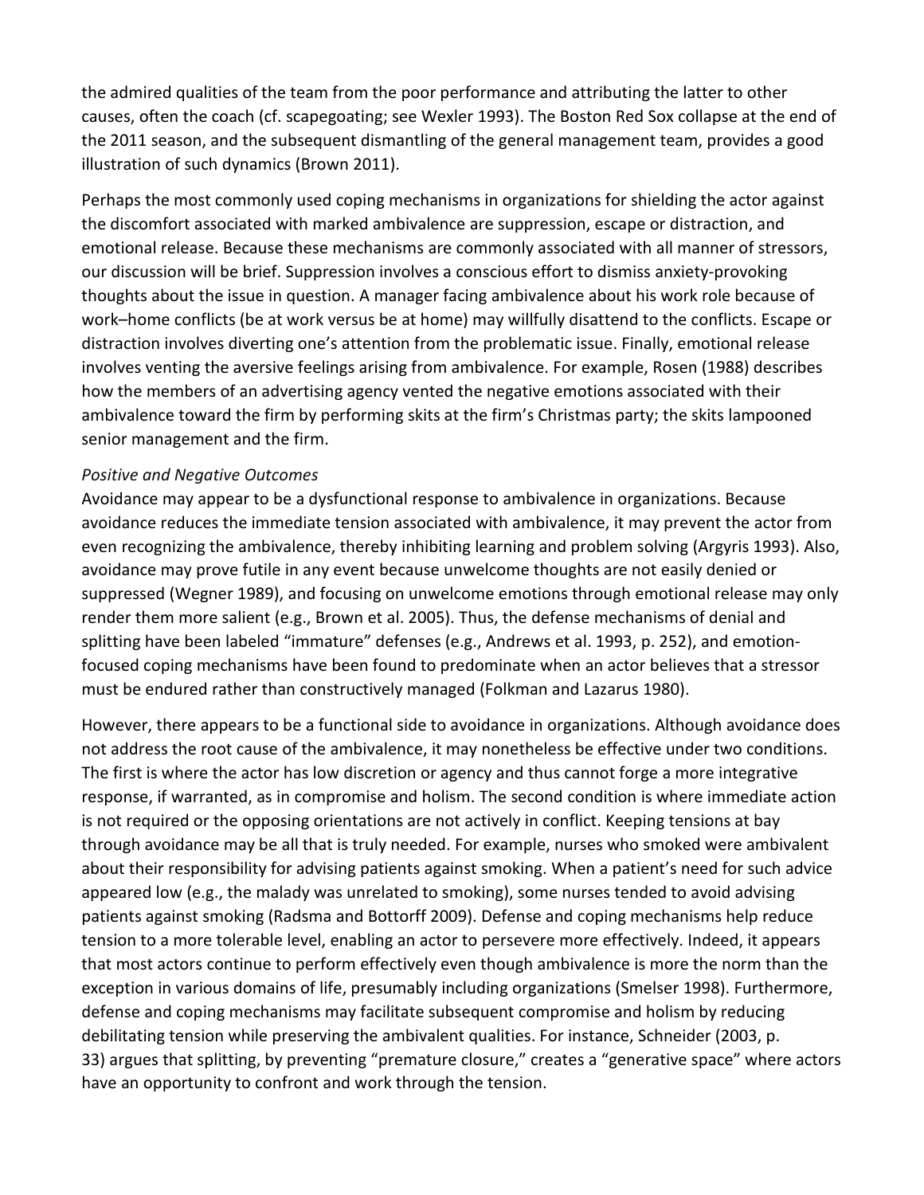the admired qualities of the team from the poor performance and attributing the latter to other causes, often the coach (cf. scapegoating; see Wexler 1993). The Boston Red Sox collapse at the end of the 2011 season, and the subsequent dismantling of the general management team, provides a good illustration of such dynamics (Brown 2011).

Perhaps the most commonly used coping mechanisms in organizations for shielding the actor against the discomfort associated with marked ambivalence are suppression, escape or distraction, and emotional release. Because these mechanisms are commonly associated with all manner of stressors, our discussion will be brief. Suppression involves a conscious effort to dismiss anxiety-provoking thoughts about the issue in question. A manager facing ambivalence about his work role because of work–home conflicts (be at work versus be at home) may willfully disattend to the conflicts. Escape or distraction involves diverting one's attention from the problematic issue. Finally, emotional release involves venting the aversive feelings arising from ambivalence. For example, Rosen (1988) describes how the members of an advertising agency vented the negative emotions associated with their ambivalence toward the firm by performing skits at the firm's Christmas party; the skits lampooned senior management and the firm.

*Positive and Negative Outcomes*

Avoidance may appear to be a dysfunctional response to ambivalence in organizations. Because avoidance reduces the immediate tension associated with ambivalence, it may prevent the actor from even recognizing the ambivalence, thereby inhibiting learning and problem solving (Argyris 1993). Also, avoidance may prove futile in any event because unwelcome thoughts are not easily denied or suppressed (Wegner 1989), and focusing on unwelcome emotions through emotional release may only render them more salient (e.g., Brown et al. 2005). Thus, the defense mechanisms of denial and splitting have been labeled "immature" defenses (e.g., Andrews et al. 1993, p. 252), and emotion-focused coping mechanisms have been found to predominate when an actor believes that a stressor must be endured rather than constructively managed (Folkman and Lazarus 1980).

However, there appears to be a functional side to avoidance in organizations. Although avoidance does not address the root cause of the ambivalence, it may nonetheless be effective under two conditions. The first is where the actor has low discretion or agency and thus cannot forge a more integrative response, if warranted, as in compromise and holism. The second condition is where immediate action is not required or the opposing orientations are not actively in conflict. Keeping tensions at bay through avoidance may be all that is truly needed. For example, nurses who smoked were ambivalent about their responsibility for advising patients against smoking. When a patient's need for such advice appeared low (e.g., the malady was unrelated to smoking), some nurses tended to avoid advising patients against smoking (Radsma and Bottorff 2009). Defense and coping mechanisms help reduce tension to a more tolerable level, enabling an actor to persevere more effectively. Indeed, it appears that most actors continue to perform effectively even though ambivalence is more the norm than the exception in various domains of life, presumably including organizations (Smelser 1998). Furthermore, defense and coping mechanisms may facilitate subsequent compromise and holism by reducing debilitating tension while preserving the ambivalent qualities. For instance, Schneider (2003, p. 33) argues that splitting, by preventing "premature closure," creates a "generative space" where actors have an opportunity to confront and work through the tension.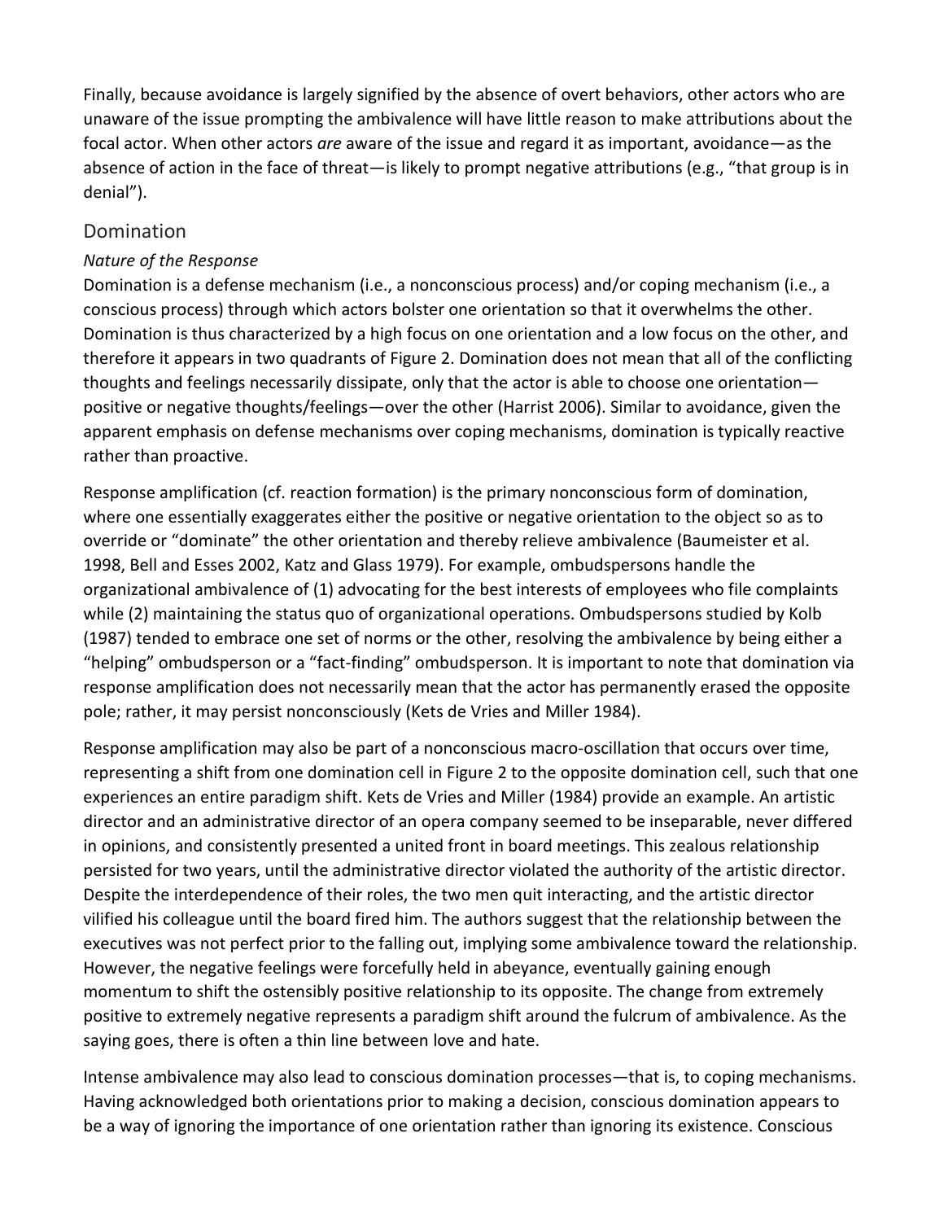Finally, because avoidance is largely signified by the absence of overt behaviors, other actors who are unaware of the issue prompting the ambivalence will have little reason to make attributions about the focal actor. When other actors *are* aware of the issue and regard it as important, avoidance—as the absence of action in the face of threat—is likely to prompt negative attributions (e.g., "that group is in denial").

## Domination

### *Nature of the Response*

Domination is a defense mechanism (i.e., a nonconscious process) and/or coping mechanism (i.e., a conscious process) through which actors bolster one orientation so that it overwhelms the other. Domination is thus characterized by a high focus on one orientation and a low focus on the other, and therefore it appears in two quadrants of Figure 2. Domination does not mean that all of the conflicting thoughts and feelings necessarily dissipate, only that the actor is able to choose one orientation—positive or negative thoughts/feelings—over the other (Harrist 2006). Similar to avoidance, given the apparent emphasis on defense mechanisms over coping mechanisms, domination is typically reactive rather than proactive.

Response amplification (cf. reaction formation) is the primary nonconscious form of domination, where one essentially exaggerates either the positive or negative orientation to the object so as to override or "dominate" the other orientation and thereby relieve ambivalence (Baumeister et al. 1998, Bell and Esses 2002, Katz and Glass 1979). For example, ombudspersons handle the organizational ambivalence of (1) advocating for the best interests of employees who file complaints while (2) maintaining the status quo of organizational operations. Ombudspersons studied by Kolb (1987) tended to embrace one set of norms or the other, resolving the ambivalence by being either a "helping" ombudsperson or a "fact-finding" ombudsperson. It is important to note that domination via response amplification does not necessarily mean that the actor has permanently erased the opposite pole; rather, it may persist nonconsciously (Kets de Vries and Miller 1984).

Response amplification may also be part of a nonconscious macro-oscillation that occurs over time, representing a shift from one domination cell in Figure 2 to the opposite domination cell, such that one experiences an entire paradigm shift. Kets de Vries and Miller (1984) provide an example. An artistic director and an administrative director of an opera company seemed to be inseparable, never differed in opinions, and consistently presented a united front in board meetings. This zealous relationship persisted for two years, until the administrative director violated the authority of the artistic director. Despite the interdependence of their roles, the two men quit interacting, and the artistic director vilified his colleague until the board fired him. The authors suggest that the relationship between the executives was not perfect prior to the falling out, implying some ambivalence toward the relationship. However, the negative feelings were forcefully held in abeyance, eventually gaining enough momentum to shift the ostensibly positive relationship to its opposite. The change from extremely positive to extremely negative represents a paradigm shift around the fulcrum of ambivalence. As the saying goes, there is often a thin line between love and hate.

Intense ambivalence may also lead to conscious domination processes—that is, to coping mechanisms. Having acknowledged both orientations prior to making a decision, conscious domination appears to be a way of ignoring the importance of one orientation rather than ignoring its existence. Conscious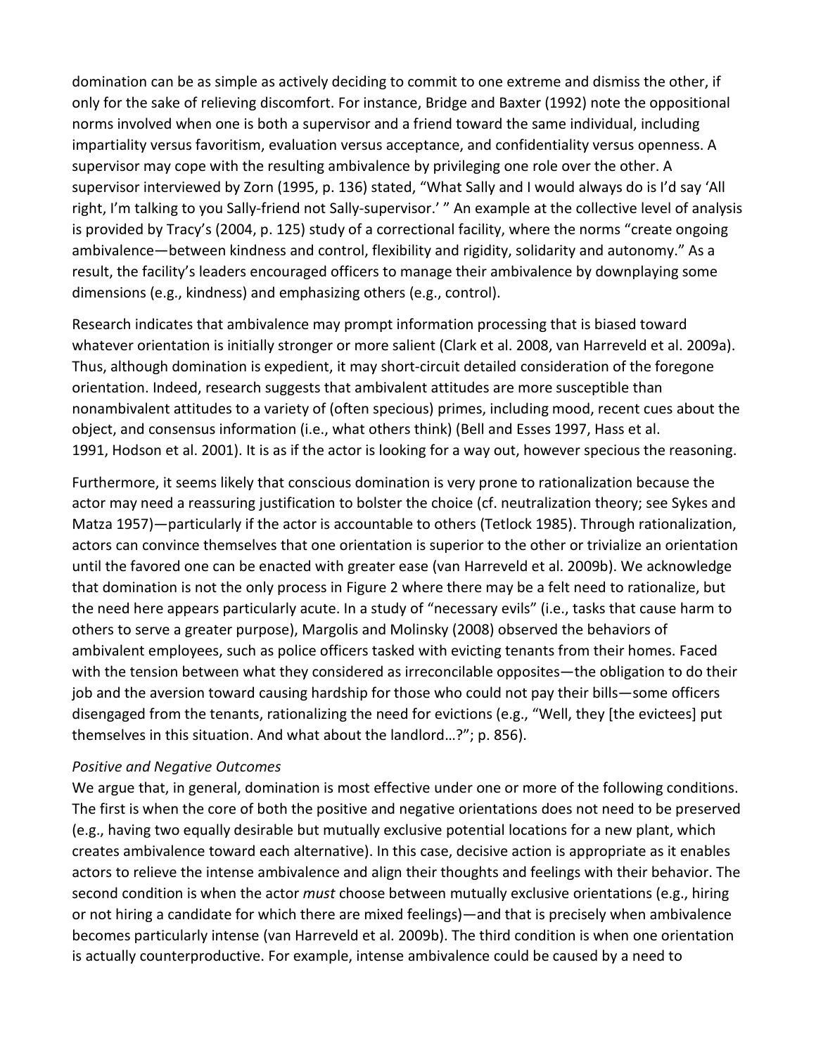domination can be as simple as actively deciding to commit to one extreme and dismiss the other, if only for the sake of relieving discomfort. For instance, Bridge and Baxter (1992) note the oppositional norms involved when one is both a supervisor and a friend toward the same individual, including impartiality versus favoritism, evaluation versus acceptance, and confidentiality versus openness. A supervisor may cope with the resulting ambivalence by privileging one role over the other. A supervisor interviewed by Zorn (1995, p. 136) stated, "What Sally and I would always do is I'd say 'All right, I'm talking to you Sally-friend not Sally-supervisor.' " An example at the collective level of analysis is provided by Tracy's (2004, p. 125) study of a correctional facility, where the norms "create ongoing ambivalence—between kindness and control, flexibility and rigidity, solidarity and autonomy." As a result, the facility's leaders encouraged officers to manage their ambivalence by downplaying some dimensions (e.g., kindness) and emphasizing others (e.g., control).

Research indicates that ambivalence may prompt information processing that is biased toward whatever orientation is initially stronger or more salient (Clark et al. 2008, van Harreveld et al. 2009a). Thus, although domination is expedient, it may short-circuit detailed consideration of the foregone orientation. Indeed, research suggests that ambivalent attitudes are more susceptible than nonambivalent attitudes to a variety of (often specious) primes, including mood, recent cues about the object, and consensus information (i.e., what others think) (Bell and Esses 1997, Hass et al. 1991, Hodson et al. 2001). It is as if the actor is looking for a way out, however specious the reasoning.

Furthermore, it seems likely that conscious domination is very prone to rationalization because the actor may need a reassuring justification to bolster the choice (cf. neutralization theory; see Sykes and Matza 1957)—particularly if the actor is accountable to others (Tetlock 1985). Through rationalization, actors can convince themselves that one orientation is superior to the other or trivialize an orientation until the favored one can be enacted with greater ease (van Harreveld et al. 2009b). We acknowledge that domination is not the only process in Figure 2 where there may be a felt need to rationalize, but the need here appears particularly acute. In a study of "necessary evils" (i.e., tasks that cause harm to others to serve a greater purpose), Margolis and Molinsky (2008) observed the behaviors of ambivalent employees, such as police officers tasked with evicting tenants from their homes. Faced with the tension between what they considered as irreconcilable opposites—the obligation to do their job and the aversion toward causing hardship for those who could not pay their bills—some officers disengaged from the tenants, rationalizing the need for evictions (e.g., "Well, they [the evictees] put themselves in this situation. And what about the landlord…?"; p. 856).

*Positive and Negative Outcomes*

We argue that, in general, domination is most effective under one or more of the following conditions. The first is when the core of both the positive and negative orientations does not need to be preserved (e.g., having two equally desirable but mutually exclusive potential locations for a new plant, which creates ambivalence toward each alternative). In this case, decisive action is appropriate as it enables actors to relieve the intense ambivalence and align their thoughts and feelings with their behavior. The second condition is when the actor *must* choose between mutually exclusive orientations (e.g., hiring or not hiring a candidate for which there are mixed feelings)—and that is precisely when ambivalence becomes particularly intense (van Harreveld et al. 2009b). The third condition is when one orientation is actually counterproductive. For example, intense ambivalence could be caused by a need to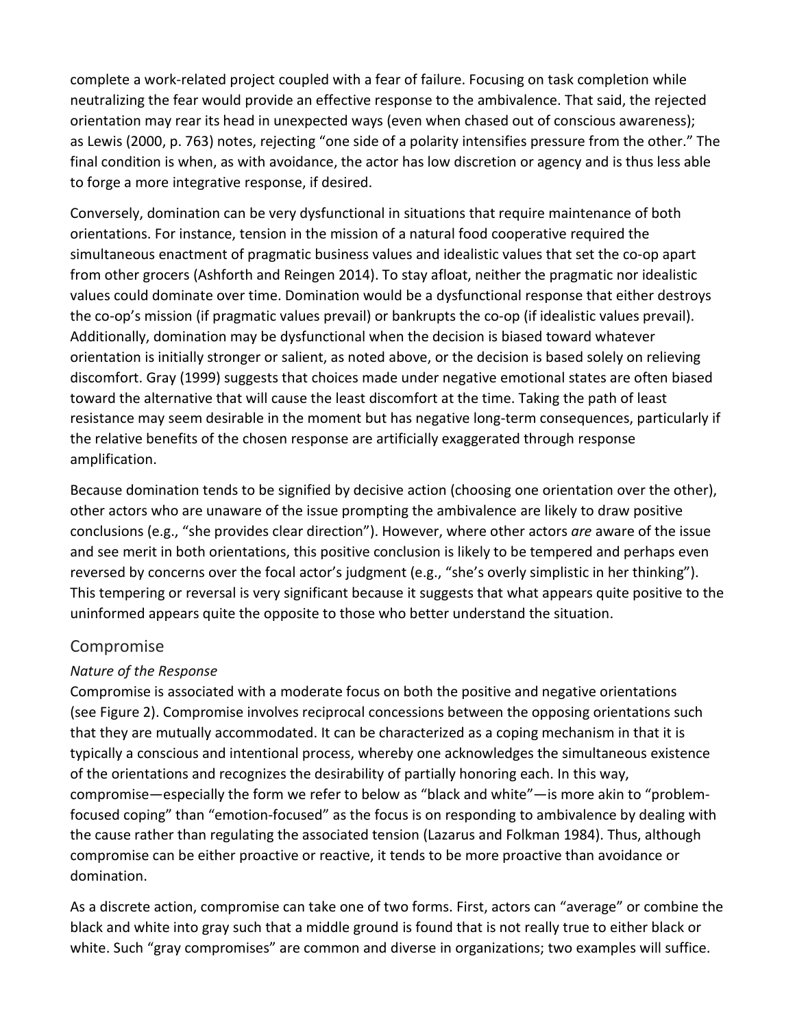complete a work-related project coupled with a fear of failure. Focusing on task completion while neutralizing the fear would provide an effective response to the ambivalence. That said, the rejected orientation may rear its head in unexpected ways (even when chased out of conscious awareness); as Lewis (2000, p. 763) notes, rejecting "one side of a polarity intensifies pressure from the other." The final condition is when, as with avoidance, the actor has low discretion or agency and is thus less able to forge a more integrative response, if desired.

Conversely, domination can be very dysfunctional in situations that require maintenance of both orientations. For instance, tension in the mission of a natural food cooperative required the simultaneous enactment of pragmatic business values and idealistic values that set the co-op apart from other grocers (Ashforth and Reingen 2014). To stay afloat, neither the pragmatic nor idealistic values could dominate over time. Domination would be a dysfunctional response that either destroys the co-op's mission (if pragmatic values prevail) or bankrupts the co-op (if idealistic values prevail). Additionally, domination may be dysfunctional when the decision is biased toward whatever orientation is initially stronger or salient, as noted above, or the decision is based solely on relieving discomfort. Gray (1999) suggests that choices made under negative emotional states are often biased toward the alternative that will cause the least discomfort at the time. Taking the path of least resistance may seem desirable in the moment but has negative long-term consequences, particularly if the relative benefits of the chosen response are artificially exaggerated through response amplification.

Because domination tends to be signified by decisive action (choosing one orientation over the other), other actors who are unaware of the issue prompting the ambivalence are likely to draw positive conclusions (e.g., "she provides clear direction"). However, where other actors *are* aware of the issue and see merit in both orientations, this positive conclusion is likely to be tempered and perhaps even reversed by concerns over the focal actor's judgment (e.g., "she's overly simplistic in her thinking"). This tempering or reversal is very significant because it suggests that what appears quite positive to the uninformed appears quite the opposite to those who better understand the situation.

## Compromise

### *Nature of the Response*

Compromise is associated with a moderate focus on both the positive and negative orientations (see Figure 2). Compromise involves reciprocal concessions between the opposing orientations such that they are mutually accommodated. It can be characterized as a coping mechanism in that it is typically a conscious and intentional process, whereby one acknowledges the simultaneous existence of the orientations and recognizes the desirability of partially honoring each. In this way, compromise—especially the form we refer to below as "black and white"—is more akin to "problem-focused coping" than "emotion-focused" as the focus is on responding to ambivalence by dealing with the cause rather than regulating the associated tension (Lazarus and Folkman 1984). Thus, although compromise can be either proactive or reactive, it tends to be more proactive than avoidance or domination.

As a discrete action, compromise can take one of two forms. First, actors can "average" or combine the black and white into gray such that a middle ground is found that is not really true to either black or white. Such "gray compromises" are common and diverse in organizations; two examples will suffice.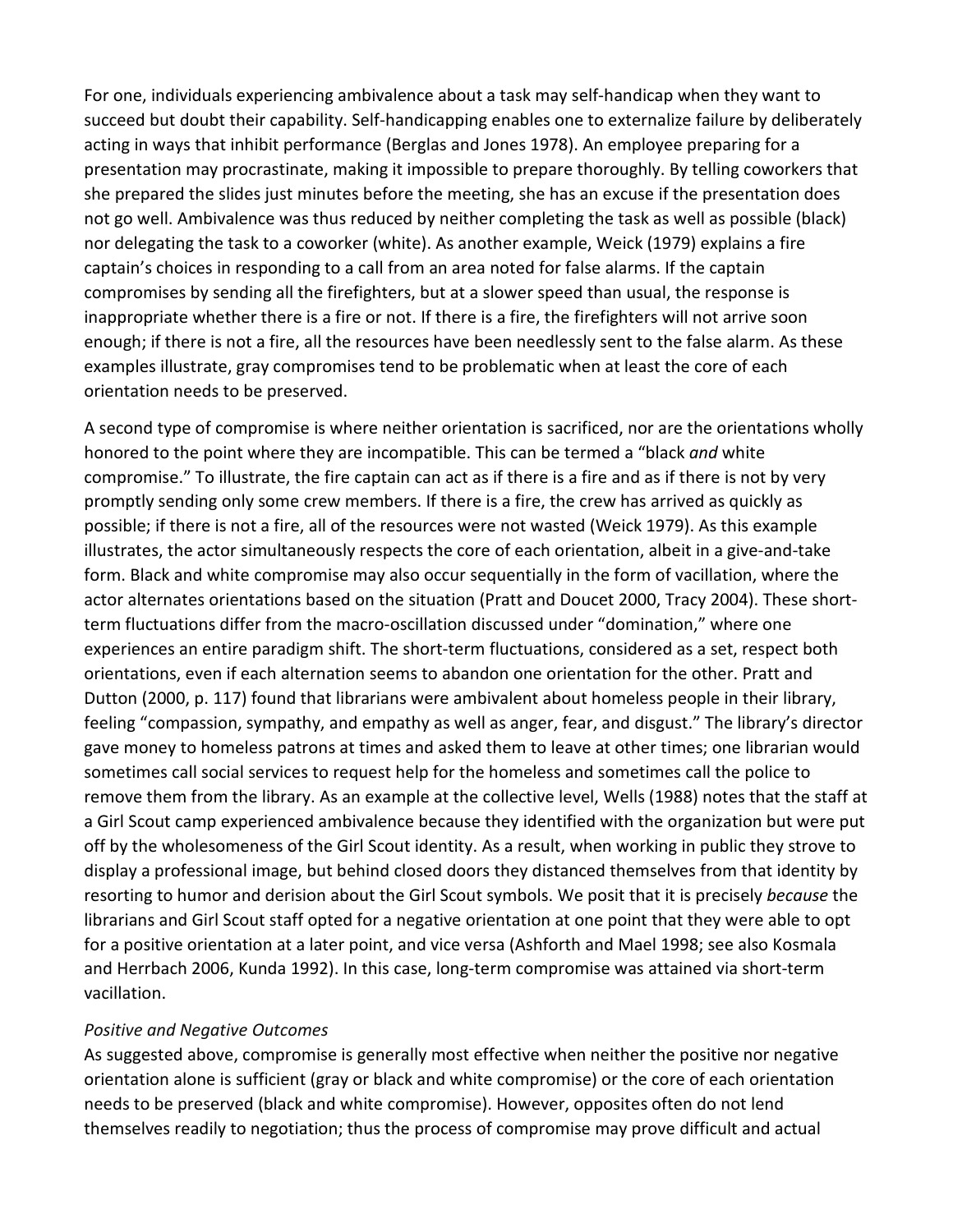For one, individuals experiencing ambivalence about a task may self-handicap when they want to succeed but doubt their capability. Self-handicapping enables one to externalize failure by deliberately acting in ways that inhibit performance (Berglas and Jones 1978). An employee preparing for a presentation may procrastinate, making it impossible to prepare thoroughly. By telling coworkers that she prepared the slides just minutes before the meeting, she has an excuse if the presentation does not go well. Ambivalence was thus reduced by neither completing the task as well as possible (black) nor delegating the task to a coworker (white). As another example, Weick (1979) explains a fire captain's choices in responding to a call from an area noted for false alarms. If the captain compromises by sending all the firefighters, but at a slower speed than usual, the response is inappropriate whether there is a fire or not. If there is a fire, the firefighters will not arrive soon enough; if there is not a fire, all the resources have been needlessly sent to the false alarm. As these examples illustrate, gray compromises tend to be problematic when at least the core of each orientation needs to be preserved.

A second type of compromise is where neither orientation is sacrificed, nor are the orientations wholly honored to the point where they are incompatible. This can be termed a "black *and* white compromise." To illustrate, the fire captain can act as if there is a fire and as if there is not by very promptly sending only some crew members. If there is a fire, the crew has arrived as quickly as possible; if there is not a fire, all of the resources were not wasted (Weick 1979). As this example illustrates, the actor simultaneously respects the core of each orientation, albeit in a give-and-take form. Black and white compromise may also occur sequentially in the form of vacillation, where the actor alternates orientations based on the situation (Pratt and Doucet 2000, Tracy 2004). These short-term fluctuations differ from the macro-oscillation discussed under "domination," where one experiences an entire paradigm shift. The short-term fluctuations, considered as a set, respect both orientations, even if each alternation seems to abandon one orientation for the other. Pratt and Dutton (2000, p. 117) found that librarians were ambivalent about homeless people in their library, feeling "compassion, sympathy, and empathy as well as anger, fear, and disgust." The library's director gave money to homeless patrons at times and asked them to leave at other times; one librarian would sometimes call social services to request help for the homeless and sometimes call the police to remove them from the library. As an example at the collective level, Wells (1988) notes that the staff at a Girl Scout camp experienced ambivalence because they identified with the organization but were put off by the wholesomeness of the Girl Scout identity. As a result, when working in public they strove to display a professional image, but behind closed doors they distanced themselves from that identity by resorting to humor and derision about the Girl Scout symbols. We posit that it is precisely *because* the librarians and Girl Scout staff opted for a negative orientation at one point that they were able to opt for a positive orientation at a later point, and vice versa (Ashforth and Mael 1998; see also Kosmala and Herrbach 2006, Kunda 1992). In this case, long-term compromise was attained via short-term vacillation.

*Positive and Negative Outcomes*

As suggested above, compromise is generally most effective when neither the positive nor negative orientation alone is sufficient (gray or black and white compromise) or the core of each orientation needs to be preserved (black and white compromise). However, opposites often do not lend themselves readily to negotiation; thus the process of compromise may prove difficult and actual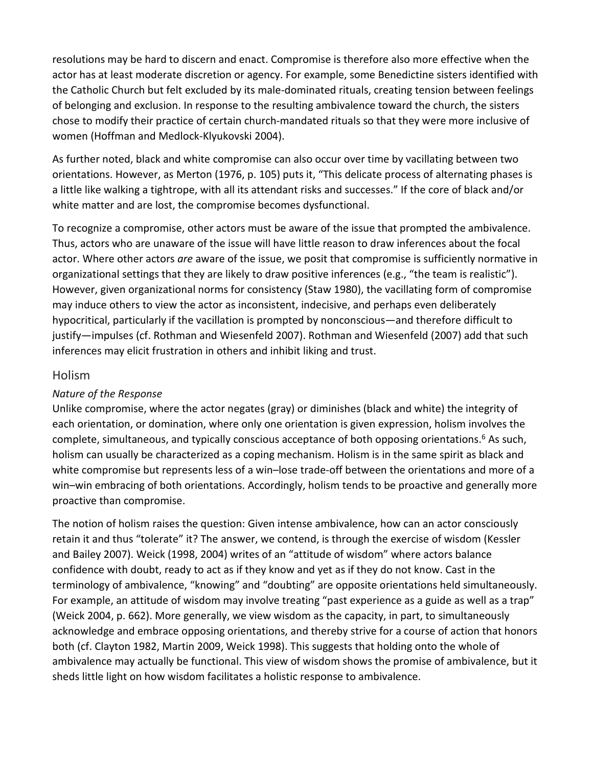resolutions may be hard to discern and enact. Compromise is therefore also more effective when the actor has at least moderate discretion or agency. For example, some Benedictine sisters identified with the Catholic Church but felt excluded by its male-dominated rituals, creating tension between feelings of belonging and exclusion. In response to the resulting ambivalence toward the church, the sisters chose to modify their practice of certain church-mandated rituals so that they were more inclusive of women (Hoffman and Medlock-Klyukovski 2004).

As further noted, black and white compromise can also occur over time by vacillating between two orientations. However, as Merton (1976, p. 105) puts it, "This delicate process of alternating phases is a little like walking a tightrope, with all its attendant risks and successes." If the core of black and/or white matter and are lost, the compromise becomes dysfunctional.

To recognize a compromise, other actors must be aware of the issue that prompted the ambivalence. Thus, actors who are unaware of the issue will have little reason to draw inferences about the focal actor. Where other actors *are* aware of the issue, we posit that compromise is sufficiently normative in organizational settings that they are likely to draw positive inferences (e.g., "the team is realistic"). However, given organizational norms for consistency (Staw 1980), the vacillating form of compromise may induce others to view the actor as inconsistent, indecisive, and perhaps even deliberately hypocritical, particularly if the vacillation is prompted by nonconscious—and therefore difficult to justify—impulses (cf. Rothman and Wiesenfeld 2007). Rothman and Wiesenfeld (2007) add that such inferences may elicit frustration in others and inhibit liking and trust.

## Holism

### *Nature of the Response*

Unlike compromise, where the actor negates (gray) or diminishes (black and white) the integrity of each orientation, or domination, where only one orientation is given expression, holism involves the complete, simultaneous, and typically conscious acceptance of both opposing orientations.[6] As such, holism can usually be characterized as a coping mechanism. Holism is in the same spirit as black and white compromise but represents less of a win–lose trade-off between the orientations and more of a win–win embracing of both orientations. Accordingly, holism tends to be proactive and generally more proactive than compromise.

The notion of holism raises the question: Given intense ambivalence, how can an actor consciously retain it and thus "tolerate" it? The answer, we contend, is through the exercise of wisdom (Kessler and Bailey 2007). Weick (1998, 2004) writes of an "attitude of wisdom" where actors balance confidence with doubt, ready to act as if they know and yet as if they do not know. Cast in the terminology of ambivalence, "knowing" and "doubting" are opposite orientations held simultaneously. For example, an attitude of wisdom may involve treating "past experience as a guide as well as a trap" (Weick 2004, p. 662). More generally, we view wisdom as the capacity, in part, to simultaneously acknowledge and embrace opposing orientations, and thereby strive for a course of action that honors both (cf. Clayton 1982, Martin 2009, Weick 1998). This suggests that holding onto the whole of ambivalence may actually be functional. This view of wisdom shows the promise of ambivalence, but it sheds little light on how wisdom facilitates a holistic response to ambivalence.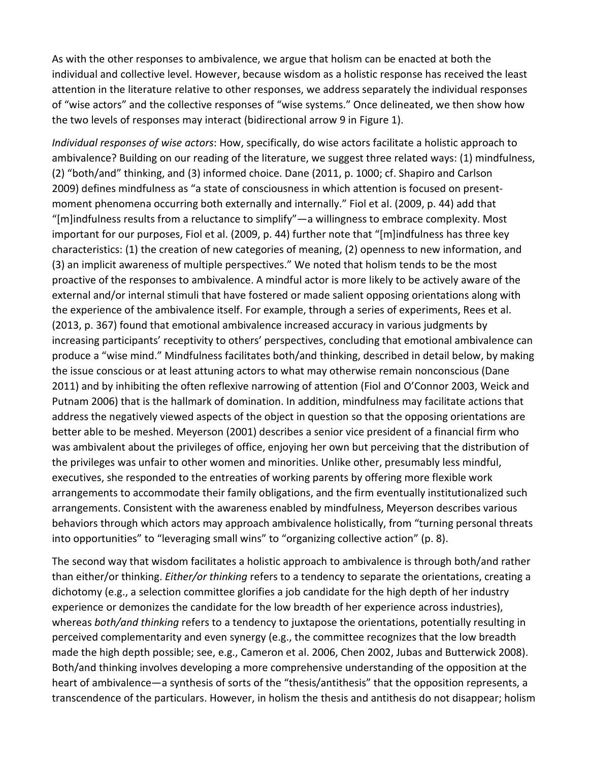As with the other responses to ambivalence, we argue that holism can be enacted at both the individual and collective level. However, because wisdom as a holistic response has received the least attention in the literature relative to other responses, we address separately the individual responses of "wise actors" and the collective responses of "wise systems." Once delineated, we then show how the two levels of responses may interact (bidirectional arrow 9 in Figure 1).

*Individual responses of wise actors*: How, specifically, do wise actors facilitate a holistic approach to ambivalence? Building on our reading of the literature, we suggest three related ways: (1) mindfulness, (2) "both/and" thinking, and (3) informed choice. Dane (2011, p. 1000; cf. Shapiro and Carlson 2009) defines mindfulness as "a state of consciousness in which attention is focused on present-moment phenomena occurring both externally and internally." Fiol et al. (2009, p. 44) add that "[m]indfulness results from a reluctance to simplify"—a willingness to embrace complexity. Most important for our purposes, Fiol et al. (2009, p. 44) further note that "[m]indfulness has three key characteristics: (1) the creation of new categories of meaning, (2) openness to new information, and (3) an implicit awareness of multiple perspectives." We noted that holism tends to be the most proactive of the responses to ambivalence. A mindful actor is more likely to be actively aware of the external and/or internal stimuli that have fostered or made salient opposing orientations along with the experience of the ambivalence itself. For example, through a series of experiments, Rees et al. (2013, p. 367) found that emotional ambivalence increased accuracy in various judgments by increasing participants' receptivity to others' perspectives, concluding that emotional ambivalence can produce a "wise mind." Mindfulness facilitates both/and thinking, described in detail below, by making the issue conscious or at least attuning actors to what may otherwise remain nonconscious (Dane 2011) and by inhibiting the often reflexive narrowing of attention (Fiol and O'Connor 2003, Weick and Putnam 2006) that is the hallmark of domination. In addition, mindfulness may facilitate actions that address the negatively viewed aspects of the object in question so that the opposing orientations are better able to be meshed. Meyerson (2001) describes a senior vice president of a financial firm who was ambivalent about the privileges of office, enjoying her own but perceiving that the distribution of the privileges was unfair to other women and minorities. Unlike other, presumably less mindful, executives, she responded to the entreaties of working parents by offering more flexible work arrangements to accommodate their family obligations, and the firm eventually institutionalized such arrangements. Consistent with the awareness enabled by mindfulness, Meyerson describes various behaviors through which actors may approach ambivalence holistically, from "turning personal threats into opportunities" to "leveraging small wins" to "organizing collective action" (p. 8).

The second way that wisdom facilitates a holistic approach to ambivalence is through both/and rather than either/or thinking. *Either/or thinking* refers to a tendency to separate the orientations, creating a dichotomy (e.g., a selection committee glorifies a job candidate for the high depth of her industry experience or demonizes the candidate for the low breadth of her experience across industries), whereas *both/and thinking* refers to a tendency to juxtapose the orientations, potentially resulting in perceived complementarity and even synergy (e.g., the committee recognizes that the low breadth made the high depth possible; see, e.g., Cameron et al. 2006, Chen 2002, Jubas and Butterwick 2008). Both/and thinking involves developing a more comprehensive understanding of the opposition at the heart of ambivalence—a synthesis of sorts of the "thesis/antithesis" that the opposition represents, a transcendence of the particulars. However, in holism the thesis and antithesis do not disappear; holism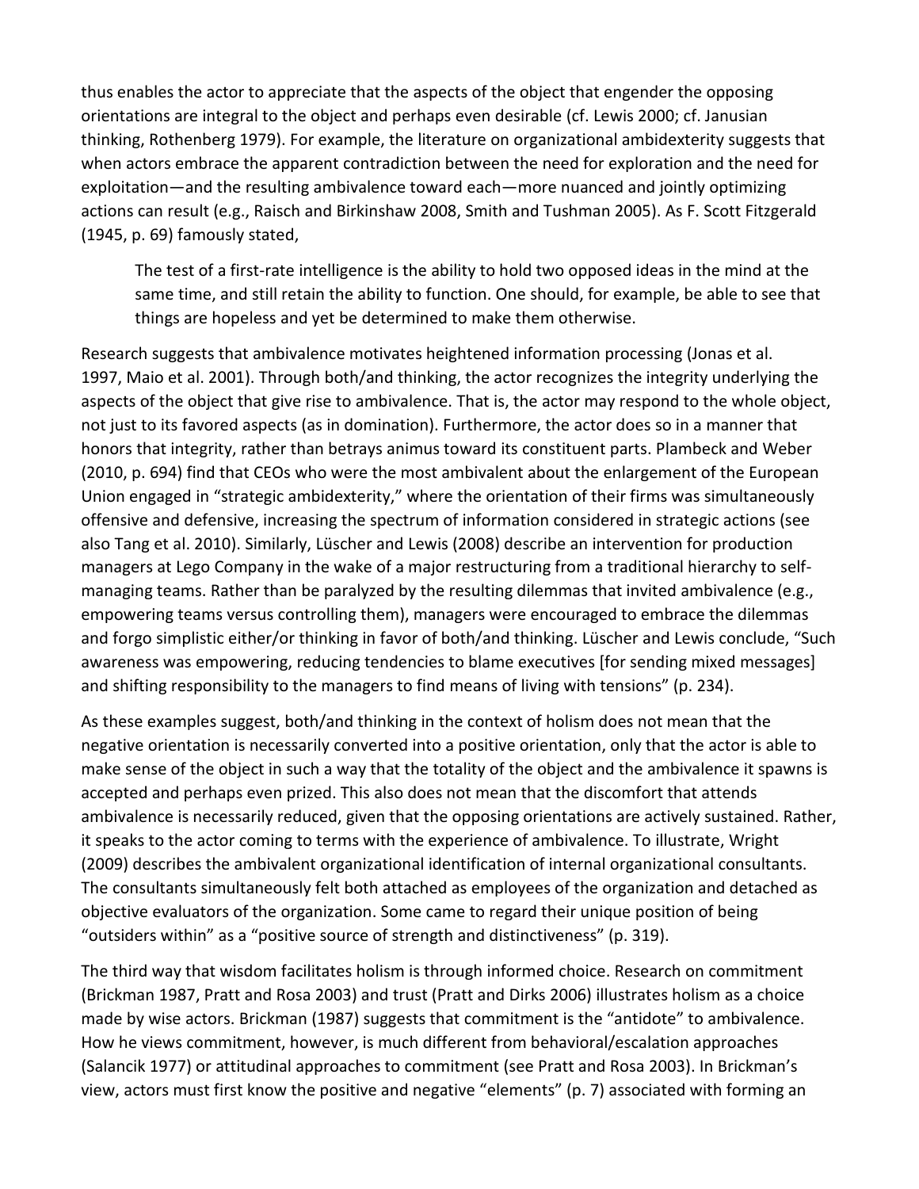thus enables the actor to appreciate that the aspects of the object that engender the opposing orientations are integral to the object and perhaps even desirable (cf. Lewis 2000; cf. Janusian thinking, Rothenberg 1979). For example, the literature on organizational ambidexterity suggests that when actors embrace the apparent contradiction between the need for exploration and the need for exploitation—and the resulting ambivalence toward each—more nuanced and jointly optimizing actions can result (e.g., Raisch and Birkinshaw 2008, Smith and Tushman 2005). As F. Scott Fitzgerald (1945, p. 69) famously stated,

> The test of a first-rate intelligence is the ability to hold two opposed ideas in the mind at the same time, and still retain the ability to function. One should, for example, be able to see that things are hopeless and yet be determined to make them otherwise.

Research suggests that ambivalence motivates heightened information processing (Jonas et al. 1997, Maio et al. 2001). Through both/and thinking, the actor recognizes the integrity underlying the aspects of the object that give rise to ambivalence. That is, the actor may respond to the whole object, not just to its favored aspects (as in domination). Furthermore, the actor does so in a manner that honors that integrity, rather than betrays animus toward its constituent parts. Plambeck and Weber (2010, p. 694) find that CEOs who were the most ambivalent about the enlargement of the European Union engaged in "strategic ambidexterity," where the orientation of their firms was simultaneously offensive and defensive, increasing the spectrum of information considered in strategic actions (see also Tang et al. 2010). Similarly, Lüscher and Lewis (2008) describe an intervention for production managers at Lego Company in the wake of a major restructuring from a traditional hierarchy to self-managing teams. Rather than be paralyzed by the resulting dilemmas that invited ambivalence (e.g., empowering teams versus controlling them), managers were encouraged to embrace the dilemmas and forgo simplistic either/or thinking in favor of both/and thinking. Lüscher and Lewis conclude, "Such awareness was empowering, reducing tendencies to blame executives [for sending mixed messages] and shifting responsibility to the managers to find means of living with tensions" (p. 234).

As these examples suggest, both/and thinking in the context of holism does not mean that the negative orientation is necessarily converted into a positive orientation, only that the actor is able to make sense of the object in such a way that the totality of the object and the ambivalence it spawns is accepted and perhaps even prized. This also does not mean that the discomfort that attends ambivalence is necessarily reduced, given that the opposing orientations are actively sustained. Rather, it speaks to the actor coming to terms with the experience of ambivalence. To illustrate, Wright (2009) describes the ambivalent organizational identification of internal organizational consultants. The consultants simultaneously felt both attached as employees of the organization and detached as objective evaluators of the organization. Some came to regard their unique position of being "outsiders within" as a "positive source of strength and distinctiveness" (p. 319).

The third way that wisdom facilitates holism is through informed choice. Research on commitment (Brickman 1987, Pratt and Rosa 2003) and trust (Pratt and Dirks 2006) illustrates holism as a choice made by wise actors. Brickman (1987) suggests that commitment is the "antidote" to ambivalence. How he views commitment, however, is much different from behavioral/escalation approaches (Salancik 1977) or attitudinal approaches to commitment (see Pratt and Rosa 2003). In Brickman's view, actors must first know the positive and negative "elements" (p. 7) associated with forming an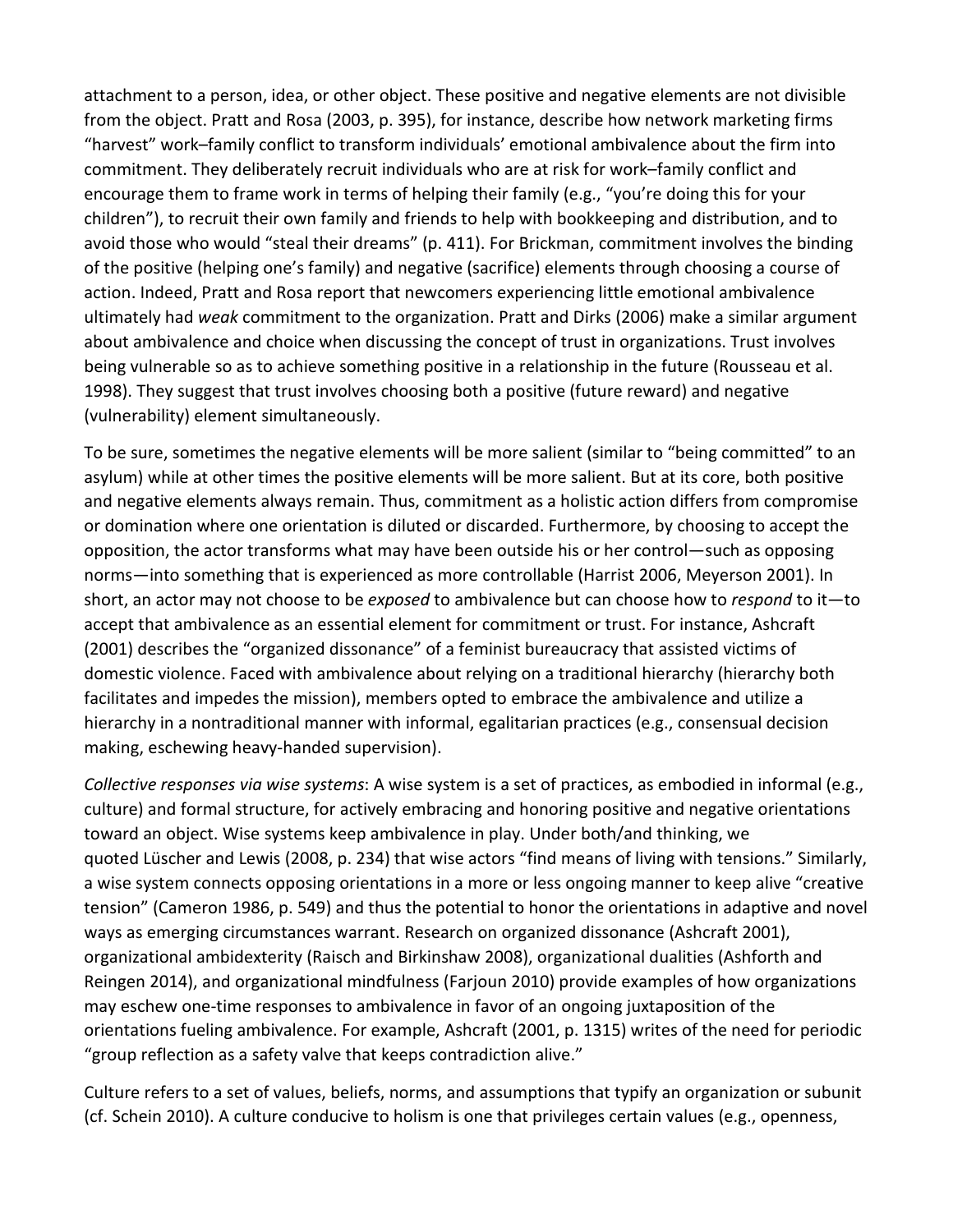attachment to a person, idea, or other object. These positive and negative elements are not divisible from the object. Pratt and Rosa (2003, p. 395), for instance, describe how network marketing firms "harvest" work–family conflict to transform individuals' emotional ambivalence about the firm into commitment. They deliberately recruit individuals who are at risk for work–family conflict and encourage them to frame work in terms of helping their family (e.g., "you're doing this for your children"), to recruit their own family and friends to help with bookkeeping and distribution, and to avoid those who would "steal their dreams" (p. 411). For Brickman, commitment involves the binding of the positive (helping one's family) and negative (sacrifice) elements through choosing a course of action. Indeed, Pratt and Rosa report that newcomers experiencing little emotional ambivalence ultimately had *weak* commitment to the organization. Pratt and Dirks (2006) make a similar argument about ambivalence and choice when discussing the concept of trust in organizations. Trust involves being vulnerable so as to achieve something positive in a relationship in the future (Rousseau et al. 1998). They suggest that trust involves choosing both a positive (future reward) and negative (vulnerability) element simultaneously.

To be sure, sometimes the negative elements will be more salient (similar to "being committed" to an asylum) while at other times the positive elements will be more salient. But at its core, both positive and negative elements always remain. Thus, commitment as a holistic action differs from compromise or domination where one orientation is diluted or discarded. Furthermore, by choosing to accept the opposition, the actor transforms what may have been outside his or her control—such as opposing norms—into something that is experienced as more controllable (Harrist 2006, Meyerson 2001). In short, an actor may not choose to be *exposed* to ambivalence but can choose how to *respond* to it—to accept that ambivalence as an essential element for commitment or trust. For instance, Ashcraft (2001) describes the "organized dissonance" of a feminist bureaucracy that assisted victims of domestic violence. Faced with ambivalence about relying on a traditional hierarchy (hierarchy both facilitates and impedes the mission), members opted to embrace the ambivalence and utilize a hierarchy in a nontraditional manner with informal, egalitarian practices (e.g., consensual decision making, eschewing heavy-handed supervision).

*Collective responses via wise systems*: A wise system is a set of practices, as embodied in informal (e.g., culture) and formal structure, for actively embracing and honoring positive and negative orientations toward an object. Wise systems keep ambivalence in play. Under both/and thinking, we quoted Lüscher and Lewis (2008, p. 234) that wise actors "find means of living with tensions." Similarly, a wise system connects opposing orientations in a more or less ongoing manner to keep alive "creative tension" (Cameron 1986, p. 549) and thus the potential to honor the orientations in adaptive and novel ways as emerging circumstances warrant. Research on organized dissonance (Ashcraft 2001), organizational ambidexterity (Raisch and Birkinshaw 2008), organizational dualities (Ashforth and Reingen 2014), and organizational mindfulness (Farjoun 2010) provide examples of how organizations may eschew one-time responses to ambivalence in favor of an ongoing juxtaposition of the orientations fueling ambivalence. For example, Ashcraft (2001, p. 1315) writes of the need for periodic "group reflection as a safety valve that keeps contradiction alive."

Culture refers to a set of values, beliefs, norms, and assumptions that typify an organization or subunit (cf. Schein 2010). A culture conducive to holism is one that privileges certain values (e.g., openness,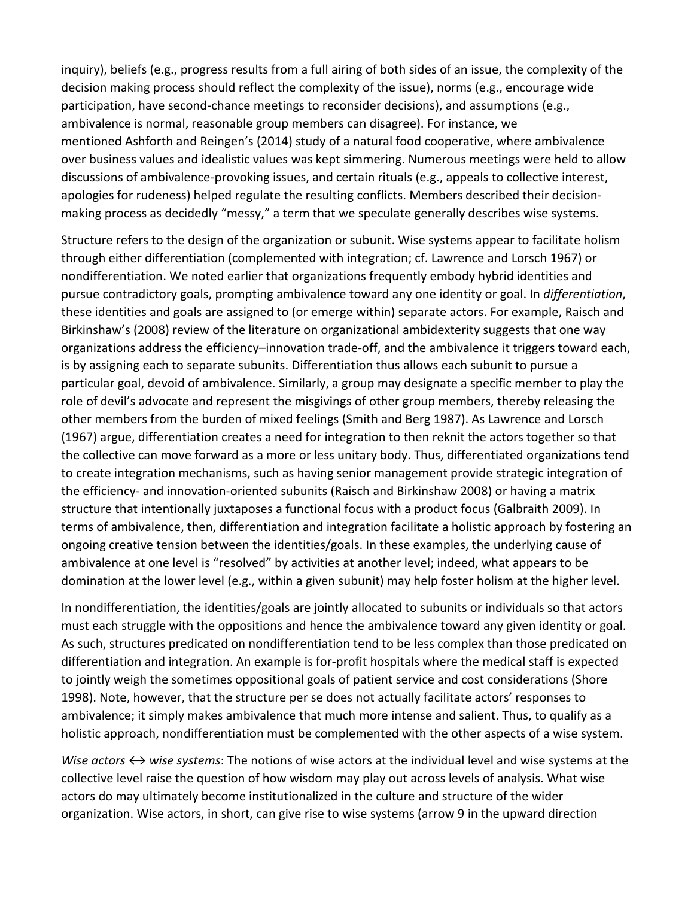inquiry), beliefs (e.g., progress results from a full airing of both sides of an issue, the complexity of the decision making process should reflect the complexity of the issue), norms (e.g., encourage wide participation, have second-chance meetings to reconsider decisions), and assumptions (e.g., ambivalence is normal, reasonable group members can disagree). For instance, we mentioned Ashforth and Reingen's (2014) study of a natural food cooperative, where ambivalence over business values and idealistic values was kept simmering. Numerous meetings were held to allow discussions of ambivalence-provoking issues, and certain rituals (e.g., appeals to collective interest, apologies for rudeness) helped regulate the resulting conflicts. Members described their decision-making process as decidedly "messy," a term that we speculate generally describes wise systems.

Structure refers to the design of the organization or subunit. Wise systems appear to facilitate holism through either differentiation (complemented with integration; cf. Lawrence and Lorsch 1967) or nondifferentiation. We noted earlier that organizations frequently embody hybrid identities and pursue contradictory goals, prompting ambivalence toward any one identity or goal. In *differentiation*, these identities and goals are assigned to (or emerge within) separate actors. For example, Raisch and Birkinshaw's (2008) review of the literature on organizational ambidexterity suggests that one way organizations address the efficiency–innovation trade-off, and the ambivalence it triggers toward each, is by assigning each to separate subunits. Differentiation thus allows each subunit to pursue a particular goal, devoid of ambivalence. Similarly, a group may designate a specific member to play the role of devil's advocate and represent the misgivings of other group members, thereby releasing the other members from the burden of mixed feelings (Smith and Berg 1987). As Lawrence and Lorsch (1967) argue, differentiation creates a need for integration to then reknit the actors together so that the collective can move forward as a more or less unitary body. Thus, differentiated organizations tend to create integration mechanisms, such as having senior management provide strategic integration of the efficiency- and innovation-oriented subunits (Raisch and Birkinshaw 2008) or having a matrix structure that intentionally juxtaposes a functional focus with a product focus (Galbraith 2009). In terms of ambivalence, then, differentiation and integration facilitate a holistic approach by fostering an ongoing creative tension between the identities/goals. In these examples, the underlying cause of ambivalence at one level is "resolved" by activities at another level; indeed, what appears to be domination at the lower level (e.g., within a given subunit) may help foster holism at the higher level.

In nondifferentiation, the identities/goals are jointly allocated to subunits or individuals so that actors must each struggle with the oppositions and hence the ambivalence toward any given identity or goal. As such, structures predicated on nondifferentiation tend to be less complex than those predicated on differentiation and integration. An example is for-profit hospitals where the medical staff is expected to jointly weigh the sometimes oppositional goals of patient service and cost considerations (Shore 1998). Note, however, that the structure per se does not actually facilitate actors' responses to ambivalence; it simply makes ambivalence that much more intense and salient. Thus, to qualify as a holistic approach, nondifferentiation must be complemented with the other aspects of a wise system.

*Wise actors ↔ wise systems*: The notions of wise actors at the individual level and wise systems at the collective level raise the question of how wisdom may play out across levels of analysis. What wise actors do may ultimately become institutionalized in the culture and structure of the wider organization. Wise actors, in short, can give rise to wise systems (arrow 9 in the upward direction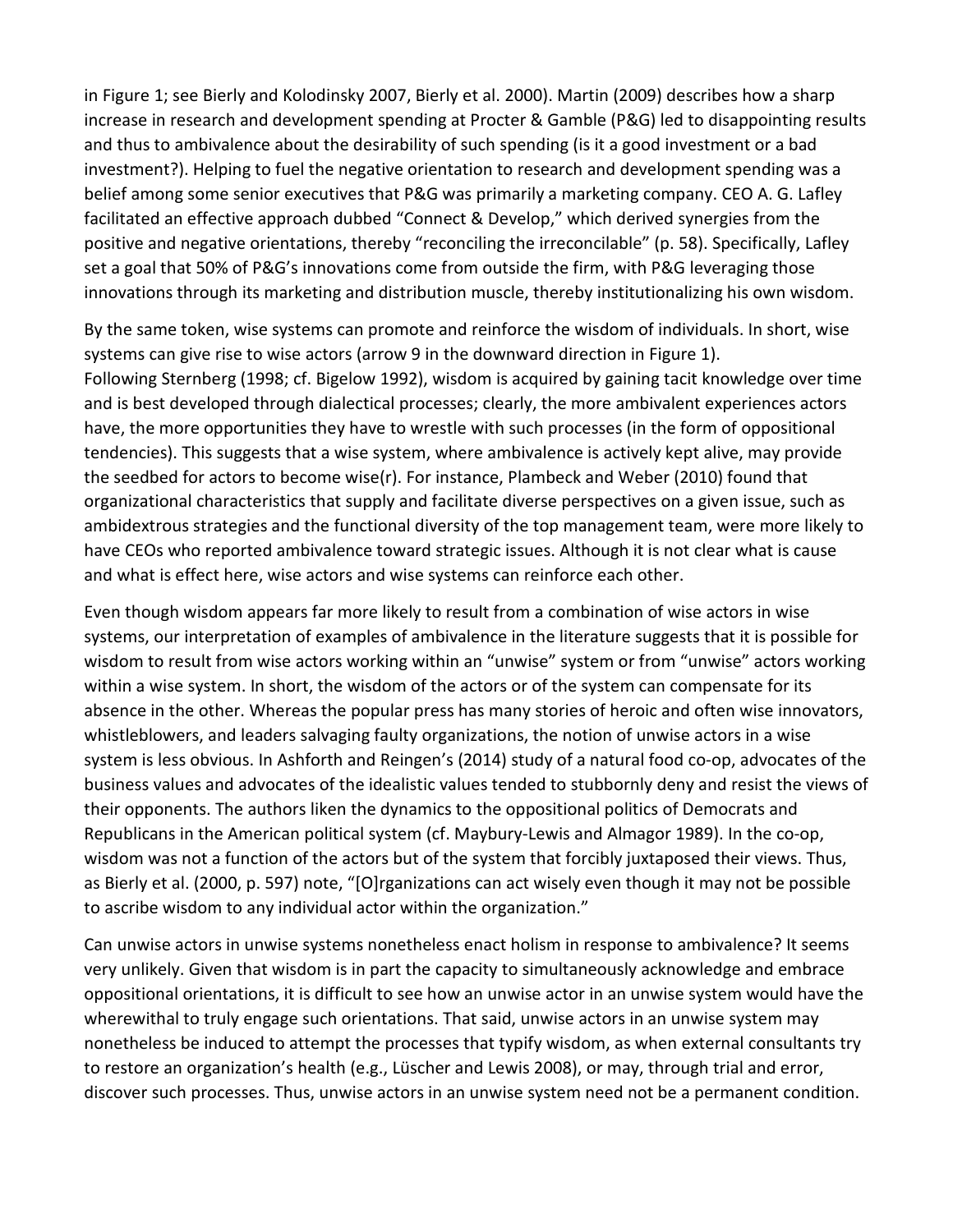in Figure 1; see Bierly and Kolodinsky 2007, Bierly et al. 2000). Martin (2009) describes how a sharp increase in research and development spending at Procter & Gamble (P&G) led to disappointing results and thus to ambivalence about the desirability of such spending (is it a good investment or a bad investment?). Helping to fuel the negative orientation to research and development spending was a belief among some senior executives that P&G was primarily a marketing company. CEO A. G. Lafley facilitated an effective approach dubbed "Connect & Develop," which derived synergies from the positive and negative orientations, thereby "reconciling the irreconcilable" (p. 58). Specifically, Lafley set a goal that 50% of P&G's innovations come from outside the firm, with P&G leveraging those innovations through its marketing and distribution muscle, thereby institutionalizing his own wisdom.

By the same token, wise systems can promote and reinforce the wisdom of individuals. In short, wise systems can give rise to wise actors (arrow 9 in the downward direction in Figure 1). Following Sternberg (1998; cf. Bigelow 1992), wisdom is acquired by gaining tacit knowledge over time and is best developed through dialectical processes; clearly, the more ambivalent experiences actors have, the more opportunities they have to wrestle with such processes (in the form of oppositional tendencies). This suggests that a wise system, where ambivalence is actively kept alive, may provide the seedbed for actors to become wise(r). For instance, Plambeck and Weber (2010) found that organizational characteristics that supply and facilitate diverse perspectives on a given issue, such as ambidextrous strategies and the functional diversity of the top management team, were more likely to have CEOs who reported ambivalence toward strategic issues. Although it is not clear what is cause and what is effect here, wise actors and wise systems can reinforce each other.

Even though wisdom appears far more likely to result from a combination of wise actors in wise systems, our interpretation of examples of ambivalence in the literature suggests that it is possible for wisdom to result from wise actors working within an "unwise" system or from "unwise" actors working within a wise system. In short, the wisdom of the actors or of the system can compensate for its absence in the other. Whereas the popular press has many stories of heroic and often wise innovators, whistleblowers, and leaders salvaging faulty organizations, the notion of unwise actors in a wise system is less obvious. In Ashforth and Reingen's (2014) study of a natural food co-op, advocates of the business values and advocates of the idealistic values tended to stubbornly deny and resist the views of their opponents. The authors liken the dynamics to the oppositional politics of Democrats and Republicans in the American political system (cf. Maybury-Lewis and Almagor 1989). In the co-op, wisdom was not a function of the actors but of the system that forcibly juxtaposed their views. Thus, as Bierly et al. (2000, p. 597) note, "[O]rganizations can act wisely even though it may not be possible to ascribe wisdom to any individual actor within the organization."

Can unwise actors in unwise systems nonetheless enact holism in response to ambivalence? It seems very unlikely. Given that wisdom is in part the capacity to simultaneously acknowledge and embrace oppositional orientations, it is difficult to see how an unwise actor in an unwise system would have the wherewithal to truly engage such orientations. That said, unwise actors in an unwise system may nonetheless be induced to attempt the processes that typify wisdom, as when external consultants try to restore an organization's health (e.g., Lüscher and Lewis 2008), or may, through trial and error, discover such processes. Thus, unwise actors in an unwise system need not be a permanent condition.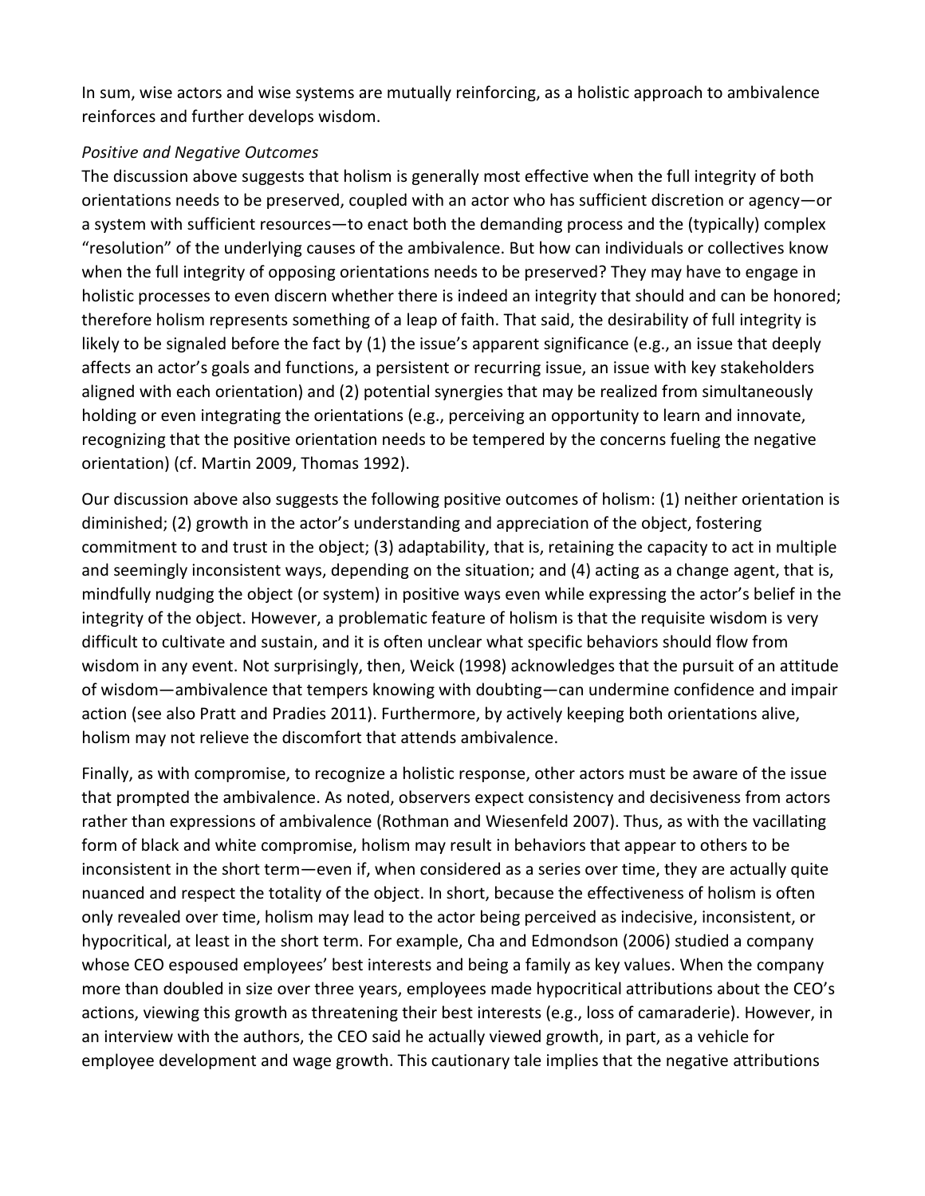In sum, wise actors and wise systems are mutually reinforcing, as a holistic approach to ambivalence reinforces and further develops wisdom.

*Positive and Negative Outcomes*

The discussion above suggests that holism is generally most effective when the full integrity of both orientations needs to be preserved, coupled with an actor who has sufficient discretion or agency—or a system with sufficient resources—to enact both the demanding process and the (typically) complex "resolution" of the underlying causes of the ambivalence. But how can individuals or collectives know when the full integrity of opposing orientations needs to be preserved? They may have to engage in holistic processes to even discern whether there is indeed an integrity that should and can be honored; therefore holism represents something of a leap of faith. That said, the desirability of full integrity is likely to be signaled before the fact by (1) the issue's apparent significance (e.g., an issue that deeply affects an actor's goals and functions, a persistent or recurring issue, an issue with key stakeholders aligned with each orientation) and (2) potential synergies that may be realized from simultaneously holding or even integrating the orientations (e.g., perceiving an opportunity to learn and innovate, recognizing that the positive orientation needs to be tempered by the concerns fueling the negative orientation) (cf. Martin 2009, Thomas 1992).

Our discussion above also suggests the following positive outcomes of holism: (1) neither orientation is diminished; (2) growth in the actor's understanding and appreciation of the object, fostering commitment to and trust in the object; (3) adaptability, that is, retaining the capacity to act in multiple and seemingly inconsistent ways, depending on the situation; and (4) acting as a change agent, that is, mindfully nudging the object (or system) in positive ways even while expressing the actor's belief in the integrity of the object. However, a problematic feature of holism is that the requisite wisdom is very difficult to cultivate and sustain, and it is often unclear what specific behaviors should flow from wisdom in any event. Not surprisingly, then, Weick (1998) acknowledges that the pursuit of an attitude of wisdom—ambivalence that tempers knowing with doubting—can undermine confidence and impair action (see also Pratt and Pradies 2011). Furthermore, by actively keeping both orientations alive, holism may not relieve the discomfort that attends ambivalence.

Finally, as with compromise, to recognize a holistic response, other actors must be aware of the issue that prompted the ambivalence. As noted, observers expect consistency and decisiveness from actors rather than expressions of ambivalence (Rothman and Wiesenfeld 2007). Thus, as with the vacillating form of black and white compromise, holism may result in behaviors that appear to others to be inconsistent in the short term—even if, when considered as a series over time, they are actually quite nuanced and respect the totality of the object. In short, because the effectiveness of holism is often only revealed over time, holism may lead to the actor being perceived as indecisive, inconsistent, or hypocritical, at least in the short term. For example, Cha and Edmondson (2006) studied a company whose CEO espoused employees' best interests and being a family as key values. When the company more than doubled in size over three years, employees made hypocritical attributions about the CEO's actions, viewing this growth as threatening their best interests (e.g., loss of camaraderie). However, in an interview with the authors, the CEO said he actually viewed growth, in part, as a vehicle for employee development and wage growth. This cautionary tale implies that the negative attributions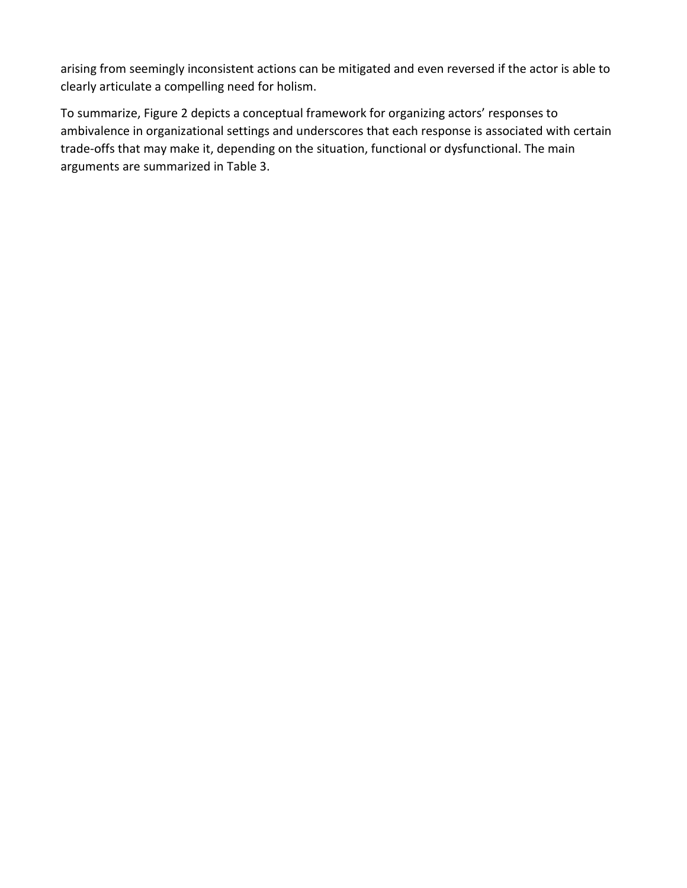arising from seemingly inconsistent actions can be mitigated and even reversed if the actor is able to clearly articulate a compelling need for holism.

To summarize, Figure 2 depicts a conceptual framework for organizing actors' responses to ambivalence in organizational settings and underscores that each response is associated with certain trade-offs that may make it, depending on the situation, functional or dysfunctional. The main arguments are summarized in Table 3.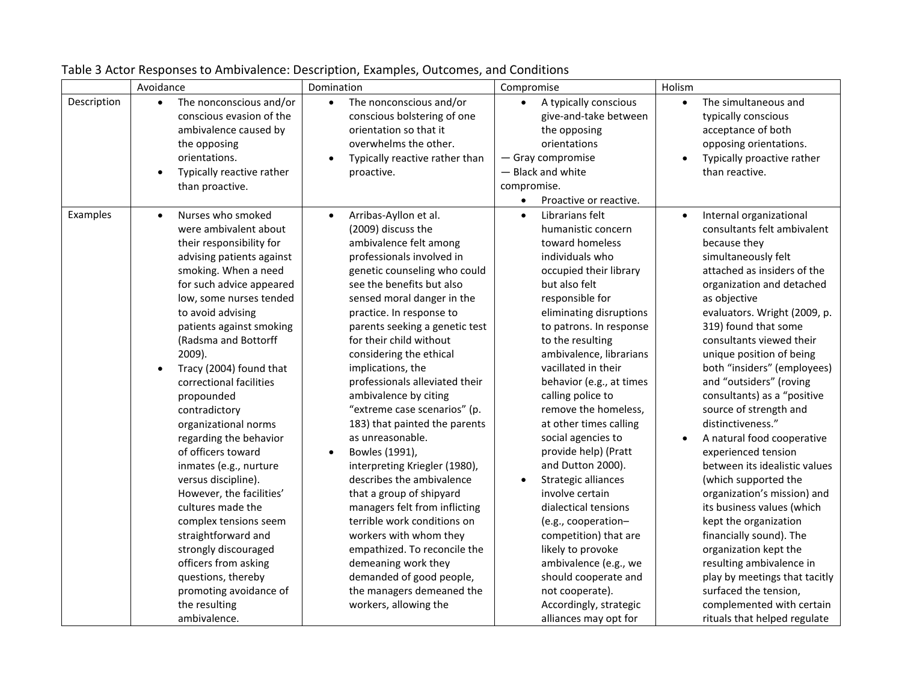Table 3 Actor Responses to Ambivalence: Description, Examples, Outcomes, and Conditions

| | Avoidance | Domination | Compromise | Holism |
|---|---|---|---|---|
| Description | • The nonconscious and/or conscious evasion of the ambivalence caused by the opposing orientations.<br>• Typically reactive rather than proactive. | • The nonconscious and/or conscious bolstering of one orientation so that it overwhelms the other.<br>• Typically reactive rather than proactive. | • A typically conscious give-and-take between the opposing orientations<br>— Gray compromise<br>— Black and white compromise.<br>• Proactive or reactive. | • The simultaneous and typically conscious acceptance of both opposing orientations.<br>• Typically proactive rather than reactive. |
| Examples | • Nurses who smoked were ambivalent about their responsibility for advising patients against smoking. When a need for such advice appeared low, some nurses tended to avoid advising patients against smoking (Radsma and Bottorff 2009).<br>• Tracy (2004) found that correctional facilities propounded contradictory organizational norms regarding the behavior of officers toward inmates (e.g., nurture versus discipline). However, the facilities' cultures made the complex tensions seem straightforward and strongly discouraged officers from asking questions, thereby promoting avoidance of the resulting ambivalence. | • Arribas-Ayllon et al. (2009) discuss the ambivalence felt among professionals involved in genetic counseling who could see the benefits but also sensed moral danger in the practice. In response to parents seeking a genetic test for their child without considering the ethical implications, the professionals alleviated their ambivalence by citing "extreme case scenarios" (p. 183) that painted the parents as unreasonable.<br>• Bowles (1991), interpreting Kriegler (1980), describes the ambivalence that a group of shipyard managers felt from inflicting terrible work conditions on workers with whom they empathized. To reconcile the demeaning work they demanded of good people, the managers demeaned the workers, allowing the | • Librarians felt humanistic concern toward homeless individuals who occupied their library but also felt responsible for eliminating disruptions to patrons. In response to the resulting ambivalence, librarians vacillated in their behavior (e.g., at times calling police to remove the homeless, at other times calling social agencies to provide help) (Pratt and Dutton 2000).<br>• Strategic alliances involve certain dialectical tensions (e.g., cooperation–competition) that are likely to provoke ambivalence (e.g., we should cooperate and not cooperate). Accordingly, strategic alliances may opt for | • Internal organizational consultants felt ambivalent because they simultaneously felt attached as insiders of the organization and detached as objective evaluators. Wright (2009, p. 319) found that some consultants viewed their unique position of being both "insiders" (employees) and "outsiders" (roving consultants) as a "positive source of strength and distinctiveness."<br>• A natural food cooperative experienced tension between its idealistic values (which supported the organization's mission) and its business values (which kept the organization financially sound). The organization kept the resulting ambivalence in play by meetings that tacitly surfaced the tension, complemented with certain rituals that helped regulate |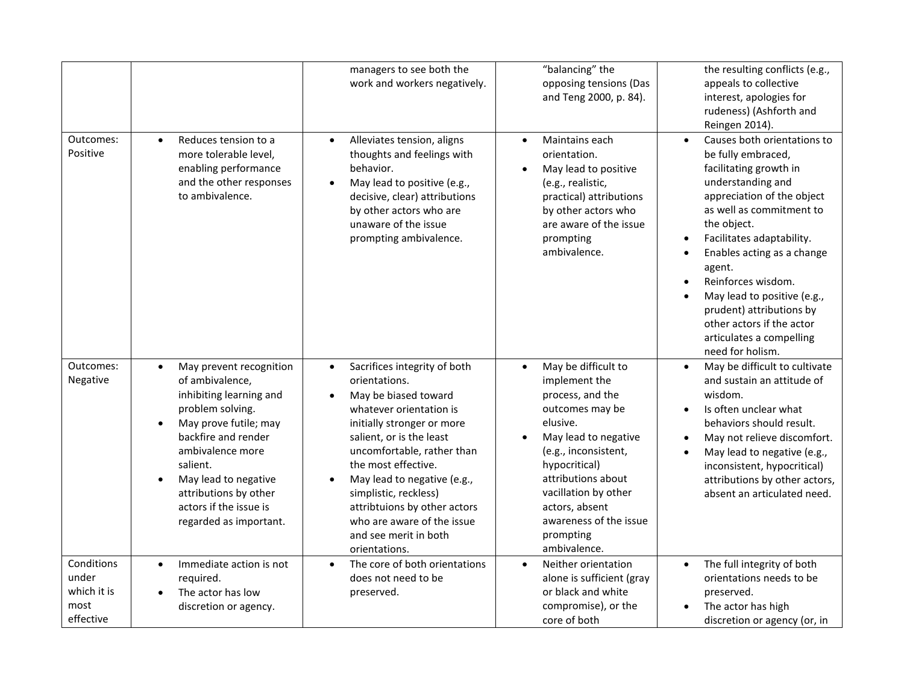| | | | | |
|---|---|---|---|---|
| | | managers to see both the work and workers negatively. | "balancing" the opposing tensions (Das and Teng 2000, p. 84). | the resulting conflicts (e.g., appeals to collective interest, apologies for rudeness) (Ashforth and Reingen 2014). |
| Outcomes: Positive | • Reduces tension to a more tolerable level, enabling performance and the other responses to ambivalence. | • Alleviates tension, aligns thoughts and feelings with behavior.<br>• May lead to positive (e.g., decisive, clear) attributions by other actors who are unaware of the issue prompting ambivalence. | • Maintains each orientation.<br>• May lead to positive (e.g., realistic, practical) attributions by other actors who are aware of the issue prompting ambivalence. | • Causes both orientations to be fully embraced, facilitating growth in understanding and appreciation of the object as well as commitment to the object.<br>• Facilitates adaptability.<br>• Enables acting as a change agent.<br>• Reinforces wisdom.<br>• May lead to positive (e.g., prudent) attributions by other actors if the actor articulates a compelling need for holism. |
| Outcomes: Negative | • May prevent recognition of ambivalence, inhibiting learning and problem solving.<br>• May prove futile; may backfire and render ambivalence more salient.<br>• May lead to negative attributions by other actors if the issue is regarded as important. | • Sacrifices integrity of both orientations.<br>• May be biased toward whatever orientation is initially stronger or more salient, or is the least uncomfortable, rather than the most effective.<br>• May lead to negative (e.g., simplistic, reckless) attribtuions by other actors who are aware of the issue and see merit in both orientations. | • May be difficult to implement the process, and the outcomes may be elusive.<br>• May lead to negative (e.g., inconsistent, hypocritical) attributions about vacillation by other actors, absent awareness of the issue prompting ambivalence. | • May be difficult to cultivate and sustain an attitude of wisdom.<br>• Is often unclear what behaviors should result.<br>• May not relieve discomfort.<br>• May lead to negative (e.g., inconsistent, hypocritical) attributions by other actors, absent an articulated need. |
| Conditions under which it is most effective | • Immediate action is not required.<br>• The actor has low discretion or agency. | • The core of both orientations does not need to be preserved. | • Neither orientation alone is sufficient (gray or black and white compromise), or the core of both | • The full integrity of both orientations needs to be preserved.<br>• The actor has high discretion or agency (or, in |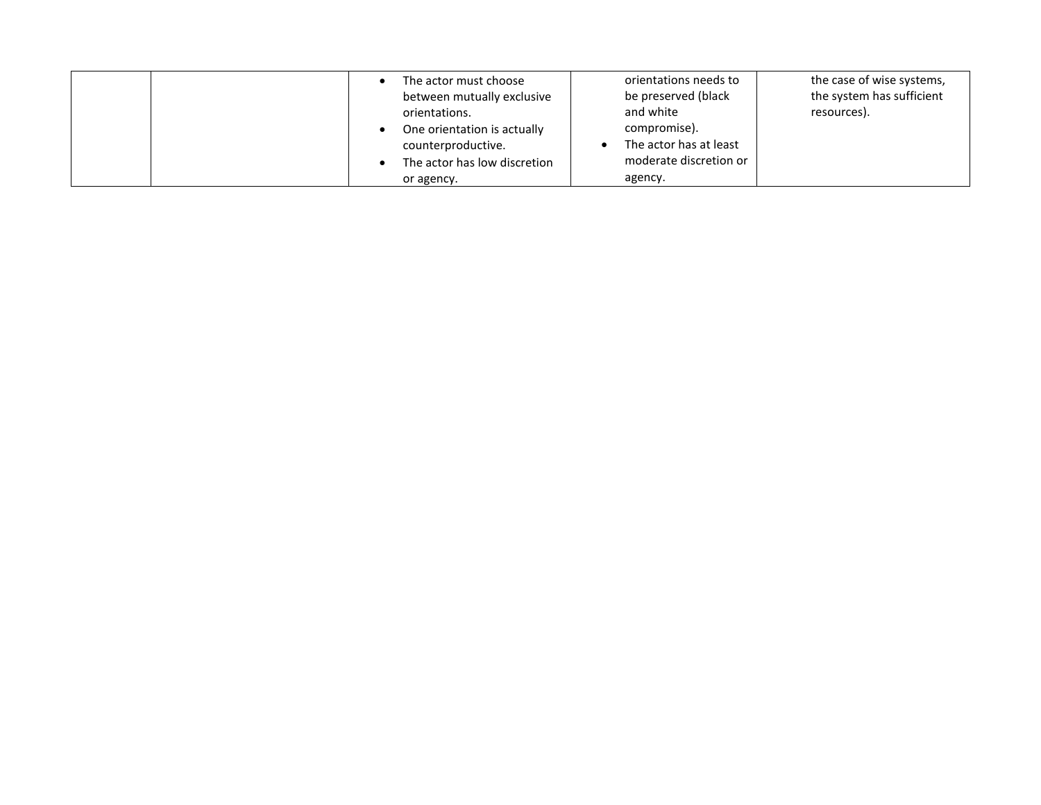| | | | | |
|---|---|---|---|---|
| | | • The actor must choose between mutually exclusive orientations.<br>• One orientation is actually counterproductive.<br>• The actor has low discretion or agency. | orientations needs to be preserved (black and white compromise).<br>• The actor has at least moderate discretion or agency. | the case of wise systems, the system has sufficient resources). |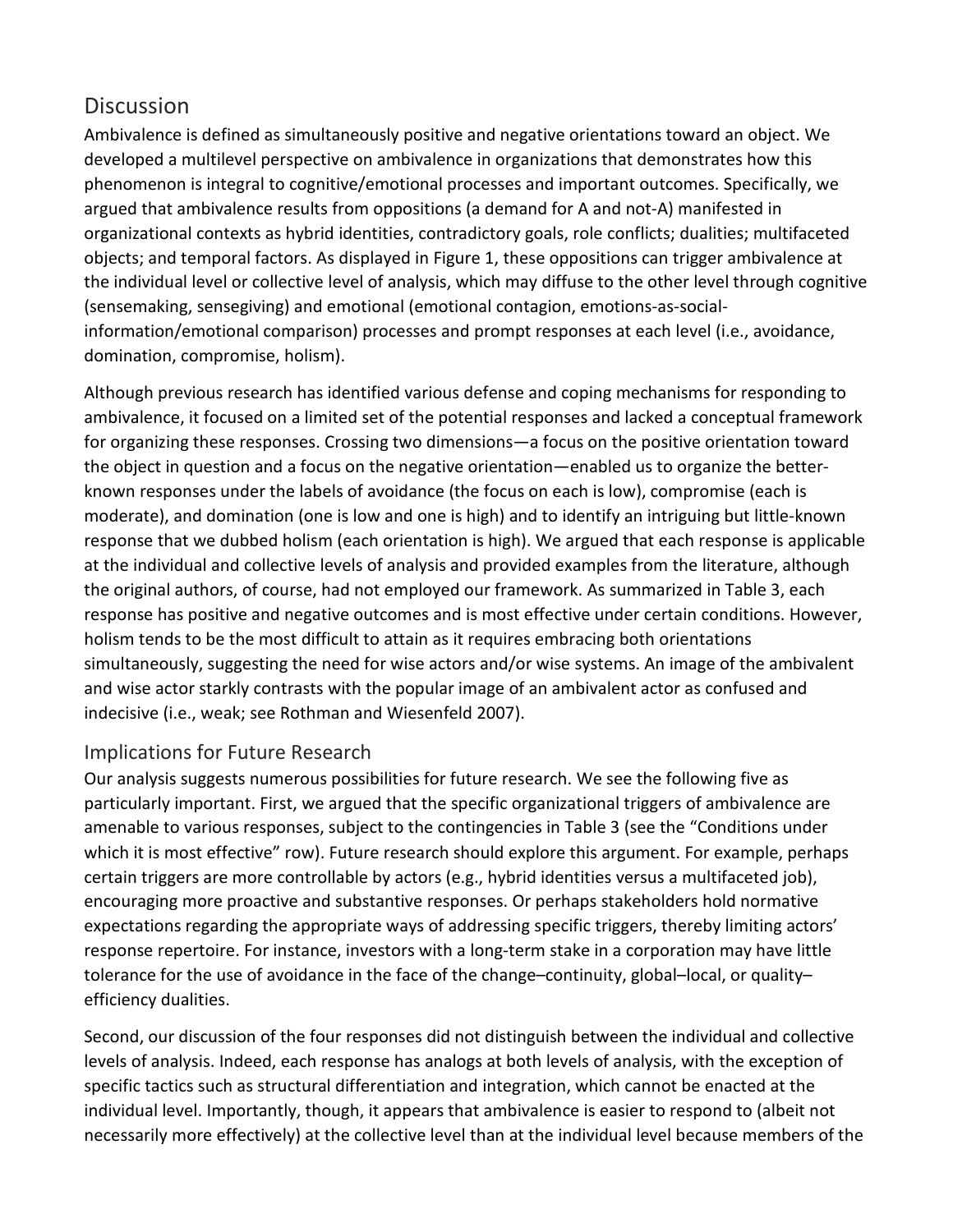## Discussion

Ambivalence is defined as simultaneously positive and negative orientations toward an object. We developed a multilevel perspective on ambivalence in organizations that demonstrates how this phenomenon is integral to cognitive/emotional processes and important outcomes. Specifically, we argued that ambivalence results from oppositions (a demand for A and not-A) manifested in organizational contexts as hybrid identities, contradictory goals, role conflicts; dualities; multifaceted objects; and temporal factors. As displayed in Figure 1, these oppositions can trigger ambivalence at the individual level or collective level of analysis, which may diffuse to the other level through cognitive (sensemaking, sensegiving) and emotional (emotional contagion, emotions-as-social-information/emotional comparison) processes and prompt responses at each level (i.e., avoidance, domination, compromise, holism).

Although previous research has identified various defense and coping mechanisms for responding to ambivalence, it focused on a limited set of the potential responses and lacked a conceptual framework for organizing these responses. Crossing two dimensions—a focus on the positive orientation toward the object in question and a focus on the negative orientation—enabled us to organize the better-known responses under the labels of avoidance (the focus on each is low), compromise (each is moderate), and domination (one is low and one is high) and to identify an intriguing but little-known response that we dubbed holism (each orientation is high). We argued that each response is applicable at the individual and collective levels of analysis and provided examples from the literature, although the original authors, of course, had not employed our framework. As summarized in Table 3, each response has positive and negative outcomes and is most effective under certain conditions. However, holism tends to be the most difficult to attain as it requires embracing both orientations simultaneously, suggesting the need for wise actors and/or wise systems. An image of the ambivalent and wise actor starkly contrasts with the popular image of an ambivalent actor as confused and indecisive (i.e., weak; see Rothman and Wiesenfeld 2007).

### Implications for Future Research

Our analysis suggests numerous possibilities for future research. We see the following five as particularly important. First, we argued that the specific organizational triggers of ambivalence are amenable to various responses, subject to the contingencies in Table 3 (see the "Conditions under which it is most effective" row). Future research should explore this argument. For example, perhaps certain triggers are more controllable by actors (e.g., hybrid identities versus a multifaceted job), encouraging more proactive and substantive responses. Or perhaps stakeholders hold normative expectations regarding the appropriate ways of addressing specific triggers, thereby limiting actors' response repertoire. For instance, investors with a long-term stake in a corporation may have little tolerance for the use of avoidance in the face of the change–continuity, global–local, or quality–efficiency dualities.

Second, our discussion of the four responses did not distinguish between the individual and collective levels of analysis. Indeed, each response has analogs at both levels of analysis, with the exception of specific tactics such as structural differentiation and integration, which cannot be enacted at the individual level. Importantly, though, it appears that ambivalence is easier to respond to (albeit not necessarily more effectively) at the collective level than at the individual level because members of the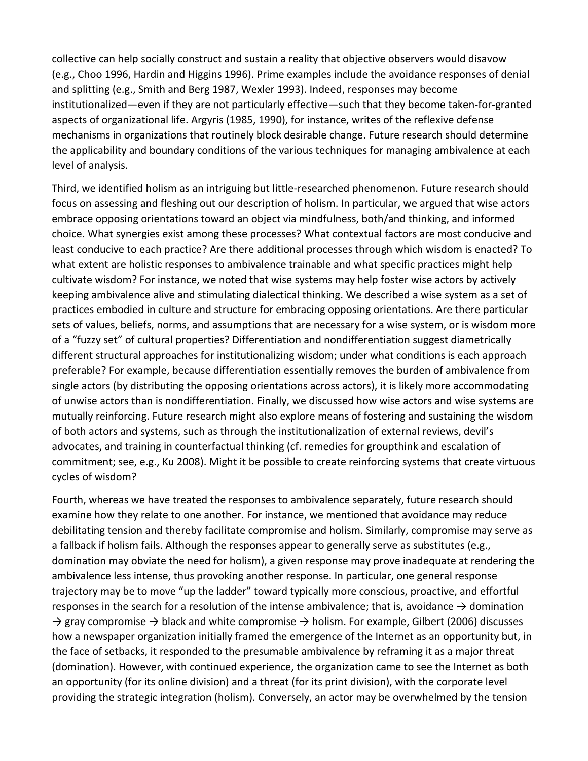collective can help socially construct and sustain a reality that objective observers would disavow (e.g., Choo 1996, Hardin and Higgins 1996). Prime examples include the avoidance responses of denial and splitting (e.g., Smith and Berg 1987, Wexler 1993). Indeed, responses may become institutionalized—even if they are not particularly effective—such that they become taken-for-granted aspects of organizational life. Argyris (1985, 1990), for instance, writes of the reflexive defense mechanisms in organizations that routinely block desirable change. Future research should determine the applicability and boundary conditions of the various techniques for managing ambivalence at each level of analysis.

Third, we identified holism as an intriguing but little-researched phenomenon. Future research should focus on assessing and fleshing out our description of holism. In particular, we argued that wise actors embrace opposing orientations toward an object via mindfulness, both/and thinking, and informed choice. What synergies exist among these processes? What contextual factors are most conducive and least conducive to each practice? Are there additional processes through which wisdom is enacted? To what extent are holistic responses to ambivalence trainable and what specific practices might help cultivate wisdom? For instance, we noted that wise systems may help foster wise actors by actively keeping ambivalence alive and stimulating dialectical thinking. We described a wise system as a set of practices embodied in culture and structure for embracing opposing orientations. Are there particular sets of values, beliefs, norms, and assumptions that are necessary for a wise system, or is wisdom more of a "fuzzy set" of cultural properties? Differentiation and nondifferentiation suggest diametrically different structural approaches for institutionalizing wisdom; under what conditions is each approach preferable? For example, because differentiation essentially removes the burden of ambivalence from single actors (by distributing the opposing orientations across actors), it is likely more accommodating of unwise actors than is nondifferentiation. Finally, we discussed how wise actors and wise systems are mutually reinforcing. Future research might also explore means of fostering and sustaining the wisdom of both actors and systems, such as through the institutionalization of external reviews, devil's advocates, and training in counterfactual thinking (cf. remedies for groupthink and escalation of commitment; see, e.g., Ku 2008). Might it be possible to create reinforcing systems that create virtuous cycles of wisdom?

Fourth, whereas we have treated the responses to ambivalence separately, future research should examine how they relate to one another. For instance, we mentioned that avoidance may reduce debilitating tension and thereby facilitate compromise and holism. Similarly, compromise may serve as a fallback if holism fails. Although the responses appear to generally serve as substitutes (e.g., domination may obviate the need for holism), a given response may prove inadequate at rendering the ambivalence less intense, thus provoking another response. In particular, one general response trajectory may be to move "up the ladder" toward typically more conscious, proactive, and effortful responses in the search for a resolution of the intense ambivalence; that is, avoidance → domination → gray compromise → black and white compromise → holism. For example, Gilbert (2006) discusses how a newspaper organization initially framed the emergence of the Internet as an opportunity but, in the face of setbacks, it responded to the presumable ambivalence by reframing it as a major threat (domination). However, with continued experience, the organization came to see the Internet as both an opportunity (for its online division) and a threat (for its print division), with the corporate level providing the strategic integration (holism). Conversely, an actor may be overwhelmed by the tension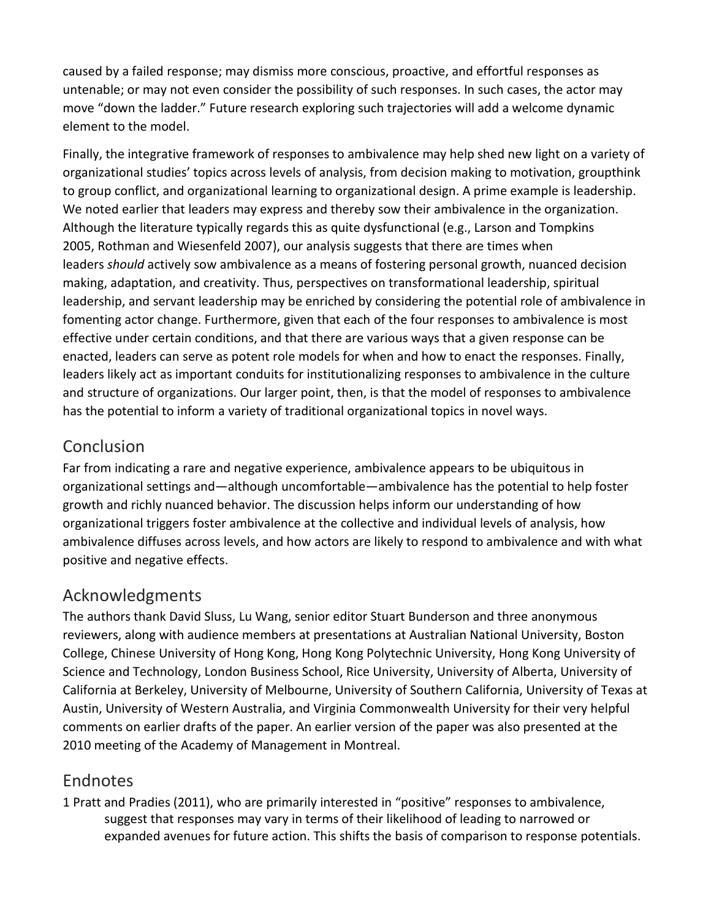caused by a failed response; may dismiss more conscious, proactive, and effortful responses as untenable; or may not even consider the possibility of such responses. In such cases, the actor may move "down the ladder." Future research exploring such trajectories will add a welcome dynamic element to the model.

Finally, the integrative framework of responses to ambivalence may help shed new light on a variety of organizational studies' topics across levels of analysis, from decision making to motivation, groupthink to group conflict, and organizational learning to organizational design. A prime example is leadership. We noted earlier that leaders may express and thereby sow their ambivalence in the organization. Although the literature typically regards this as quite dysfunctional (e.g., Larson and Tompkins 2005, Rothman and Wiesenfeld 2007), our analysis suggests that there are times when leaders *should* actively sow ambivalence as a means of fostering personal growth, nuanced decision making, adaptation, and creativity. Thus, perspectives on transformational leadership, spiritual leadership, and servant leadership may be enriched by considering the potential role of ambivalence in fomenting actor change. Furthermore, given that each of the four responses to ambivalence is most effective under certain conditions, and that there are various ways that a given response can be enacted, leaders can serve as potent role models for when and how to enact the responses. Finally, leaders likely act as important conduits for institutionalizing responses to ambivalence in the culture and structure of organizations. Our larger point, then, is that the model of responses to ambivalence has the potential to inform a variety of traditional organizational topics in novel ways.

## Conclusion

Far from indicating a rare and negative experience, ambivalence appears to be ubiquitous in organizational settings and—although uncomfortable—ambivalence has the potential to help foster growth and richly nuanced behavior. The discussion helps inform our understanding of how organizational triggers foster ambivalence at the collective and individual levels of analysis, how ambivalence diffuses across levels, and how actors are likely to respond to ambivalence and with what positive and negative effects.

## Acknowledgments

The authors thank David Sluss, Lu Wang, senior editor Stuart Bunderson and three anonymous reviewers, along with audience members at presentations at Australian National University, Boston College, Chinese University of Hong Kong, Hong Kong Polytechnic University, Hong Kong University of Science and Technology, London Business School, Rice University, University of Alberta, University of California at Berkeley, University of Melbourne, University of Southern California, University of Texas at Austin, University of Western Australia, and Virginia Commonwealth University for their very helpful comments on earlier drafts of the paper. An earlier version of the paper was also presented at the 2010 meeting of the Academy of Management in Montreal.

## Endnotes

1 Pratt and Pradies (2011), who are primarily interested in "positive" responses to ambivalence, suggest that responses may vary in terms of their likelihood of leading to narrowed or expanded avenues for future action. This shifts the basis of comparison to response potentials.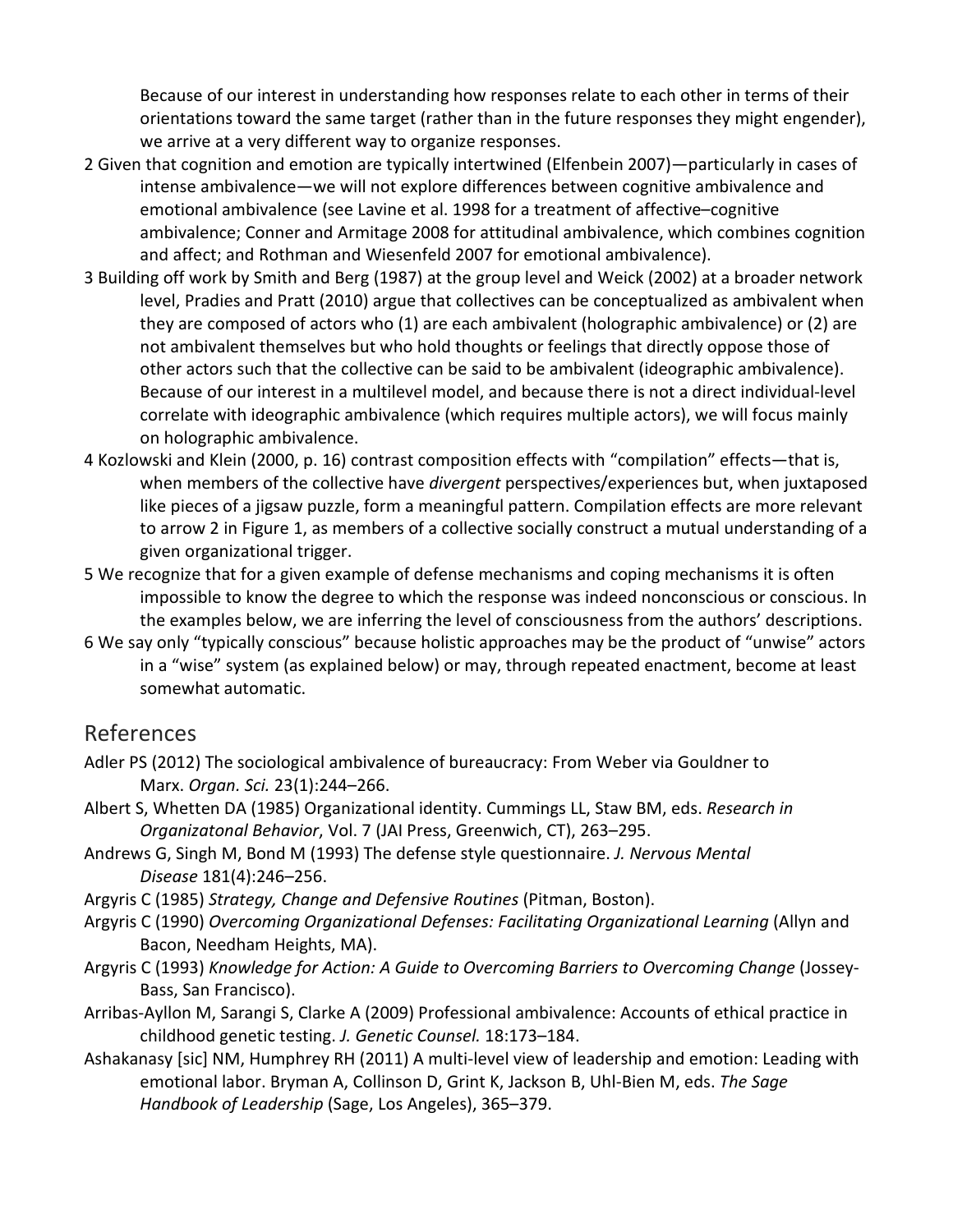Because of our interest in understanding how responses relate to each other in terms of their orientations toward the same target (rather than in the future responses they might engender), we arrive at a very different way to organize responses.

2 Given that cognition and emotion are typically intertwined (Elfenbein 2007)—particularly in cases of intense ambivalence—we will not explore differences between cognitive ambivalence and emotional ambivalence (see Lavine et al. 1998 for a treatment of affective–cognitive ambivalence; Conner and Armitage 2008 for attitudinal ambivalence, which combines cognition and affect; and Rothman and Wiesenfeld 2007 for emotional ambivalence).

3 Building off work by Smith and Berg (1987) at the group level and Weick (2002) at a broader network level, Pradies and Pratt (2010) argue that collectives can be conceptualized as ambivalent when they are composed of actors who (1) are each ambivalent (holographic ambivalence) or (2) are not ambivalent themselves but who hold thoughts or feelings that directly oppose those of other actors such that the collective can be said to be ambivalent (ideographic ambivalence). Because of our interest in a multilevel model, and because there is not a direct individual-level correlate with ideographic ambivalence (which requires multiple actors), we will focus mainly on holographic ambivalence.

4 Kozlowski and Klein (2000, p. 16) contrast composition effects with "compilation" effects—that is, when members of the collective have *divergent* perspectives/experiences but, when juxtaposed like pieces of a jigsaw puzzle, form a meaningful pattern. Compilation effects are more relevant to arrow 2 in Figure 1, as members of a collective socially construct a mutual understanding of a given organizational trigger.

5 We recognize that for a given example of defense mechanisms and coping mechanisms it is often impossible to know the degree to which the response was indeed nonconscious or conscious. In the examples below, we are inferring the level of consciousness from the authors' descriptions.

6 We say only "typically conscious" because holistic approaches may be the product of "unwise" actors in a "wise" system (as explained below) or may, through repeated enactment, become at least somewhat automatic.

## References

Adler PS (2012) The sociological ambivalence of bureaucracy: From Weber via Gouldner to Marx. *Organ. Sci.* 23(1):244–266.

Albert S, Whetten DA (1985) Organizational identity. Cummings LL, Staw BM, eds. *Research in Organizatonal Behavior*, Vol. 7 (JAI Press, Greenwich, CT), 263–295.

Andrews G, Singh M, Bond M (1993) The defense style questionnaire. *J. Nervous Mental Disease* 181(4):246–256.

Argyris C (1985) *Strategy, Change and Defensive Routines* (Pitman, Boston).

Argyris C (1990) *Overcoming Organizational Defenses: Facilitating Organizational Learning* (Allyn and Bacon, Needham Heights, MA).

Argyris C (1993) *Knowledge for Action: A Guide to Overcoming Barriers to Overcoming Change* (Jossey-Bass, San Francisco).

Arribas-Ayllon M, Sarangi S, Clarke A (2009) Professional ambivalence: Accounts of ethical practice in childhood genetic testing. *J. Genetic Counsel.* 18:173–184.

Ashakanasy [sic] NM, Humphrey RH (2011) A multi-level view of leadership and emotion: Leading with emotional labor. Bryman A, Collinson D, Grint K, Jackson B, Uhl-Bien M, eds. *The Sage Handbook of Leadership* (Sage, Los Angeles), 365–379.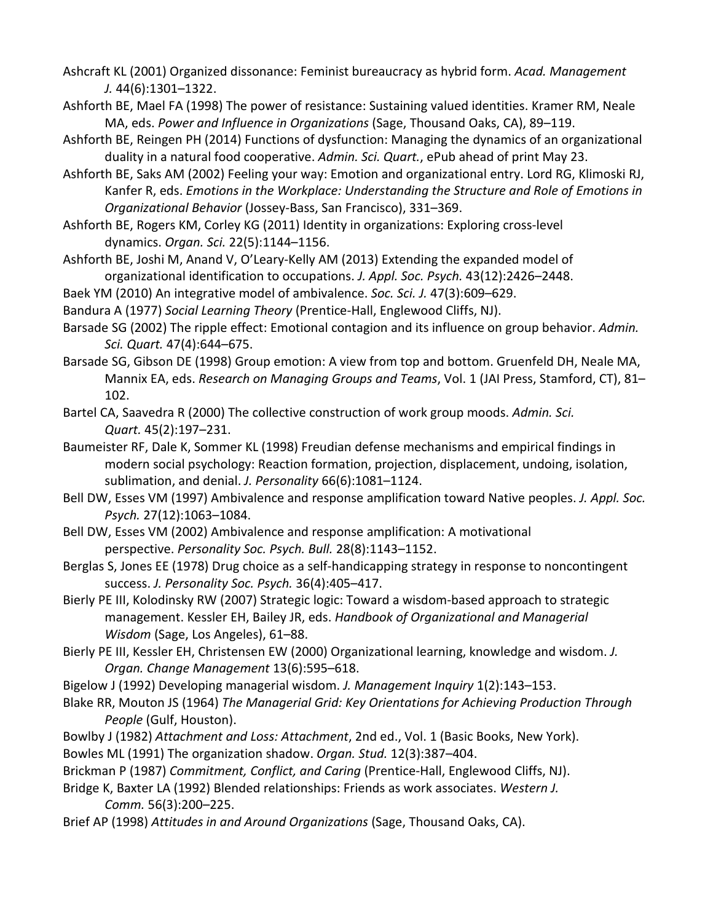Ashcraft KL (2001) Organized dissonance: Feminist bureaucracy as hybrid form. *Acad. Management J.* 44(6):1301–1322.

Ashforth BE, Mael FA (1998) The power of resistance: Sustaining valued identities. Kramer RM, Neale MA, eds. *Power and Influence in Organizations* (Sage, Thousand Oaks, CA), 89–119.

Ashforth BE, Reingen PH (2014) Functions of dysfunction: Managing the dynamics of an organizational duality in a natural food cooperative. *Admin. Sci. Quart.*, ePub ahead of print May 23.

Ashforth BE, Saks AM (2002) Feeling your way: Emotion and organizational entry. Lord RG, Klimoski RJ, Kanfer R, eds. *Emotions in the Workplace: Understanding the Structure and Role of Emotions in Organizational Behavior* (Jossey-Bass, San Francisco), 331–369.

Ashforth BE, Rogers KM, Corley KG (2011) Identity in organizations: Exploring cross-level dynamics. *Organ. Sci.* 22(5):1144–1156.

Ashforth BE, Joshi M, Anand V, O'Leary-Kelly AM (2013) Extending the expanded model of organizational identification to occupations. *J. Appl. Soc. Psych.* 43(12):2426–2448.

Baek YM (2010) An integrative model of ambivalence. *Soc. Sci. J.* 47(3):609–629.

Bandura A (1977) *Social Learning Theory* (Prentice-Hall, Englewood Cliffs, NJ).

Barsade SG (2002) The ripple effect: Emotional contagion and its influence on group behavior. *Admin. Sci. Quart.* 47(4):644–675.

Barsade SG, Gibson DE (1998) Group emotion: A view from top and bottom. Gruenfeld DH, Neale MA, Mannix EA, eds. *Research on Managing Groups and Teams*, Vol. 1 (JAI Press, Stamford, CT), 81–102.

Bartel CA, Saavedra R (2000) The collective construction of work group moods. *Admin. Sci. Quart.* 45(2):197–231.

Baumeister RF, Dale K, Sommer KL (1998) Freudian defense mechanisms and empirical findings in modern social psychology: Reaction formation, projection, displacement, undoing, isolation, sublimation, and denial. *J. Personality* 66(6):1081–1124.

Bell DW, Esses VM (1997) Ambivalence and response amplification toward Native peoples. *J. Appl. Soc. Psych.* 27(12):1063–1084.

Bell DW, Esses VM (2002) Ambivalence and response amplification: A motivational perspective. *Personality Soc. Psych. Bull.* 28(8):1143–1152.

Berglas S, Jones EE (1978) Drug choice as a self-handicapping strategy in response to noncontingent success. *J. Personality Soc. Psych.* 36(4):405–417.

Bierly PE III, Kolodinsky RW (2007) Strategic logic: Toward a wisdom-based approach to strategic management. Kessler EH, Bailey JR, eds. *Handbook of Organizational and Managerial Wisdom* (Sage, Los Angeles), 61–88.

Bierly PE III, Kessler EH, Christensen EW (2000) Organizational learning, knowledge and wisdom. *J. Organ. Change Management* 13(6):595–618.

Bigelow J (1992) Developing managerial wisdom. *J. Management Inquiry* 1(2):143–153.

Blake RR, Mouton JS (1964) *The Managerial Grid: Key Orientations for Achieving Production Through People* (Gulf, Houston).

Bowlby J (1982) *Attachment and Loss: Attachment*, 2nd ed., Vol. 1 (Basic Books, New York).

Bowles ML (1991) The organization shadow. *Organ. Stud.* 12(3):387–404.

Brickman P (1987) *Commitment, Conflict, and Caring* (Prentice-Hall, Englewood Cliffs, NJ).

Bridge K, Baxter LA (1992) Blended relationships: Friends as work associates. *Western J. Comm.* 56(3):200–225.

Brief AP (1998) *Attitudes in and Around Organizations* (Sage, Thousand Oaks, CA).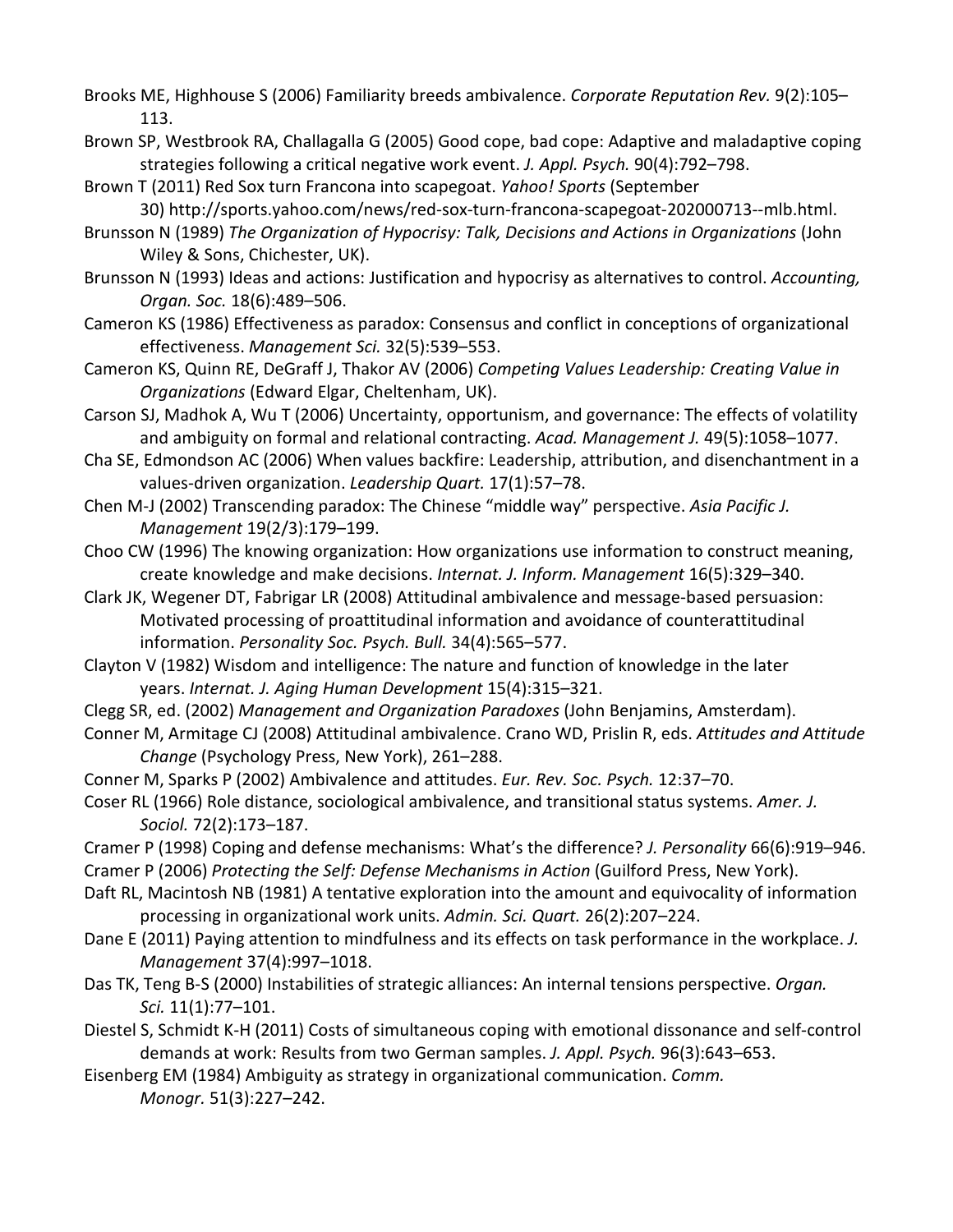Brooks ME, Highhouse S (2006) Familiarity breeds ambivalence. *Corporate Reputation Rev.* 9(2):105–113.

Brown SP, Westbrook RA, Challagalla G (2005) Good cope, bad cope: Adaptive and maladaptive coping strategies following a critical negative work event. *J. Appl. Psych.* 90(4):792–798.

Brown T (2011) Red Sox turn Francona into scapegoat. *Yahoo! Sports* (September 30) http://sports.yahoo.com/news/red-sox-turn-francona-scapegoat-202000713--mlb.html.

Brunsson N (1989) *The Organization of Hypocrisy: Talk, Decisions and Actions in Organizations* (John Wiley & Sons, Chichester, UK).

Brunsson N (1993) Ideas and actions: Justification and hypocrisy as alternatives to control. *Accounting, Organ. Soc.* 18(6):489–506.

Cameron KS (1986) Effectiveness as paradox: Consensus and conflict in conceptions of organizational effectiveness. *Management Sci.* 32(5):539–553.

Cameron KS, Quinn RE, DeGraff J, Thakor AV (2006) *Competing Values Leadership: Creating Value in Organizations* (Edward Elgar, Cheltenham, UK).

Carson SJ, Madhok A, Wu T (2006) Uncertainty, opportunism, and governance: The effects of volatility and ambiguity on formal and relational contracting. *Acad. Management J.* 49(5):1058–1077.

Cha SE, Edmondson AC (2006) When values backfire: Leadership, attribution, and disenchantment in a values-driven organization. *Leadership Quart.* 17(1):57–78.

Chen M-J (2002) Transcending paradox: The Chinese "middle way" perspective. *Asia Pacific J. Management* 19(2/3):179–199.

Choo CW (1996) The knowing organization: How organizations use information to construct meaning, create knowledge and make decisions. *Internat. J. Inform. Management* 16(5):329–340.

Clark JK, Wegener DT, Fabrigar LR (2008) Attitudinal ambivalence and message-based persuasion: Motivated processing of proattitudinal information and avoidance of counterattitudinal information. *Personality Soc. Psych. Bull.* 34(4):565–577.

Clayton V (1982) Wisdom and intelligence: The nature and function of knowledge in the later years. *Internat. J. Aging Human Development* 15(4):315–321.

Clegg SR, ed. (2002) *Management and Organization Paradoxes* (John Benjamins, Amsterdam).

Conner M, Armitage CJ (2008) Attitudinal ambivalence. Crano WD, Prislin R, eds. *Attitudes and Attitude Change* (Psychology Press, New York), 261–288.

Conner M, Sparks P (2002) Ambivalence and attitudes. *Eur. Rev. Soc. Psych.* 12:37–70.

Coser RL (1966) Role distance, sociological ambivalence, and transitional status systems. *Amer. J. Sociol.* 72(2):173–187.

Cramer P (1998) Coping and defense mechanisms: What's the difference? *J. Personality* 66(6):919–946.

Cramer P (2006) *Protecting the Self: Defense Mechanisms in Action* (Guilford Press, New York).

Daft RL, Macintosh NB (1981) A tentative exploration into the amount and equivocality of information processing in organizational work units. *Admin. Sci. Quart.* 26(2):207–224.

Dane E (2011) Paying attention to mindfulness and its effects on task performance in the workplace. *J. Management* 37(4):997–1018.

Das TK, Teng B-S (2000) Instabilities of strategic alliances: An internal tensions perspective. *Organ. Sci.* 11(1):77–101.

Diestel S, Schmidt K-H (2011) Costs of simultaneous coping with emotional dissonance and self-control demands at work: Results from two German samples. *J. Appl. Psych.* 96(3):643–653.

Eisenberg EM (1984) Ambiguity as strategy in organizational communication. *Comm. Monogr.* 51(3):227–242.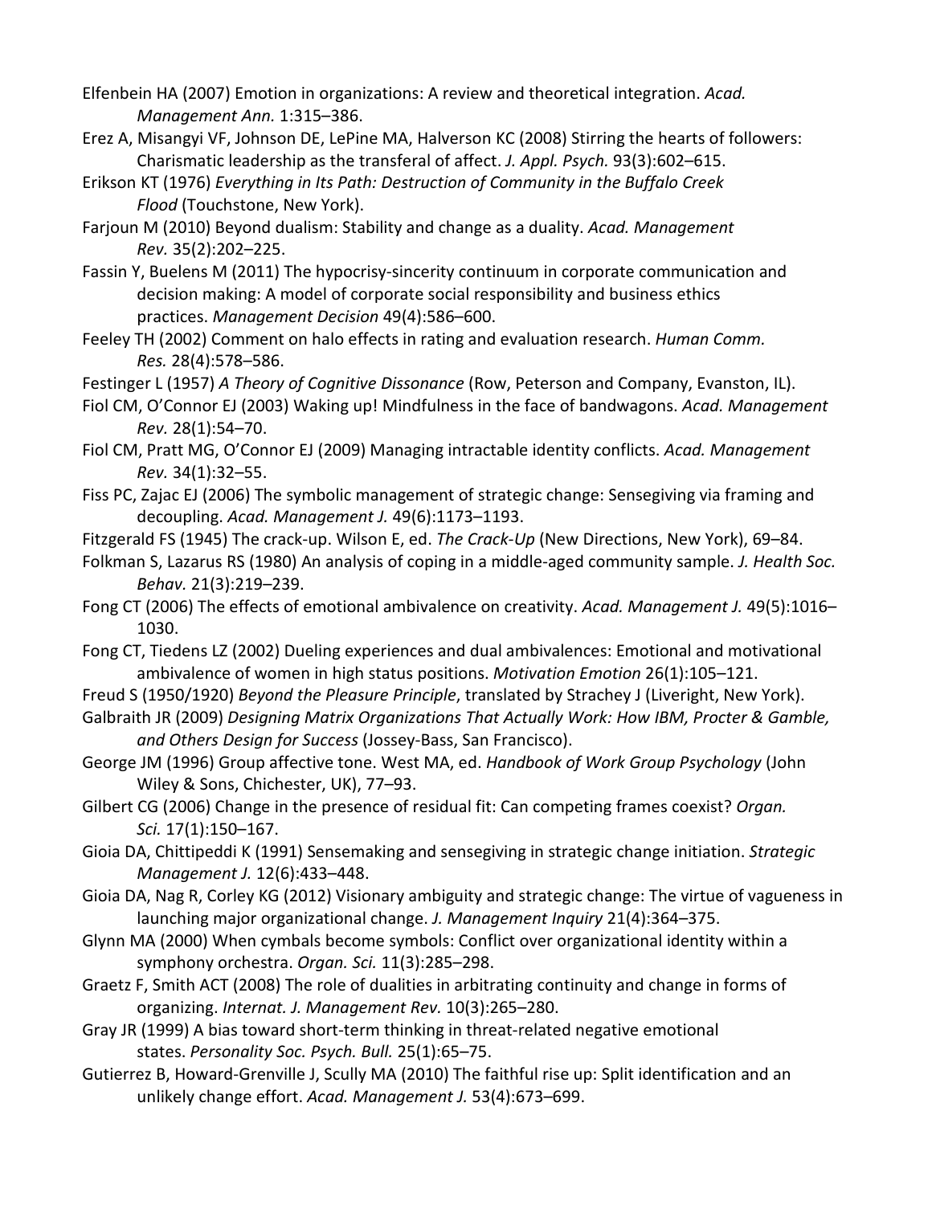Elfenbein HA (2007) Emotion in organizations: A review and theoretical integration. *Acad. Management Ann.* 1:315–386.

Erez A, Misangyi VF, Johnson DE, LePine MA, Halverson KC (2008) Stirring the hearts of followers: Charismatic leadership as the transferal of affect. *J. Appl. Psych.* 93(3):602–615.

Erikson KT (1976) *Everything in Its Path: Destruction of Community in the Buffalo Creek Flood* (Touchstone, New York).

Farjoun M (2010) Beyond dualism: Stability and change as a duality. *Acad. Management Rev.* 35(2):202–225.

Fassin Y, Buelens M (2011) The hypocrisy-sincerity continuum in corporate communication and decision making: A model of corporate social responsibility and business ethics practices. *Management Decision* 49(4):586–600.

Feeley TH (2002) Comment on halo effects in rating and evaluation research. *Human Comm. Res.* 28(4):578–586.

Festinger L (1957) *A Theory of Cognitive Dissonance* (Row, Peterson and Company, Evanston, IL).

Fiol CM, O'Connor EJ (2003) Waking up! Mindfulness in the face of bandwagons. *Acad. Management Rev.* 28(1):54–70.

Fiol CM, Pratt MG, O'Connor EJ (2009) Managing intractable identity conflicts. *Acad. Management Rev.* 34(1):32–55.

Fiss PC, Zajac EJ (2006) The symbolic management of strategic change: Sensegiving via framing and decoupling. *Acad. Management J.* 49(6):1173–1193.

Fitzgerald FS (1945) The crack-up. Wilson E, ed. *The Crack-Up* (New Directions, New York), 69–84.

Folkman S, Lazarus RS (1980) An analysis of coping in a middle-aged community sample. *J. Health Soc. Behav.* 21(3):219–239.

Fong CT (2006) The effects of emotional ambivalence on creativity. *Acad. Management J.* 49(5):1016–1030.

Fong CT, Tiedens LZ (2002) Dueling experiences and dual ambivalences: Emotional and motivational ambivalence of women in high status positions. *Motivation Emotion* 26(1):105–121.

Freud S (1950/1920) *Beyond the Pleasure Principle*, translated by Strachey J (Liveright, New York).

Galbraith JR (2009) *Designing Matrix Organizations That Actually Work: How IBM, Procter & Gamble, and Others Design for Success* (Jossey-Bass, San Francisco).

George JM (1996) Group affective tone. West MA, ed. *Handbook of Work Group Psychology* (John Wiley & Sons, Chichester, UK), 77–93.

Gilbert CG (2006) Change in the presence of residual fit: Can competing frames coexist? *Organ. Sci.* 17(1):150–167.

Gioia DA, Chittipeddi K (1991) Sensemaking and sensegiving in strategic change initiation. *Strategic Management J.* 12(6):433–448.

Gioia DA, Nag R, Corley KG (2012) Visionary ambiguity and strategic change: The virtue of vagueness in launching major organizational change. *J. Management Inquiry* 21(4):364–375.

Glynn MA (2000) When cymbals become symbols: Conflict over organizational identity within a symphony orchestra. *Organ. Sci.* 11(3):285–298.

Graetz F, Smith ACT (2008) The role of dualities in arbitrating continuity and change in forms of organizing. *Internat. J. Management Rev.* 10(3):265–280.

Gray JR (1999) A bias toward short-term thinking in threat-related negative emotional states. *Personality Soc. Psych. Bull.* 25(1):65–75.

Gutierrez B, Howard-Grenville J, Scully MA (2010) The faithful rise up: Split identification and an unlikely change effort. *Acad. Management J.* 53(4):673–699.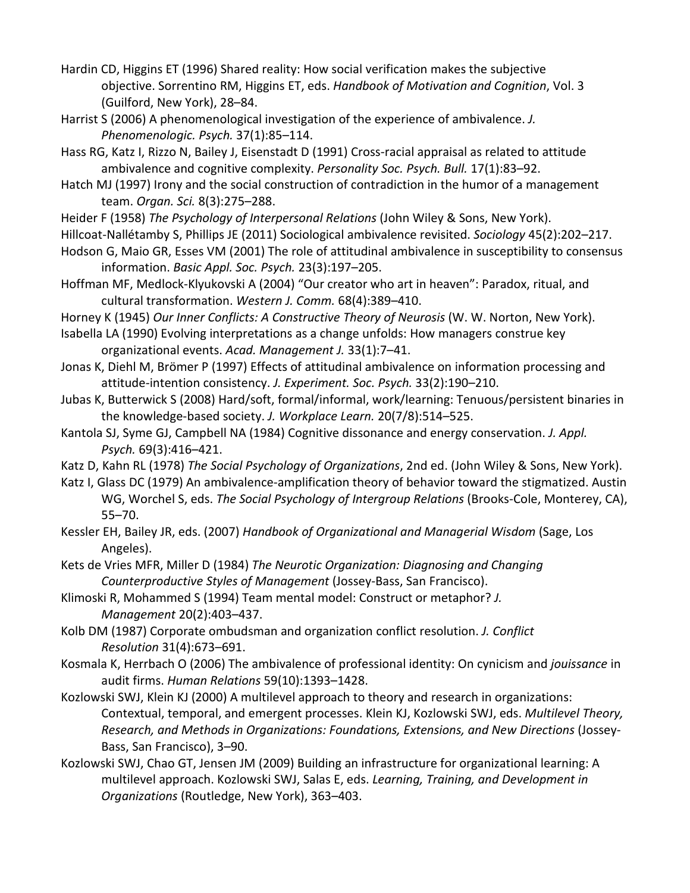Hardin CD, Higgins ET (1996) Shared reality: How social verification makes the subjective objective. Sorrentino RM, Higgins ET, eds. *Handbook of Motivation and Cognition*, Vol. 3 (Guilford, New York), 28–84.

Harrist S (2006) A phenomenological investigation of the experience of ambivalence. *J. Phenomenologic. Psych.* 37(1):85–114.

Hass RG, Katz I, Rizzo N, Bailey J, Eisenstadt D (1991) Cross-racial appraisal as related to attitude ambivalence and cognitive complexity. *Personality Soc. Psych. Bull.* 17(1):83–92.

Hatch MJ (1997) Irony and the social construction of contradiction in the humor of a management team. *Organ. Sci.* 8(3):275–288.

Heider F (1958) *The Psychology of Interpersonal Relations* (John Wiley & Sons, New York).

Hillcoat-Nallétamby S, Phillips JE (2011) Sociological ambivalence revisited. *Sociology* 45(2):202–217.

Hodson G, Maio GR, Esses VM (2001) The role of attitudinal ambivalence in susceptibility to consensus information. *Basic Appl. Soc. Psych.* 23(3):197–205.

Hoffman MF, Medlock-Klyukovski A (2004) "Our creator who art in heaven": Paradox, ritual, and cultural transformation. *Western J. Comm.* 68(4):389–410.

Horney K (1945) *Our Inner Conflicts: A Constructive Theory of Neurosis* (W. W. Norton, New York).

Isabella LA (1990) Evolving interpretations as a change unfolds: How managers construe key organizational events. *Acad. Management J.* 33(1):7–41.

Jonas K, Diehl M, Brömer P (1997) Effects of attitudinal ambivalence on information processing and attitude-intention consistency. *J. Experiment. Soc. Psych.* 33(2):190–210.

Jubas K, Butterwick S (2008) Hard/soft, formal/informal, work/learning: Tenuous/persistent binaries in the knowledge-based society. *J. Workplace Learn.* 20(7/8):514–525.

Kantola SJ, Syme GJ, Campbell NA (1984) Cognitive dissonance and energy conservation. *J. Appl. Psych.* 69(3):416–421.

Katz D, Kahn RL (1978) *The Social Psychology of Organizations*, 2nd ed. (John Wiley & Sons, New York).

Katz I, Glass DC (1979) An ambivalence-amplification theory of behavior toward the stigmatized. Austin WG, Worchel S, eds. *The Social Psychology of Intergroup Relations* (Brooks-Cole, Monterey, CA), 55–70.

Kessler EH, Bailey JR, eds. (2007) *Handbook of Organizational and Managerial Wisdom* (Sage, Los Angeles).

Kets de Vries MFR, Miller D (1984) *The Neurotic Organization: Diagnosing and Changing Counterproductive Styles of Management* (Jossey-Bass, San Francisco).

Klimoski R, Mohammed S (1994) Team mental model: Construct or metaphor? *J. Management* 20(2):403–437.

Kolb DM (1987) Corporate ombudsman and organization conflict resolution. *J. Conflict Resolution* 31(4):673–691.

Kosmala K, Herrbach O (2006) The ambivalence of professional identity: On cynicism and *jouissance* in audit firms. *Human Relations* 59(10):1393–1428.

Kozlowski SWJ, Klein KJ (2000) A multilevel approach to theory and research in organizations: Contextual, temporal, and emergent processes. Klein KJ, Kozlowski SWJ, eds. *Multilevel Theory, Research, and Methods in Organizations: Foundations, Extensions, and New Directions* (Jossey-Bass, San Francisco), 3–90.

Kozlowski SWJ, Chao GT, Jensen JM (2009) Building an infrastructure for organizational learning: A multilevel approach. Kozlowski SWJ, Salas E, eds. *Learning, Training, and Development in Organizations* (Routledge, New York), 363–403.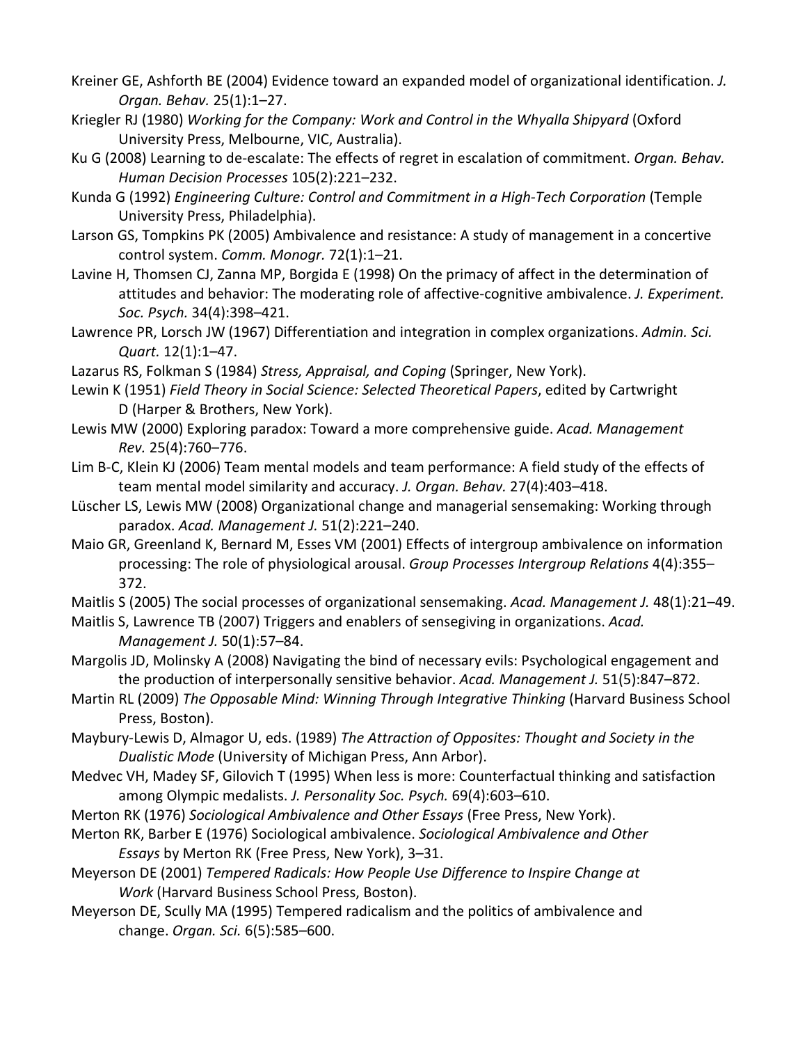Kreiner GE, Ashforth BE (2004) Evidence toward an expanded model of organizational identification. *J. Organ. Behav.* 25(1):1–27.

Kriegler RJ (1980) *Working for the Company: Work and Control in the Whyalla Shipyard* (Oxford University Press, Melbourne, VIC, Australia).

Ku G (2008) Learning to de-escalate: The effects of regret in escalation of commitment. *Organ. Behav. Human Decision Processes* 105(2):221–232.

Kunda G (1992) *Engineering Culture: Control and Commitment in a High-Tech Corporation* (Temple University Press, Philadelphia).

Larson GS, Tompkins PK (2005) Ambivalence and resistance: A study of management in a concertive control system. *Comm. Monogr.* 72(1):1–21.

Lavine H, Thomsen CJ, Zanna MP, Borgida E (1998) On the primacy of affect in the determination of attitudes and behavior: The moderating role of affective-cognitive ambivalence. *J. Experiment. Soc. Psych.* 34(4):398–421.

Lawrence PR, Lorsch JW (1967) Differentiation and integration in complex organizations. *Admin. Sci. Quart.* 12(1):1–47.

Lazarus RS, Folkman S (1984) *Stress, Appraisal, and Coping* (Springer, New York).

Lewin K (1951) *Field Theory in Social Science: Selected Theoretical Papers*, edited by Cartwright D (Harper & Brothers, New York).

Lewis MW (2000) Exploring paradox: Toward a more comprehensive guide. *Acad. Management Rev.* 25(4):760–776.

Lim B-C, Klein KJ (2006) Team mental models and team performance: A field study of the effects of team mental model similarity and accuracy. *J. Organ. Behav.* 27(4):403–418.

Lüscher LS, Lewis MW (2008) Organizational change and managerial sensemaking: Working through paradox. *Acad. Management J.* 51(2):221–240.

Maio GR, Greenland K, Bernard M, Esses VM (2001) Effects of intergroup ambivalence on information processing: The role of physiological arousal. *Group Processes Intergroup Relations* 4(4):355–372.

Maitlis S (2005) The social processes of organizational sensemaking. *Acad. Management J.* 48(1):21–49.

Maitlis S, Lawrence TB (2007) Triggers and enablers of sensegiving in organizations. *Acad. Management J.* 50(1):57–84.

Margolis JD, Molinsky A (2008) Navigating the bind of necessary evils: Psychological engagement and the production of interpersonally sensitive behavior. *Acad. Management J.* 51(5):847–872.

Martin RL (2009) *The Opposable Mind: Winning Through Integrative Thinking* (Harvard Business School Press, Boston).

Maybury-Lewis D, Almagor U, eds. (1989) *The Attraction of Opposites: Thought and Society in the Dualistic Mode* (University of Michigan Press, Ann Arbor).

Medvec VH, Madey SF, Gilovich T (1995) When less is more: Counterfactual thinking and satisfaction among Olympic medalists. *J. Personality Soc. Psych.* 69(4):603–610.

Merton RK (1976) *Sociological Ambivalence and Other Essays* (Free Press, New York).

Merton RK, Barber E (1976) Sociological ambivalence. *Sociological Ambivalence and Other Essays* by Merton RK (Free Press, New York), 3–31.

Meyerson DE (2001) *Tempered Radicals: How People Use Difference to Inspire Change at Work* (Harvard Business School Press, Boston).

Meyerson DE, Scully MA (1995) Tempered radicalism and the politics of ambivalence and change. *Organ. Sci.* 6(5):585–600.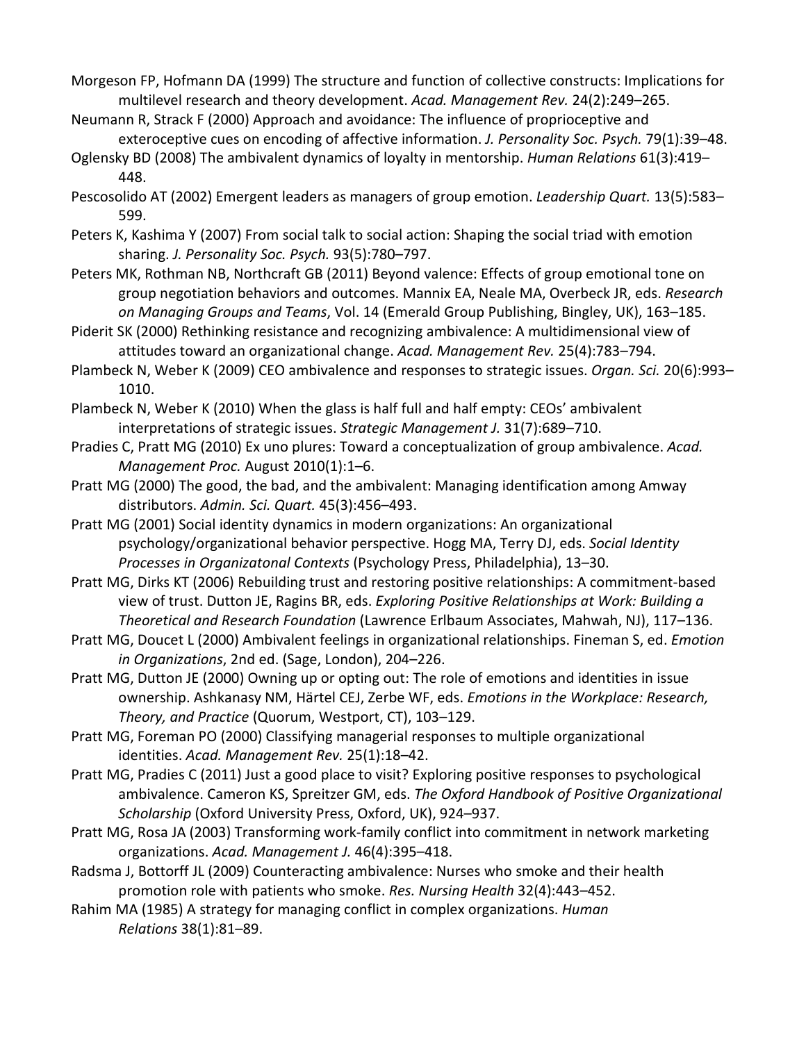Morgeson FP, Hofmann DA (1999) The structure and function of collective constructs: Implications for multilevel research and theory development. *Acad. Management Rev.* 24(2):249–265.

Neumann R, Strack F (2000) Approach and avoidance: The influence of proprioceptive and exteroceptive cues on encoding of affective information. *J. Personality Soc. Psych.* 79(1):39–48.

Oglensky BD (2008) The ambivalent dynamics of loyalty in mentorship. *Human Relations* 61(3):419–448.

Pescosolido AT (2002) Emergent leaders as managers of group emotion. *Leadership Quart.* 13(5):583–599.

Peters K, Kashima Y (2007) From social talk to social action: Shaping the social triad with emotion sharing. *J. Personality Soc. Psych.* 93(5):780–797.

Peters MK, Rothman NB, Northcraft GB (2011) Beyond valence: Effects of group emotional tone on group negotiation behaviors and outcomes. Mannix EA, Neale MA, Overbeck JR, eds. *Research on Managing Groups and Teams*, Vol. 14 (Emerald Group Publishing, Bingley, UK), 163–185.

Piderit SK (2000) Rethinking resistance and recognizing ambivalence: A multidimensional view of attitudes toward an organizational change. *Acad. Management Rev.* 25(4):783–794.

Plambeck N, Weber K (2009) CEO ambivalence and responses to strategic issues. *Organ. Sci.* 20(6):993–1010.

Plambeck N, Weber K (2010) When the glass is half full and half empty: CEOs' ambivalent interpretations of strategic issues. *Strategic Management J.* 31(7):689–710.

Pradies C, Pratt MG (2010) Ex uno plures: Toward a conceptualization of group ambivalence. *Acad. Management Proc.* August 2010(1):1–6.

Pratt MG (2000) The good, the bad, and the ambivalent: Managing identification among Amway distributors. *Admin. Sci. Quart.* 45(3):456–493.

Pratt MG (2001) Social identity dynamics in modern organizations: An organizational psychology/organizational behavior perspective. Hogg MA, Terry DJ, eds. *Social Identity Processes in Organizatonal Contexts* (Psychology Press, Philadelphia), 13–30.

Pratt MG, Dirks KT (2006) Rebuilding trust and restoring positive relationships: A commitment-based view of trust. Dutton JE, Ragins BR, eds. *Exploring Positive Relationships at Work: Building a Theoretical and Research Foundation* (Lawrence Erlbaum Associates, Mahwah, NJ), 117–136.

Pratt MG, Doucet L (2000) Ambivalent feelings in organizational relationships. Fineman S, ed. *Emotion in Organizations*, 2nd ed. (Sage, London), 204–226.

Pratt MG, Dutton JE (2000) Owning up or opting out: The role of emotions and identities in issue ownership. Ashkanasy NM, Härtel CEJ, Zerbe WF, eds. *Emotions in the Workplace: Research, Theory, and Practice* (Quorum, Westport, CT), 103–129.

Pratt MG, Foreman PO (2000) Classifying managerial responses to multiple organizational identities. *Acad. Management Rev.* 25(1):18–42.

Pratt MG, Pradies C (2011) Just a good place to visit? Exploring positive responses to psychological ambivalence. Cameron KS, Spreitzer GM, eds. *The Oxford Handbook of Positive Organizational Scholarship* (Oxford University Press, Oxford, UK), 924–937.

Pratt MG, Rosa JA (2003) Transforming work-family conflict into commitment in network marketing organizations. *Acad. Management J.* 46(4):395–418.

Radsma J, Bottorff JL (2009) Counteracting ambivalence: Nurses who smoke and their health promotion role with patients who smoke. *Res. Nursing Health* 32(4):443–452.

Rahim MA (1985) A strategy for managing conflict in complex organizations. *Human Relations* 38(1):81–89.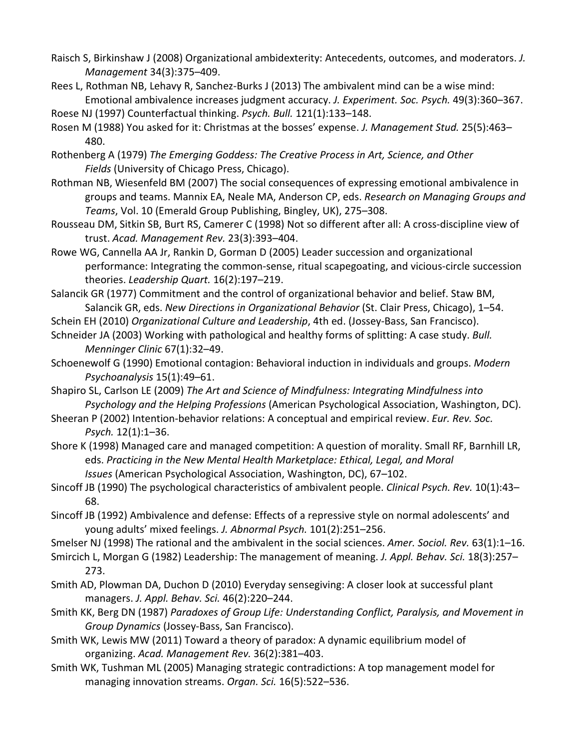Raisch S, Birkinshaw J (2008) Organizational ambidexterity: Antecedents, outcomes, and moderators. *J. Management* 34(3):375–409.

Rees L, Rothman NB, Lehavy R, Sanchez-Burks J (2013) The ambivalent mind can be a wise mind: Emotional ambivalence increases judgment accuracy. *J. Experiment. Soc. Psych.* 49(3):360–367.

Roese NJ (1997) Counterfactual thinking. *Psych. Bull.* 121(1):133–148.

Rosen M (1988) You asked for it: Christmas at the bosses' expense. *J. Management Stud.* 25(5):463–480.

Rothenberg A (1979) *The Emerging Goddess: The Creative Process in Art, Science, and Other Fields* (University of Chicago Press, Chicago).

Rothman NB, Wiesenfeld BM (2007) The social consequences of expressing emotional ambivalence in groups and teams. Mannix EA, Neale MA, Anderson CP, eds. *Research on Managing Groups and Teams*, Vol. 10 (Emerald Group Publishing, Bingley, UK), 275–308.

Rousseau DM, Sitkin SB, Burt RS, Camerer C (1998) Not so different after all: A cross-discipline view of trust. *Acad. Management Rev.* 23(3):393–404.

Rowe WG, Cannella AA Jr, Rankin D, Gorman D (2005) Leader succession and organizational performance: Integrating the common-sense, ritual scapegoating, and vicious-circle succession theories. *Leadership Quart.* 16(2):197–219.

Salancik GR (1977) Commitment and the control of organizational behavior and belief. Staw BM, Salancik GR, eds. *New Directions in Organizational Behavior* (St. Clair Press, Chicago), 1–54.

Schein EH (2010) *Organizational Culture and Leadership*, 4th ed. (Jossey-Bass, San Francisco).

Schneider JA (2003) Working with pathological and healthy forms of splitting: A case study. *Bull. Menninger Clinic* 67(1):32–49.

Schoenewolf G (1990) Emotional contagion: Behavioral induction in individuals and groups. *Modern Psychoanalysis* 15(1):49–61.

Shapiro SL, Carlson LE (2009) *The Art and Science of Mindfulness: Integrating Mindfulness into Psychology and the Helping Professions* (American Psychological Association, Washington, DC).

Sheeran P (2002) Intention-behavior relations: A conceptual and empirical review. *Eur. Rev. Soc. Psych.* 12(1):1–36.

Shore K (1998) Managed care and managed competition: A question of morality. Small RF, Barnhill LR, eds. *Practicing in the New Mental Health Marketplace: Ethical, Legal, and Moral Issues* (American Psychological Association, Washington, DC), 67–102.

Sincoff JB (1990) The psychological characteristics of ambivalent people. *Clinical Psych. Rev.* 10(1):43–68.

Sincoff JB (1992) Ambivalence and defense: Effects of a repressive style on normal adolescents' and young adults' mixed feelings. *J. Abnormal Psych.* 101(2):251–256.

Smelser NJ (1998) The rational and the ambivalent in the social sciences. *Amer. Sociol. Rev.* 63(1):1–16.

Smircich L, Morgan G (1982) Leadership: The management of meaning. *J. Appl. Behav. Sci.* 18(3):257–273.

Smith AD, Plowman DA, Duchon D (2010) Everyday sensegiving: A closer look at successful plant managers. *J. Appl. Behav. Sci.* 46(2):220–244.

Smith KK, Berg DN (1987) *Paradoxes of Group Life: Understanding Conflict, Paralysis, and Movement in Group Dynamics* (Jossey-Bass, San Francisco).

Smith WK, Lewis MW (2011) Toward a theory of paradox: A dynamic equilibrium model of organizing. *Acad. Management Rev.* 36(2):381–403.

Smith WK, Tushman ML (2005) Managing strategic contradictions: A top management model for managing innovation streams. *Organ. Sci.* 16(5):522–536.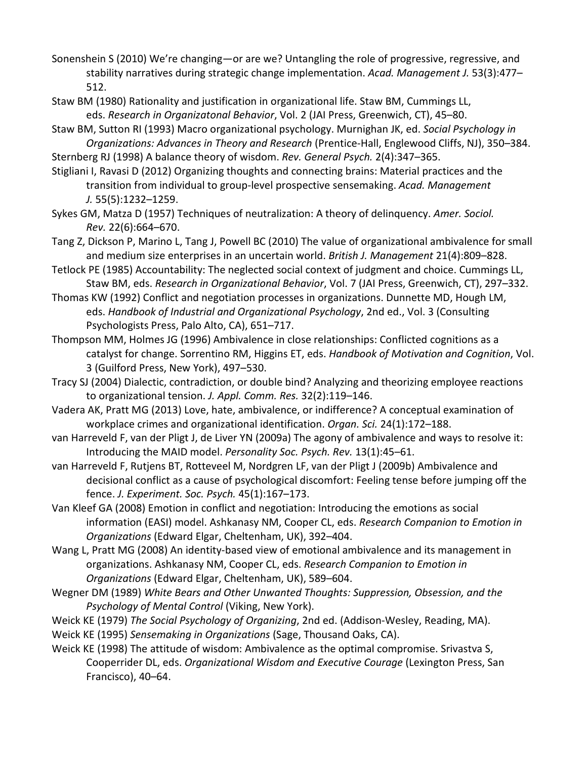Sonenshein S (2010) We're changing—or are we? Untangling the role of progressive, regressive, and stability narratives during strategic change implementation. *Acad. Management J.* 53(3):477–512.

Staw BM (1980) Rationality and justification in organizational life. Staw BM, Cummings LL, eds. *Research in Organizatonal Behavior*, Vol. 2 (JAI Press, Greenwich, CT), 45–80.

Staw BM, Sutton RI (1993) Macro organizational psychology. Murnighan JK, ed. *Social Psychology in Organizations: Advances in Theory and Research* (Prentice-Hall, Englewood Cliffs, NJ), 350–384.

Sternberg RJ (1998) A balance theory of wisdom. *Rev. General Psych.* 2(4):347–365.

Stigliani I, Ravasi D (2012) Organizing thoughts and connecting brains: Material practices and the transition from individual to group-level prospective sensemaking. *Acad. Management J.* 55(5):1232–1259.

Sykes GM, Matza D (1957) Techniques of neutralization: A theory of delinquency. *Amer. Sociol. Rev.* 22(6):664–670.

Tang Z, Dickson P, Marino L, Tang J, Powell BC (2010) The value of organizational ambivalence for small and medium size enterprises in an uncertain world. *British J. Management* 21(4):809–828.

Tetlock PE (1985) Accountability: The neglected social context of judgment and choice. Cummings LL, Staw BM, eds. *Research in Organizational Behavior*, Vol. 7 (JAI Press, Greenwich, CT), 297–332.

Thomas KW (1992) Conflict and negotiation processes in organizations. Dunnette MD, Hough LM, eds. *Handbook of Industrial and Organizational Psychology*, 2nd ed., Vol. 3 (Consulting Psychologists Press, Palo Alto, CA), 651–717.

Thompson MM, Holmes JG (1996) Ambivalence in close relationships: Conflicted cognitions as a catalyst for change. Sorrentino RM, Higgins ET, eds. *Handbook of Motivation and Cognition*, Vol. 3 (Guilford Press, New York), 497–530.

Tracy SJ (2004) Dialectic, contradiction, or double bind? Analyzing and theorizing employee reactions to organizational tension. *J. Appl. Comm. Res.* 32(2):119–146.

Vadera AK, Pratt MG (2013) Love, hate, ambivalence, or indifference? A conceptual examination of workplace crimes and organizational identification. *Organ. Sci.* 24(1):172–188.

van Harreveld F, van der Pligt J, de Liver YN (2009a) The agony of ambivalence and ways to resolve it: Introducing the MAID model. *Personality Soc. Psych. Rev.* 13(1):45–61.

van Harreveld F, Rutjens BT, Rotteveel M, Nordgren LF, van der Pligt J (2009b) Ambivalence and decisional conflict as a cause of psychological discomfort: Feeling tense before jumping off the fence. *J. Experiment. Soc. Psych.* 45(1):167–173.

Van Kleef GA (2008) Emotion in conflict and negotiation: Introducing the emotions as social information (EASI) model. Ashkanasy NM, Cooper CL, eds. *Research Companion to Emotion in Organizations* (Edward Elgar, Cheltenham, UK), 392–404.

Wang L, Pratt MG (2008) An identity-based view of emotional ambivalence and its management in organizations. Ashkanasy NM, Cooper CL, eds. *Research Companion to Emotion in Organizations* (Edward Elgar, Cheltenham, UK), 589–604.

Wegner DM (1989) *White Bears and Other Unwanted Thoughts: Suppression, Obsession, and the Psychology of Mental Control* (Viking, New York).

Weick KE (1979) *The Social Psychology of Organizing*, 2nd ed. (Addison-Wesley, Reading, MA).

Weick KE (1995) *Sensemaking in Organizations* (Sage, Thousand Oaks, CA).

Weick KE (1998) The attitude of wisdom: Ambivalence as the optimal compromise. Srivastva S, Cooperrider DL, eds. *Organizational Wisdom and Executive Courage* (Lexington Press, San Francisco), 40–64.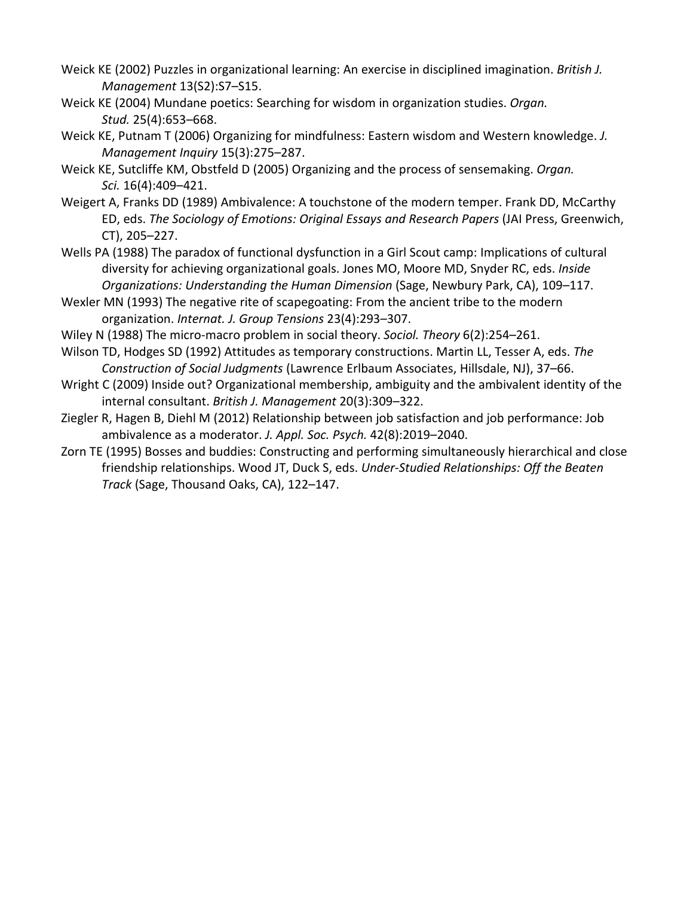Weick KE (2002) Puzzles in organizational learning: An exercise in disciplined imagination. *British J. Management* 13(S2):S7–S15.

Weick KE (2004) Mundane poetics: Searching for wisdom in organization studies. *Organ. Stud.* 25(4):653–668.

Weick KE, Putnam T (2006) Organizing for mindfulness: Eastern wisdom and Western knowledge. *J. Management Inquiry* 15(3):275–287.

Weick KE, Sutcliffe KM, Obstfeld D (2005) Organizing and the process of sensemaking. *Organ. Sci.* 16(4):409–421.

Weigert A, Franks DD (1989) Ambivalence: A touchstone of the modern temper. Frank DD, McCarthy ED, eds. *The Sociology of Emotions: Original Essays and Research Papers* (JAI Press, Greenwich, CT), 205–227.

Wells PA (1988) The paradox of functional dysfunction in a Girl Scout camp: Implications of cultural diversity for achieving organizational goals. Jones MO, Moore MD, Snyder RC, eds. *Inside Organizations: Understanding the Human Dimension* (Sage, Newbury Park, CA), 109–117.

Wexler MN (1993) The negative rite of scapegoating: From the ancient tribe to the modern organization. *Internat. J. Group Tensions* 23(4):293–307.

Wiley N (1988) The micro-macro problem in social theory. *Sociol. Theory* 6(2):254–261.

Wilson TD, Hodges SD (1992) Attitudes as temporary constructions. Martin LL, Tesser A, eds. *The Construction of Social Judgments* (Lawrence Erlbaum Associates, Hillsdale, NJ), 37–66.

Wright C (2009) Inside out? Organizational membership, ambiguity and the ambivalent identity of the internal consultant. *British J. Management* 20(3):309–322.

Ziegler R, Hagen B, Diehl M (2012) Relationship between job satisfaction and job performance: Job ambivalence as a moderator. *J. Appl. Soc. Psych.* 42(8):2019–2040.

Zorn TE (1995) Bosses and buddies: Constructing and performing simultaneously hierarchical and close friendship relationships. Wood JT, Duck S, eds. *Under-Studied Relationships: Off the Beaten Track* (Sage, Thousand Oaks, CA), 122–147.